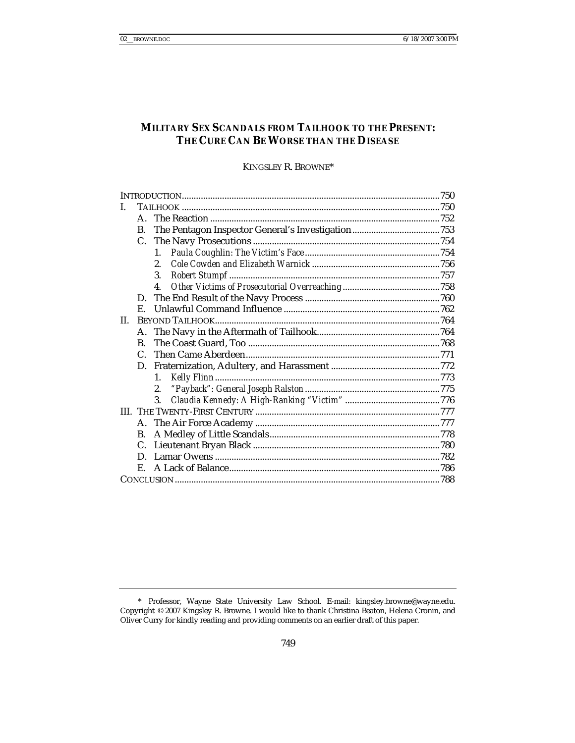# MILITARY SEX SCANDALS FROM TAILHOOK TO THE PRESENT: THE CURE CAN BE WORSE THAN THE DISEASE

KINGSLEY R. BROWNE*

| | |
|---|---|
| INTRODUCTION | 750 |
| I. TAILHOOK | 750 |
| A. The Reaction | 752 |
| B. The Pentagon Inspector General's Investigation | 753 |
| C. The Navy Prosecutions | 754 |
| 1. *Paula Coughlin: The Victim's Face* | 754 |
| 2. *Cole Cowden and Elizabeth Warnick* | 756 |
| 3. *Robert Stumpf* | 757 |
| 4. *Other Victims of Prosecutorial Overreaching* | 758 |
| D. The End Result of the Navy Process | 760 |
| E. Unlawful Command Influence | 762 |
| II. BEYOND TAILHOOK | 764 |
| A. The Navy in the Aftermath of Tailhook | 764 |
| B. The Coast Guard, Too | 768 |
| C. Then Came Aberdeen | 771 |
| D. Fraternization, Adultery, and Harassment | 772 |
| 1. *Kelly Flinn* | 773 |
| 2. *"Payback": General Joseph Ralston* | 775 |
| 3. *Claudia Kennedy: A High-Ranking "Victim"* | 776 |
| III. THE TWENTY-FIRST CENTURY | 777 |
| A. The Air Force Academy | 777 |
| B. A Medley of Little Scandals | 778 |
| C. Lieutenant Bryan Black | 780 |
| D. Lamar Owens | 782 |
| E. A Lack of Balance | 786 |
| CONCLUSION | 788 |

\* Professor, Wayne State University Law School. E-mail: kingsley.browne@wayne.edu. Copyright © 2007 Kingsley R. Browne. I would like to thank Christina Beaton, Helena Cronin, and Oliver Curry for kindly reading and providing comments on an earlier draft of this paper.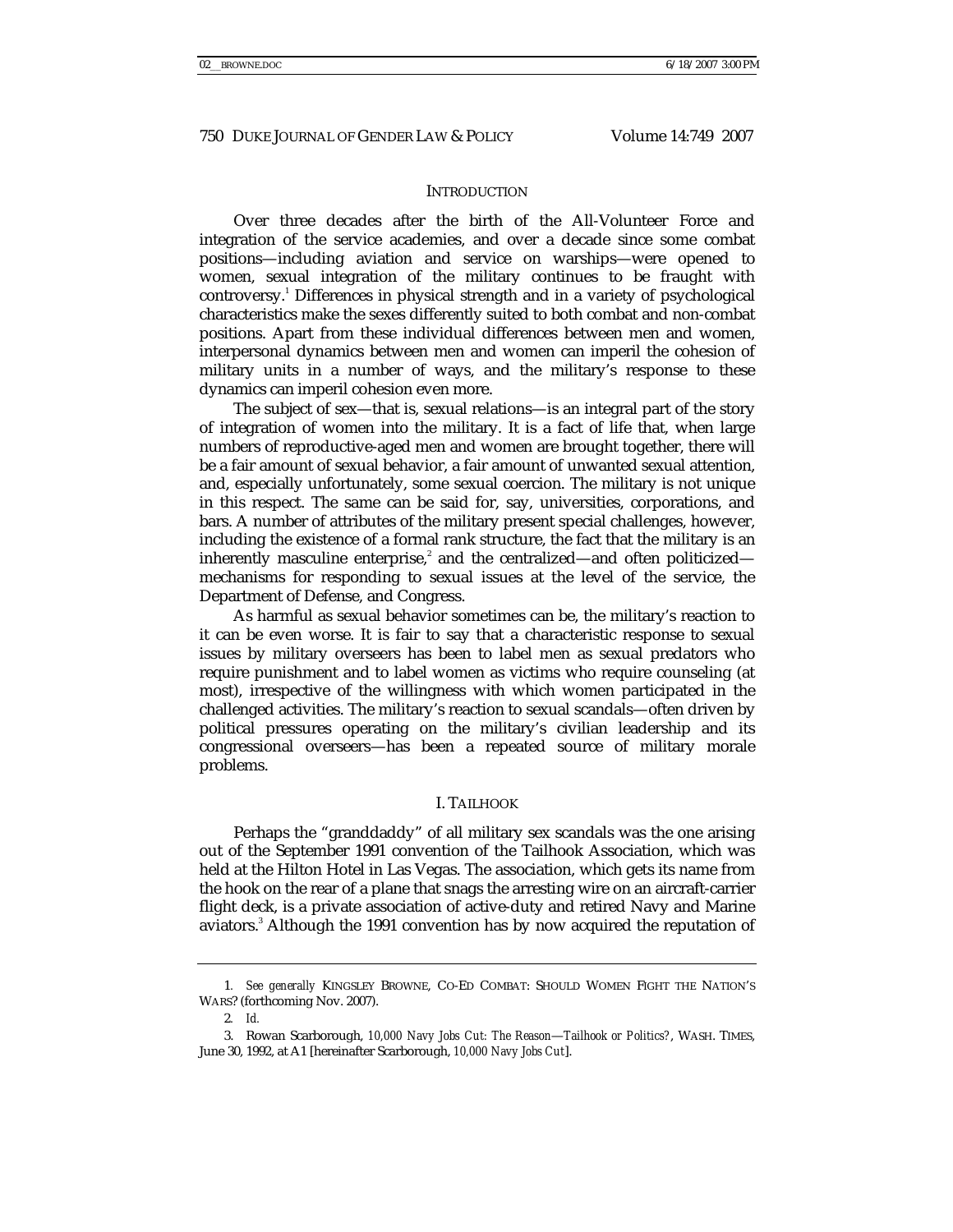## INTRODUCTION

Over three decades after the birth of the All-Volunteer Force and integration of the service academies, and over a decade since some combat positions—including aviation and service on warships—were opened to women, sexual integration of the military continues to be fraught with controversy.[1] Differences in physical strength and in a variety of psychological characteristics make the sexes differently suited to both combat and non-combat positions. Apart from these individual differences between men and women, interpersonal dynamics between men and women can imperil the cohesion of military units in a number of ways, and the military's response to these dynamics can imperil cohesion even more.

The subject of sex—that is, sexual relations—is an integral part of the story of integration of women into the military. It is a fact of life that, when large numbers of reproductive-aged men and women are brought together, there will be a fair amount of sexual behavior, a fair amount of unwanted sexual attention, and, especially unfortunately, some sexual coercion. The military is not unique in this respect. The same can be said for, say, universities, corporations, and bars. A number of attributes of the military present special challenges, however, including the existence of a formal rank structure, the fact that the military is an inherently masculine enterprise,[2] and the centralized—and often politicized—mechanisms for responding to sexual issues at the level of the service, the Department of Defense, and Congress.

As harmful as sexual behavior sometimes can be, the military's reaction to it can be even worse. It is fair to say that a characteristic response to sexual issues by military overseers has been to label men as sexual predators who require punishment and to label women as victims who require counseling (at most), irrespective of the willingness with which women participated in the challenged activities. The military's reaction to sexual scandals—often driven by political pressures operating on the military's civilian leadership and its congressional overseers—has been a repeated source of military morale problems.

## I. TAILHOOK

Perhaps the "granddaddy" of all military sex scandals was the one arising out of the September 1991 convention of the Tailhook Association, which was held at the Hilton Hotel in Las Vegas. The association, which gets its name from the hook on the rear of a plane that snags the arresting wire on an aircraft-carrier flight deck, is a private association of active-duty and retired Navy and Marine aviators.[3] Although the 1991 convention has by now acquired the reputation of

---

1. *See generally* KINGSLEY BROWNE, CO-ED COMBAT: SHOULD WOMEN FIGHT THE NATION'S WARS? (forthcoming Nov. 2007).

2. *Id.*

3. Rowan Scarborough, *10,000 Navy Jobs Cut: The Reason—Tailhook or Politics?*, WASH. TIMES, June 30, 1992, at A1 [hereinafter Scarborough, *10,000 Navy Jobs Cut*].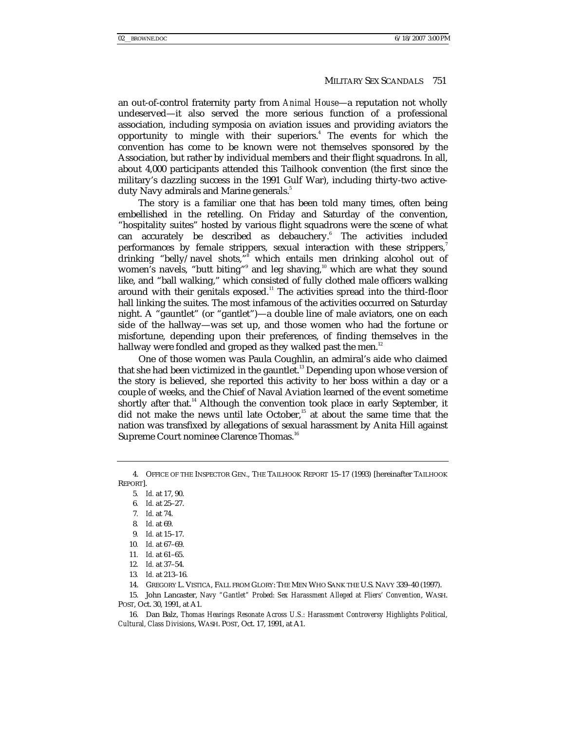an out-of-control fraternity party from *Animal House*—a reputation not wholly undeserved—it also served the more serious function of a professional association, including symposia on aviation issues and providing aviators the opportunity to mingle with their superiors.[4] The events for which the convention has come to be known were not themselves sponsored by the Association, but rather by individual members and their flight squadrons. In all, about 4,000 participants attended this Tailhook convention (the first since the military's dazzling success in the 1991 Gulf War), including thirty-two active-duty Navy admirals and Marine generals.[5]

The story is a familiar one that has been told many times, often being embellished in the retelling. On Friday and Saturday of the convention, "hospitality suites" hosted by various flight squadrons were the scene of what can accurately be described as debauchery.[6] The activities included performances by female strippers, sexual interaction with these strippers,[7] drinking "belly/navel shots,"[8] which entails men drinking alcohol out of women's navels, "butt biting"[9] and leg shaving,[10] which are what they sound like, and "ball walking," which consisted of fully clothed male officers walking around with their genitals exposed.[11] The activities spread into the third-floor hall linking the suites. The most infamous of the activities occurred on Saturday night. A "gauntlet" (or "gantlet")—a double line of male aviators, one on each side of the hallway—was set up, and those women who had the fortune or misfortune, depending upon their preferences, of finding themselves in the hallway were fondled and groped as they walked past the men.[12]

One of those women was Paula Coughlin, an admiral's aide who claimed that she had been victimized in the gauntlet.[13] Depending upon whose version of the story is believed, she reported this activity to her boss within a day or a couple of weeks, and the Chief of Naval Aviation learned of the event sometime shortly after that.[14] Although the convention took place in early September, it did not make the news until late October,[15] at about the same time that the nation was transfixed by allegations of sexual harassment by Anita Hill against Supreme Court nominee Clarence Thomas.[16]

---

4. OFFICE OF THE INSPECTOR GEN., THE TAILHOOK REPORT 15–17 (1993) [hereinafter TAILHOOK REPORT].

5. *Id.* at 17, 90.

6. *Id.* at 25–27.

7. *Id.* at 74.

8. *Id.* at 69.

9. *Id.* at 15–17.

10. *Id.* at 67–69.

11. *Id.* at 61–65.

12. *Id.* at 37–54.

13. *Id.* at 213–16.

14. GREGORY L. VISTICA, FALL FROM GLORY: THE MEN WHO SANK THE U.S. NAVY 339–40 (1997).

15. John Lancaster, *Navy "Gantlet" Probed: Sex Harassment Alleged at Fliers' Convention*, WASH. POST, Oct. 30, 1991, at A1.

16. Dan Balz, *Thomas Hearings Resonate Across U.S.: Harassment Controversy Highlights Political, Cultural, Class Divisions*, WASH. POST, Oct. 17, 1991, at A1.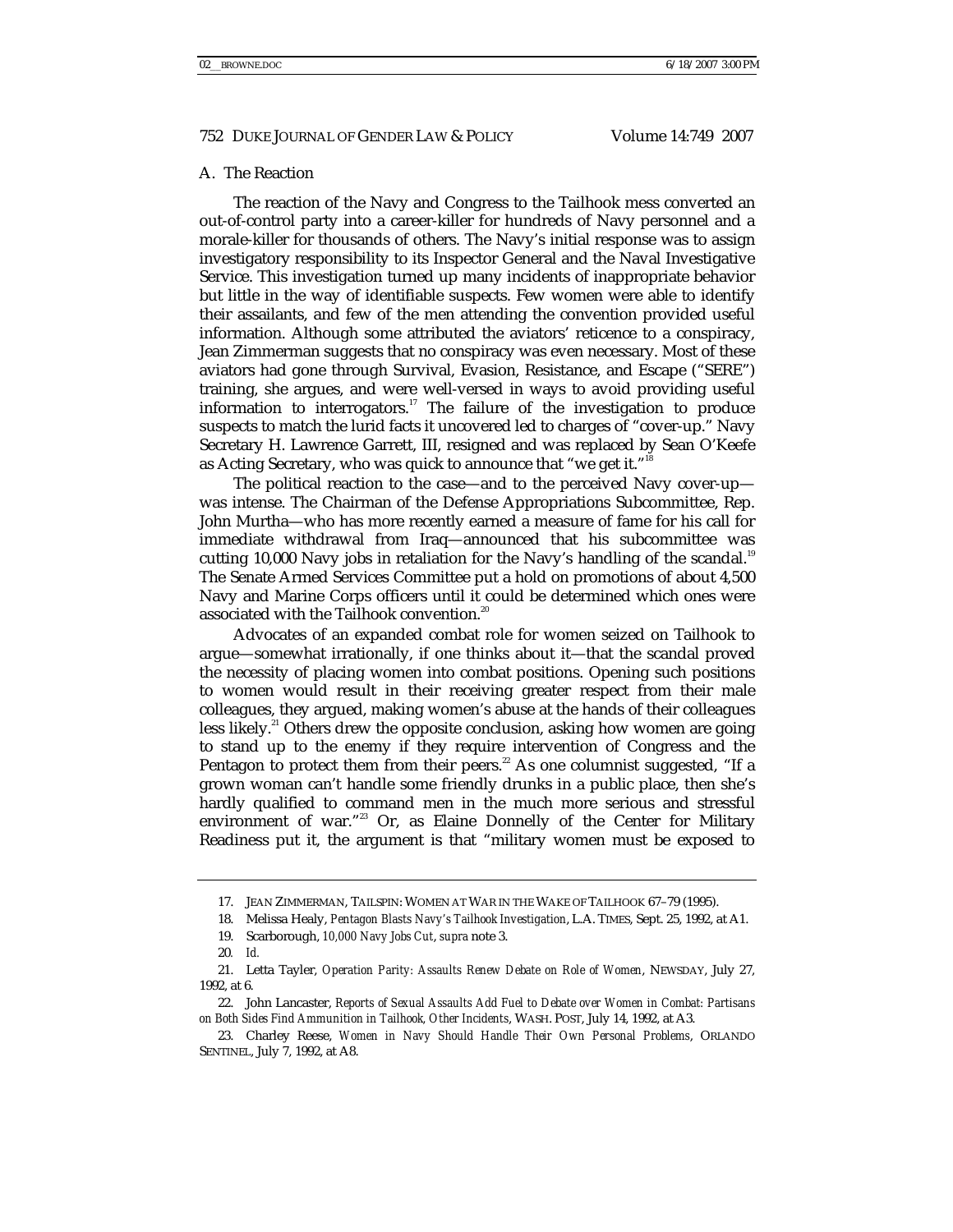### A. The Reaction

The reaction of the Navy and Congress to the Tailhook mess converted an out-of-control party into a career-killer for hundreds of Navy personnel and a morale-killer for thousands of others. The Navy's initial response was to assign investigatory responsibility to its Inspector General and the Naval Investigative Service. This investigation turned up many incidents of inappropriate behavior but little in the way of identifiable suspects. Few women were able to identify their assailants, and few of the men attending the convention provided useful information. Although some attributed the aviators' reticence to a conspiracy, Jean Zimmerman suggests that no conspiracy was even necessary. Most of these aviators had gone through Survival, Evasion, Resistance, and Escape ("SERE") training, she argues, and were well-versed in ways to avoid providing useful information to interrogators.[17] The failure of the investigation to produce suspects to match the lurid facts it uncovered led to charges of "cover-up." Navy Secretary H. Lawrence Garrett, III, resigned and was replaced by Sean O'Keefe as Acting Secretary, who was quick to announce that "we get it."[18]

The political reaction to the case—and to the perceived Navy cover-up—was intense. The Chairman of the Defense Appropriations Subcommittee, Rep. John Murtha—who has more recently earned a measure of fame for his call for immediate withdrawal from Iraq—announced that his subcommittee was cutting 10,000 Navy jobs in retaliation for the Navy's handling of the scandal.[19] The Senate Armed Services Committee put a hold on promotions of about 4,500 Navy and Marine Corps officers until it could be determined which ones were associated with the Tailhook convention.[20]

Advocates of an expanded combat role for women seized on Tailhook to argue—somewhat irrationally, if one thinks about it—that the scandal proved the necessity of placing women into combat positions. Opening such positions to women would result in their receiving greater respect from their male colleagues, they argued, making women's abuse at the hands of their colleagues less likely.[21] Others drew the opposite conclusion, asking how women are going to stand up to the enemy if they require intervention of Congress and the Pentagon to protect them from their peers.[22] As one columnist suggested, "If a grown woman can't handle some friendly drunks in a public place, then she's hardly qualified to command men in the much more serious and stressful environment of war."[23] Or, as Elaine Donnelly of the Center for Military Readiness put it, the argument is that "military women must be exposed to

---

17. JEAN ZIMMERMAN, TAILSPIN: WOMEN AT WAR IN THE WAKE OF TAILHOOK 67–79 (1995).

18. Melissa Healy, *Pentagon Blasts Navy's Tailhook Investigation*, L.A. TIMES, Sept. 25, 1992, at A1.

19. Scarborough, *10,000 Navy Jobs Cut*, *supra* note 3.

20. *Id.*

21. Letta Tayler, *Operation Parity: Assaults Renew Debate on Role of Women*, NEWSDAY, July 27, 1992, at 6.

22. John Lancaster, *Reports of Sexual Assaults Add Fuel to Debate over Women in Combat: Partisans on Both Sides Find Ammunition in Tailhook, Other Incidents*, WASH. POST, July 14, 1992, at A3.

23. Charley Reese, *Women in Navy Should Handle Their Own Personal Problems*, ORLANDO SENTINEL, July 7, 1992, at A8.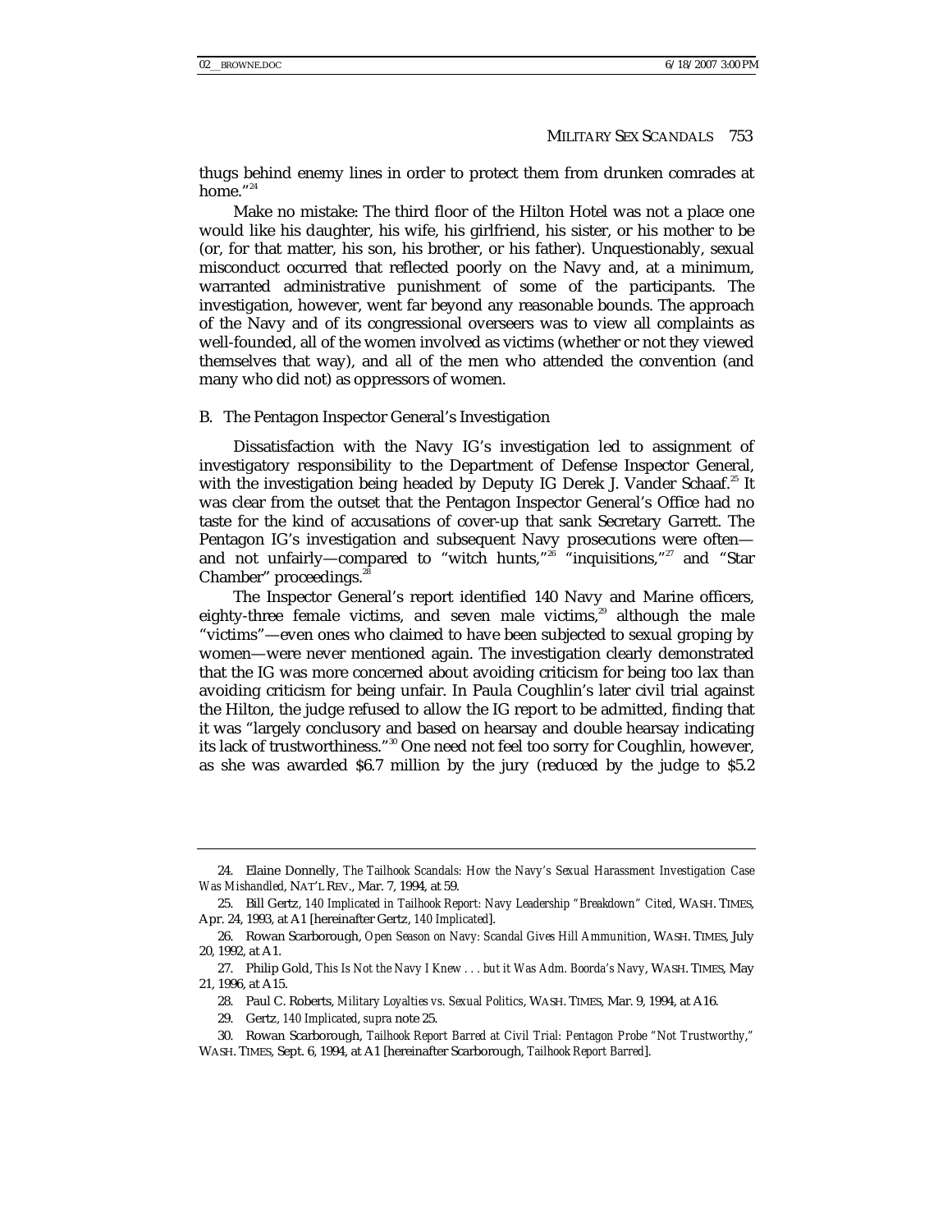thugs behind enemy lines in order to protect them from drunken comrades at home."[24]

Make no mistake: The third floor of the Hilton Hotel was not a place one would like his daughter, his wife, his girlfriend, his sister, or his mother to be (or, for that matter, his son, his brother, or his father). Unquestionably, sexual misconduct occurred that reflected poorly on the Navy and, at a minimum, warranted administrative punishment of some of the participants. The investigation, however, went far beyond any reasonable bounds. The approach of the Navy and of its congressional overseers was to view all complaints as well-founded, all of the women involved as victims (whether or not they viewed themselves that way), and all of the men who attended the convention (and many who did not) as oppressors of women.

## B. The Pentagon Inspector General's Investigation

Dissatisfaction with the Navy IG's investigation led to assignment of investigatory responsibility to the Department of Defense Inspector General, with the investigation being headed by Deputy IG Derek J. Vander Schaaf.[25] It was clear from the outset that the Pentagon Inspector General's Office had no taste for the kind of accusations of cover-up that sank Secretary Garrett. The Pentagon IG's investigation and subsequent Navy prosecutions were often—and not unfairly—compared to "witch hunts,"[26] "inquisitions,"[27] and "Star Chamber" proceedings.[28]

The Inspector General's report identified 140 Navy and Marine officers, eighty-three female victims, and seven male victims,[29] although the male "victims"—even ones who claimed to have been subjected to sexual groping by women—were never mentioned again. The investigation clearly demonstrated that the IG was more concerned about avoiding criticism for being too lax than avoiding criticism for being unfair. In Paula Coughlin's later civil trial against the Hilton, the judge refused to allow the IG report to be admitted, finding that it was "largely conclusory and based on hearsay and double hearsay indicating its lack of trustworthiness."[30] One need not feel too sorry for Coughlin, however, as she was awarded $6.7 million by the jury (reduced by the judge to $5.2

---

24. Elaine Donnelly, *The Tailhook Scandals: How the Navy's Sexual Harassment Investigation Case Was Mishandled*, NAT'L REV., Mar. 7, 1994, at 59.

25. Bill Gertz, *140 Implicated in Tailhook Report: Navy Leadership "Breakdown" Cited*, WASH. TIMES, Apr. 24, 1993, at A1 [hereinafter Gertz, *140 Implicated*].

26. Rowan Scarborough, *Open Season on Navy: Scandal Gives Hill Ammunition*, WASH. TIMES, July 20, 1992, at A1.

27. Philip Gold, *This Is Not the Navy I Knew . . . but it Was Adm. Boorda's Navy*, WASH. TIMES, May 21, 1996, at A15.

28. Paul C. Roberts, *Military Loyalties vs. Sexual Politics*, WASH. TIMES, Mar. 9, 1994, at A16.

29. Gertz, *140 Implicated*, *supra* note 25.

30. Rowan Scarborough, *Tailhook Report Barred at Civil Trial: Pentagon Probe "Not Trustworthy,"* WASH. TIMES, Sept. 6, 1994, at A1 [hereinafter Scarborough, *Tailhook Report Barred*].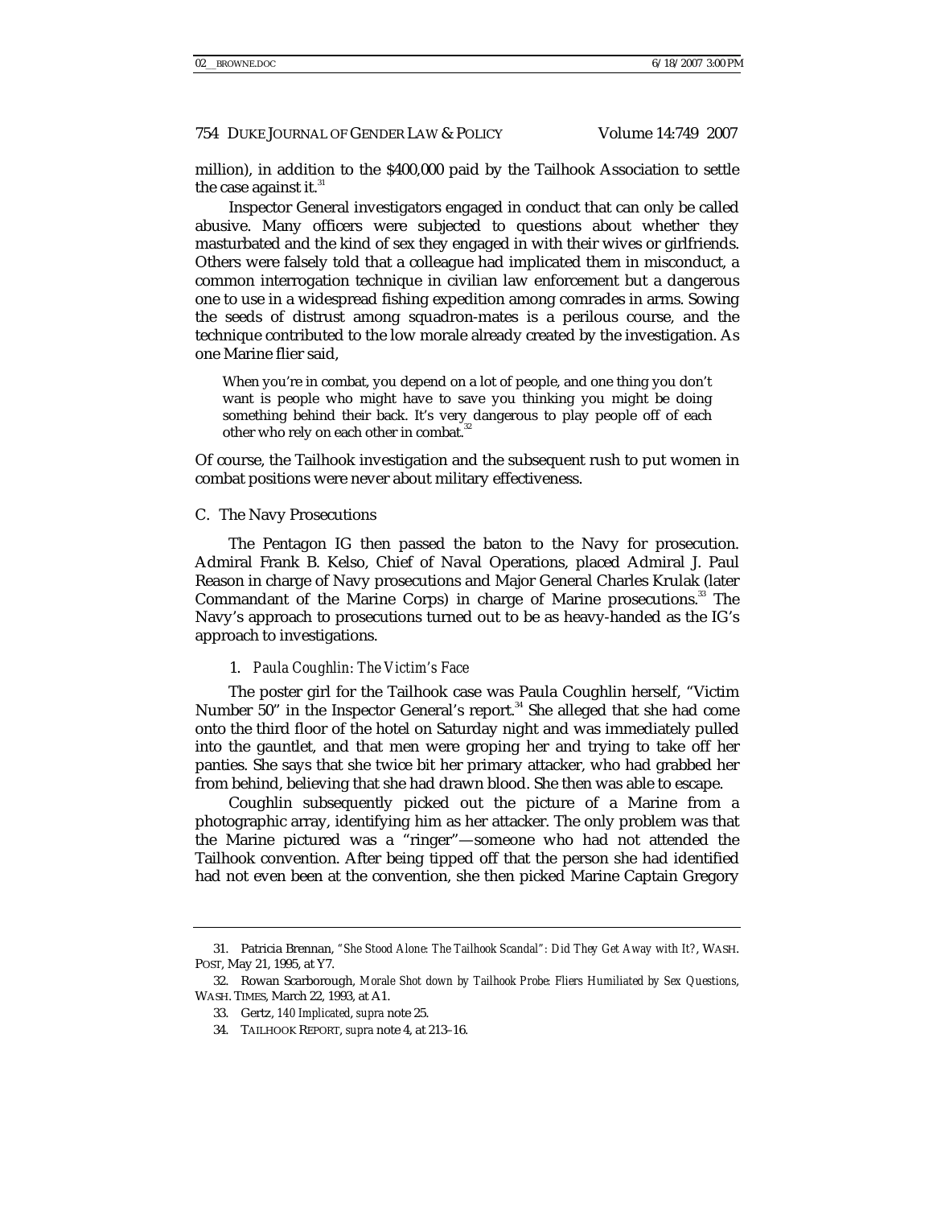million), in addition to the $400,000 paid by the Tailhook Association to settle the case against it.[31]

Inspector General investigators engaged in conduct that can only be called abusive. Many officers were subjected to questions about whether they masturbated and the kind of sex they engaged in with their wives or girlfriends. Others were falsely told that a colleague had implicated them in misconduct, a common interrogation technique in civilian law enforcement but a dangerous one to use in a widespread fishing expedition among comrades in arms. Sowing the seeds of distrust among squadron-mates is a perilous course, and the technique contributed to the low morale already created by the investigation. As one Marine flier said,

> When you're in combat, you depend on a lot of people, and one thing you don't want is people who might have to save you thinking you might be doing something behind their back. It's very dangerous to play people off of each other who rely on each other in combat.[32]

Of course, the Tailhook investigation and the subsequent rush to put women in combat positions were never about military effectiveness.

## C. The Navy Prosecutions

The Pentagon IG then passed the baton to the Navy for prosecution. Admiral Frank B. Kelso, Chief of Naval Operations, placed Admiral J. Paul Reason in charge of Navy prosecutions and Major General Charles Krulak (later Commandant of the Marine Corps) in charge of Marine prosecutions.[33] The Navy's approach to prosecutions turned out to be as heavy-handed as the IG's approach to investigations.

### 1. *Paula Coughlin: The Victim's Face*

The poster girl for the Tailhook case was Paula Coughlin herself, "Victim Number 50" in the Inspector General's report.[34] She alleged that she had come onto the third floor of the hotel on Saturday night and was immediately pulled into the gauntlet, and that men were groping her and trying to take off her panties. She says that she twice bit her primary attacker, who had grabbed her from behind, believing that she had drawn blood. She then was able to escape.

Coughlin subsequently picked out the picture of a Marine from a photographic array, identifying him as her attacker. The only problem was that the Marine pictured was a "ringer"—someone who had not attended the Tailhook convention. After being tipped off that the person she had identified had not even been at the convention, she then picked Marine Captain Gregory

---

31. Patricia Brennan, *"She Stood Alone: The Tailhook Scandal": Did They Get Away with It?*, WASH. POST, May 21, 1995, at Y7.

32. Rowan Scarborough, *Morale Shot down by Tailhook Probe: Fliers Humiliated by Sex Questions*, WASH. TIMES, March 22, 1993, at A1.

33. Gertz, *140 Implicated*, *supra* note 25.

34. TAILHOOK REPORT, *supra* note 4, at 213–16.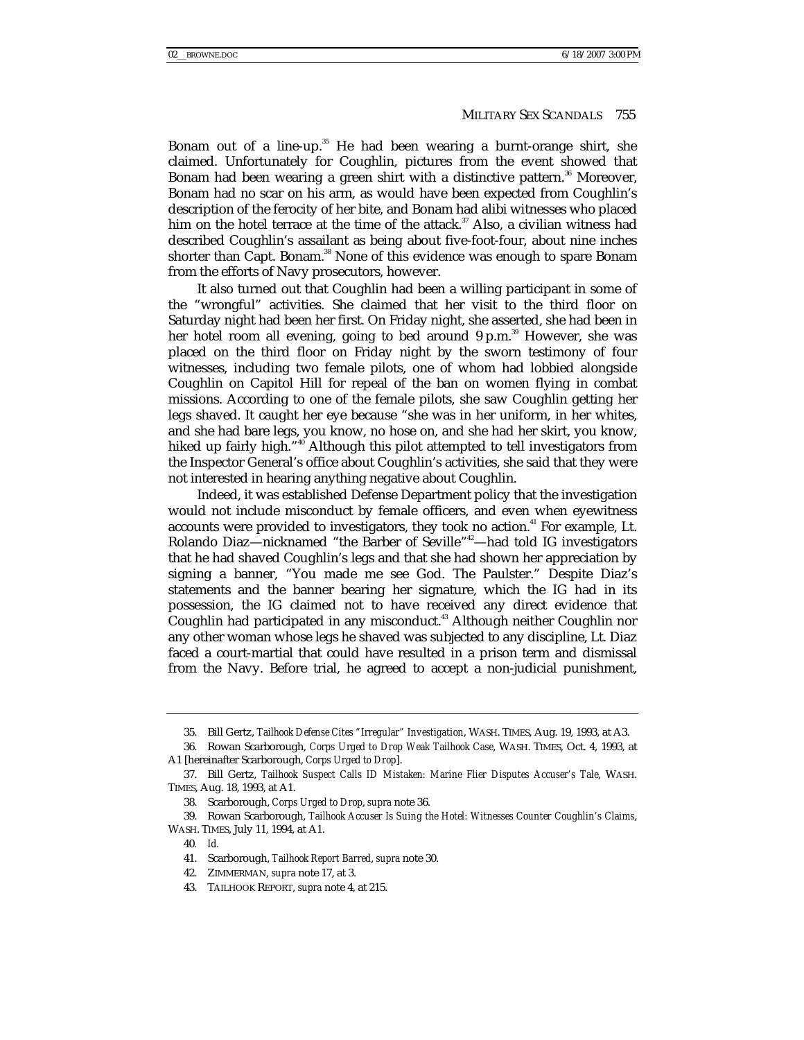Bonam out of a line-up.[35] He had been wearing a burnt-orange shirt, she claimed. Unfortunately for Coughlin, pictures from the event showed that Bonam had been wearing a green shirt with a distinctive pattern.[36] Moreover, Bonam had no scar on his arm, as would have been expected from Coughlin's description of the ferocity of her bite, and Bonam had alibi witnesses who placed him on the hotel terrace at the time of the attack.[37] Also, a civilian witness had described Coughlin's assailant as being about five-foot-four, about nine inches shorter than Capt. Bonam.[38] None of this evidence was enough to spare Bonam from the efforts of Navy prosecutors, however.

It also turned out that Coughlin had been a willing participant in some of the "wrongful" activities. She claimed that her visit to the third floor on Saturday night had been her first. On Friday night, she asserted, she had been in her hotel room all evening, going to bed around 9 p.m.[39] However, she was placed on the third floor on Friday night by the sworn testimony of four witnesses, including two female pilots, one of whom had lobbied alongside Coughlin on Capitol Hill for repeal of the ban on women flying in combat missions. According to one of the female pilots, she saw Coughlin getting her legs shaved. It caught her eye because "she was in her uniform, in her whites, and she had bare legs, you know, no hose on, and she had her skirt, you know, hiked up fairly high."[40] Although this pilot attempted to tell investigators from the Inspector General's office about Coughlin's activities, she said that they were not interested in hearing anything negative about Coughlin.

Indeed, it was established Defense Department policy that the investigation would not include misconduct by female officers, and even when eyewitness accounts were provided to investigators, they took no action.[41] For example, Lt. Rolando Diaz—nicknamed "the Barber of Seville"[42]—had told IG investigators that he had shaved Coughlin's legs and that she had shown her appreciation by signing a banner, "You made me see God. The Paulster." Despite Diaz's statements and the banner bearing her signature, which the IG had in its possession, the IG claimed not to have received any direct evidence that Coughlin had participated in any misconduct.[43] Although neither Coughlin nor any other woman whose legs he shaved was subjected to any discipline, Lt. Diaz faced a court-martial that could have resulted in a prison term and dismissal from the Navy. Before trial, he agreed to accept a non-judicial punishment,

---

35. Bill Gertz, *Tailhook Defense Cites "Irregular" Investigation*, WASH. TIMES, Aug. 19, 1993, at A3.

36. Rowan Scarborough, *Corps Urged to Drop Weak Tailhook Case*, WASH. TIMES, Oct. 4, 1993, at A1 [hereinafter Scarborough, *Corps Urged to Drop*].

37. Bill Gertz, *Tailhook Suspect Calls ID Mistaken: Marine Flier Disputes Accuser's Tale*, WASH. TIMES, Aug. 18, 1993, at A1.

38. Scarborough, *Corps Urged to Drop*, *supra* note 36.

39. Rowan Scarborough, *Tailhook Accuser Is Suing the Hotel: Witnesses Counter Coughlin's Claims*, WASH. TIMES, July 11, 1994, at A1.

40. *Id.*

41. Scarborough, *Tailhook Report Barred*, *supra* note 30.

42. ZIMMERMAN, *supra* note 17, at 3.

43. TAILHOOK REPORT, *supra* note 4, at 215.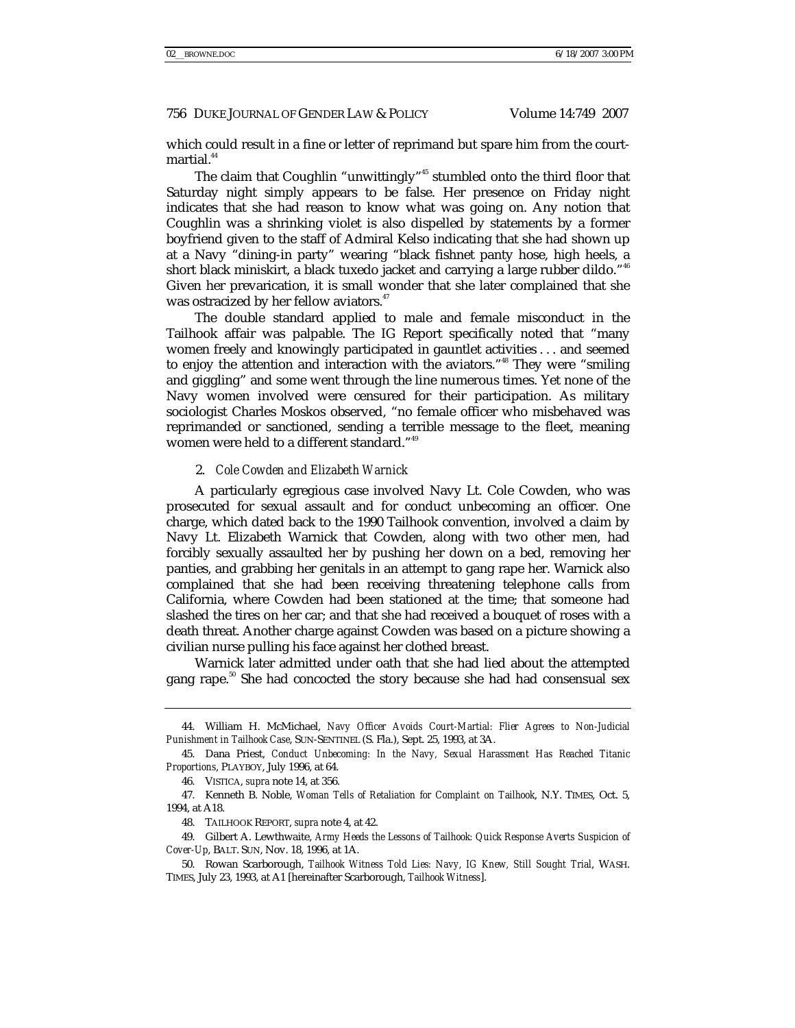which could result in a fine or letter of reprimand but spare him from the court-martial.[44]

The claim that Coughlin "unwittingly"[45] stumbled onto the third floor that Saturday night simply appears to be false. Her presence on Friday night indicates that she had reason to know what was going on. Any notion that Coughlin was a shrinking violet is also dispelled by statements by a former boyfriend given to the staff of Admiral Kelso indicating that she had shown up at a Navy "dining-in party" wearing "black fishnet panty hose, high heels, a short black miniskirt, a black tuxedo jacket and carrying a large rubber dildo."[46] Given her prevarication, it is small wonder that she later complained that she was ostracized by her fellow aviators.[47]

The double standard applied to male and female misconduct in the Tailhook affair was palpable. The IG Report specifically noted that "many women freely and knowingly participated in gauntlet activities . . . and seemed to enjoy the attention and interaction with the aviators."[48] They were "smiling and giggling" and some went through the line numerous times. Yet none of the Navy women involved were censured for their participation. As military sociologist Charles Moskos observed, "no female officer who misbehaved was reprimanded or sanctioned, sending a terrible message to the fleet, meaning women were held to a different standard."[49]

### 2. *Cole Cowden and Elizabeth Warnick*

A particularly egregious case involved Navy Lt. Cole Cowden, who was prosecuted for sexual assault and for conduct unbecoming an officer. One charge, which dated back to the 1990 Tailhook convention, involved a claim by Navy Lt. Elizabeth Warnick that Cowden, along with two other men, had forcibly sexually assaulted her by pushing her down on a bed, removing her panties, and grabbing her genitals in an attempt to gang rape her. Warnick also complained that she had been receiving threatening telephone calls from California, where Cowden had been stationed at the time; that someone had slashed the tires on her car; and that she had received a bouquet of roses with a death threat. Another charge against Cowden was based on a picture showing a civilian nurse pulling his face against her clothed breast.

Warnick later admitted under oath that she had lied about the attempted gang rape.[50] She had concocted the story because she had had consensual sex

---

44. William H. McMichael, *Navy Officer Avoids Court-Martial: Flier Agrees to Non-Judicial Punishment in Tailhook Case*, SUN-SENTINEL (S. Fla.), Sept. 25, 1993, at 3A.

45. Dana Priest, *Conduct Unbecoming: In the Navy, Sexual Harassment Has Reached Titanic Proportions*, PLAYBOY, July 1996, at 64.

46. VISTICA, *supra* note 14, at 356.

47. Kenneth B. Noble, *Woman Tells of Retaliation for Complaint on Tailhook*, N.Y. TIMES, Oct. 5, 1994, at A18.

48. TAILHOOK REPORT, *supra* note 4, at 42.

49. Gilbert A. Lewthwaite, *Army Heeds the Lessons of Tailhook: Quick Response Averts Suspicion of Cover-Up*, BALT. SUN, Nov. 18, 1996, at 1A.

50. Rowan Scarborough, *Tailhook Witness Told Lies: Navy, IG Knew, Still Sought Trial*, WASH. TIMES, July 23, 1993, at A1 [hereinafter Scarborough, *Tailhook Witness*].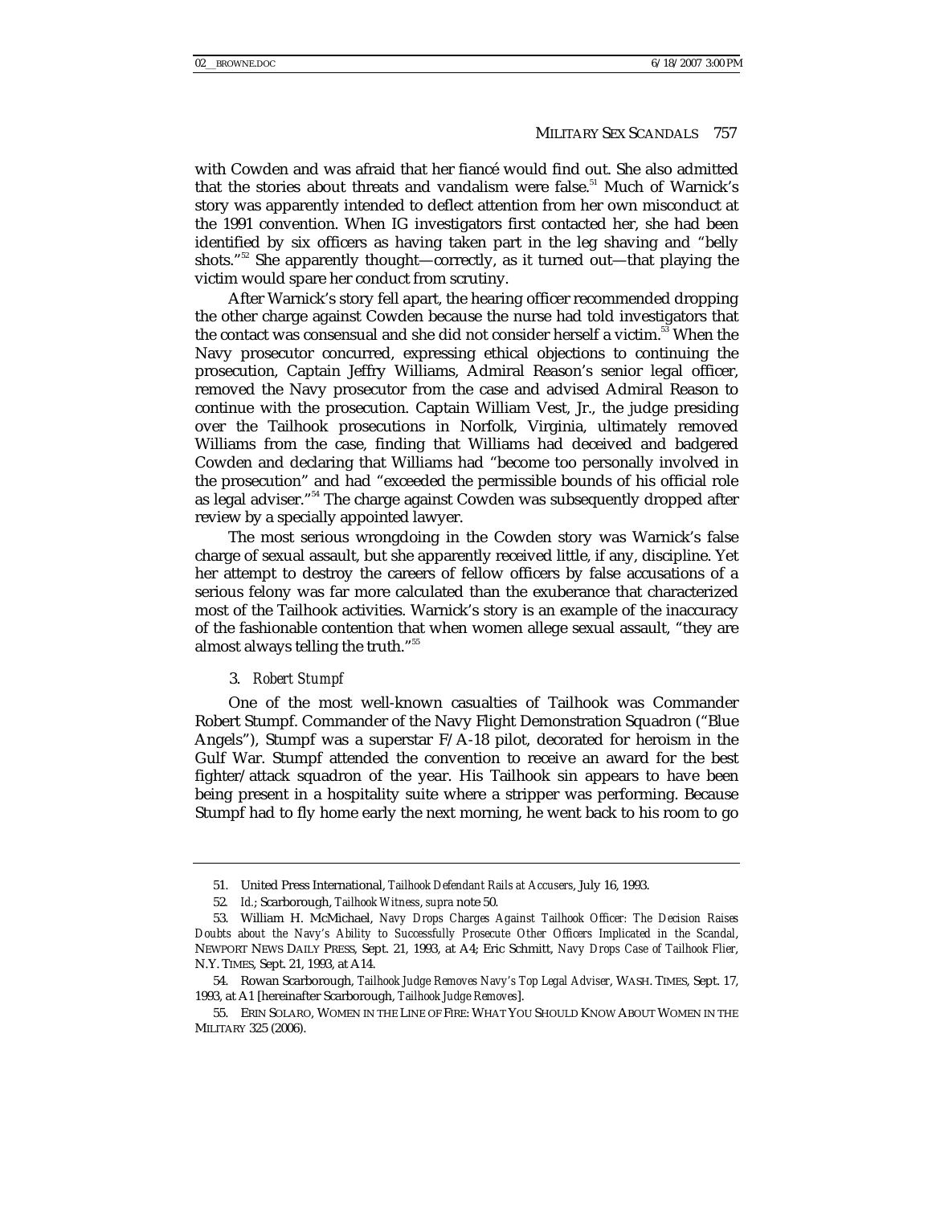with Cowden and was afraid that her fiancé would find out. She also admitted that the stories about threats and vandalism were false.[51] Much of Warnick's story was apparently intended to deflect attention from her own misconduct at the 1991 convention. When IG investigators first contacted her, she had been identified by six officers as having taken part in the leg shaving and "belly shots."[52] She apparently thought—correctly, as it turned out—that playing the victim would spare her conduct from scrutiny.

After Warnick's story fell apart, the hearing officer recommended dropping the other charge against Cowden because the nurse had told investigators that the contact was consensual and she did not consider herself a victim.[53] When the Navy prosecutor concurred, expressing ethical objections to continuing the prosecution, Captain Jeffry Williams, Admiral Reason's senior legal officer, removed the Navy prosecutor from the case and advised Admiral Reason to continue with the prosecution. Captain William Vest, Jr., the judge presiding over the Tailhook prosecutions in Norfolk, Virginia, ultimately removed Williams from the case, finding that Williams had deceived and badgered Cowden and declaring that Williams had "become too personally involved in the prosecution" and had "exceeded the permissible bounds of his official role as legal adviser."[54] The charge against Cowden was subsequently dropped after review by a specially appointed lawyer.

The most serious wrongdoing in the Cowden story was Warnick's false charge of sexual assault, but she apparently received little, if any, discipline. Yet her attempt to destroy the careers of fellow officers by false accusations of a serious felony was far more calculated than the exuberance that characterized most of the Tailhook activities. Warnick's story is an example of the inaccuracy of the fashionable contention that when women allege sexual assault, "they are almost always telling the truth."[55]

### 3. *Robert Stumpf*

One of the most well-known casualties of Tailhook was Commander Robert Stumpf. Commander of the Navy Flight Demonstration Squadron ("Blue Angels"), Stumpf was a superstar F/A-18 pilot, decorated for heroism in the Gulf War. Stumpf attended the convention to receive an award for the best fighter/attack squadron of the year. His Tailhook sin appears to have been being present in a hospitality suite where a stripper was performing. Because Stumpf had to fly home early the next morning, he went back to his room to go

---

51. United Press International, *Tailhook Defendant Rails at Accusers*, July 16, 1993.

52. *Id.*; Scarborough, *Tailhook Witness*, *supra* note 50.

53. William H. McMichael, *Navy Drops Charges Against Tailhook Officer: The Decision Raises Doubts about the Navy's Ability to Successfully Prosecute Other Officers Implicated in the Scandal*, NEWPORT NEWS DAILY PRESS, Sept. 21, 1993, at A4; Eric Schmitt, *Navy Drops Case of Tailhook Flier*, N.Y. TIMES, Sept. 21, 1993, at A14.

54. Rowan Scarborough, *Tailhook Judge Removes Navy's Top Legal Adviser*, WASH. TIMES, Sept. 17, 1993, at A1 [hereinafter Scarborough, *Tailhook Judge Removes*].

55. ERIN SOLARO, WOMEN IN THE LINE OF FIRE: WHAT YOU SHOULD KNOW ABOUT WOMEN IN THE MILITARY 325 (2006).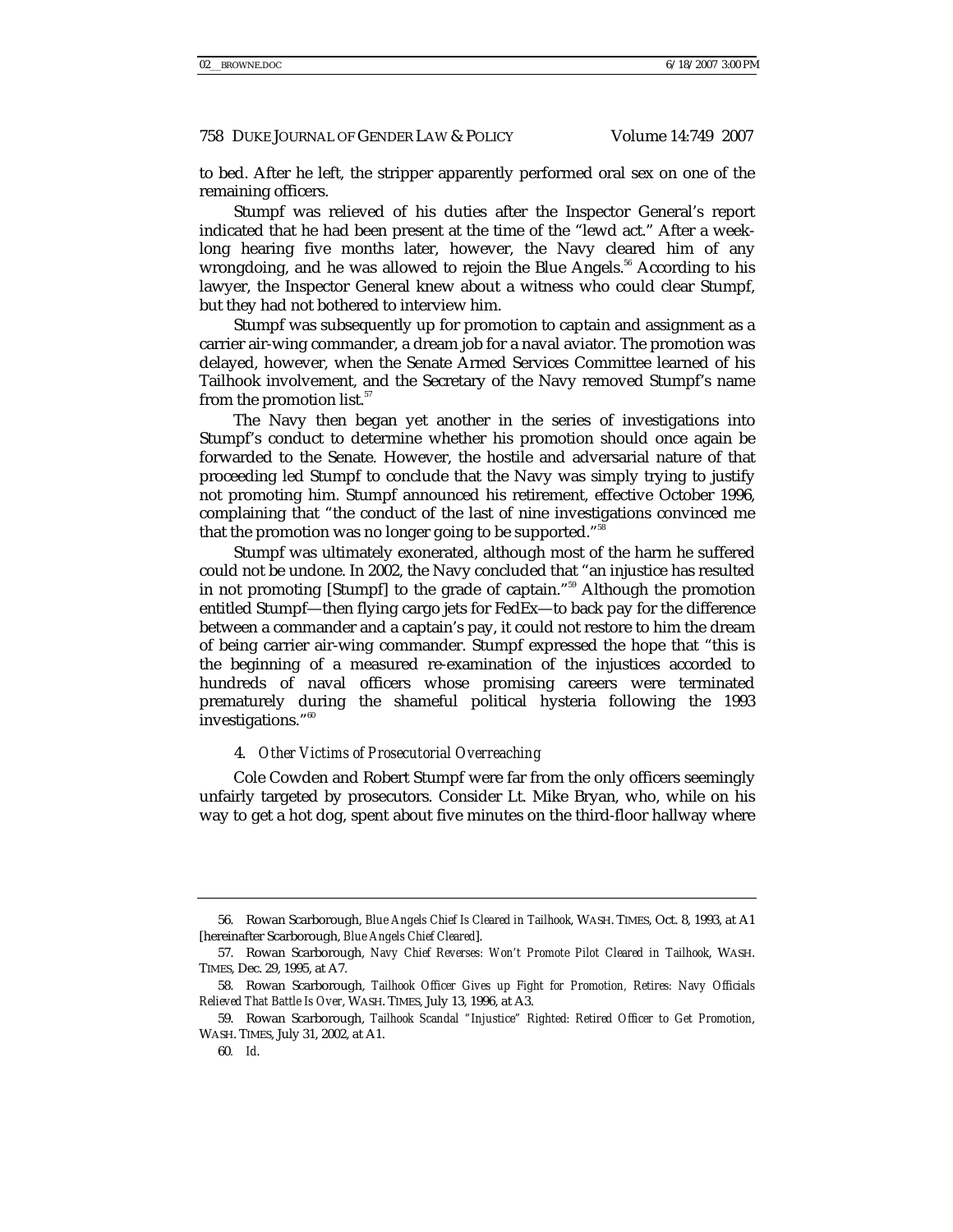to bed. After he left, the stripper apparently performed oral sex on one of the remaining officers.

Stumpf was relieved of his duties after the Inspector General's report indicated that he had been present at the time of the "lewd act." After a week-long hearing five months later, however, the Navy cleared him of any wrongdoing, and he was allowed to rejoin the Blue Angels.[56] According to his lawyer, the Inspector General knew about a witness who could clear Stumpf, but they had not bothered to interview him.

Stumpf was subsequently up for promotion to captain and assignment as a carrier air-wing commander, a dream job for a naval aviator. The promotion was delayed, however, when the Senate Armed Services Committee learned of his Tailhook involvement, and the Secretary of the Navy removed Stumpf's name from the promotion list.[57]

The Navy then began yet another in the series of investigations into Stumpf's conduct to determine whether his promotion should once again be forwarded to the Senate. However, the hostile and adversarial nature of that proceeding led Stumpf to conclude that the Navy was simply trying to justify not promoting him. Stumpf announced his retirement, effective October 1996, complaining that "the conduct of the last of nine investigations convinced me that the promotion was no longer going to be supported."[58]

Stumpf was ultimately exonerated, although most of the harm he suffered could not be undone. In 2002, the Navy concluded that "an injustice has resulted in not promoting [Stumpf] to the grade of captain."[59] Although the promotion entitled Stumpf—then flying cargo jets for FedEx—to back pay for the difference between a commander and a captain's pay, it could not restore to him the dream of being carrier air-wing commander. Stumpf expressed the hope that "this is the beginning of a measured re-examination of the injustices accorded to hundreds of naval officers whose promising careers were terminated prematurely during the shameful political hysteria following the 1993 investigations."[60]

#### 4. *Other Victims of Prosecutorial Overreaching*

Cole Cowden and Robert Stumpf were far from the only officers seemingly unfairly targeted by prosecutors. Consider Lt. Mike Bryan, who, while on his way to get a hot dog, spent about five minutes on the third-floor hallway where

---

56. Rowan Scarborough, *Blue Angels Chief Is Cleared in Tailhook*, WASH. TIMES, Oct. 8, 1993, at A1 [hereinafter Scarborough, *Blue Angels Chief Cleared*].

57. Rowan Scarborough, *Navy Chief Reverses: Won't Promote Pilot Cleared in Tailhook*, WASH. TIMES, Dec. 29, 1995, at A7.

58. Rowan Scarborough, *Tailhook Officer Gives up Fight for Promotion, Retires: Navy Officials Relieved That Battle Is Over*, WASH. TIMES, July 13, 1996, at A3.

59. Rowan Scarborough, *Tailhook Scandal "Injustice" Righted: Retired Officer to Get Promotion*, WASH. TIMES, July 31, 2002, at A1.

60. *Id.*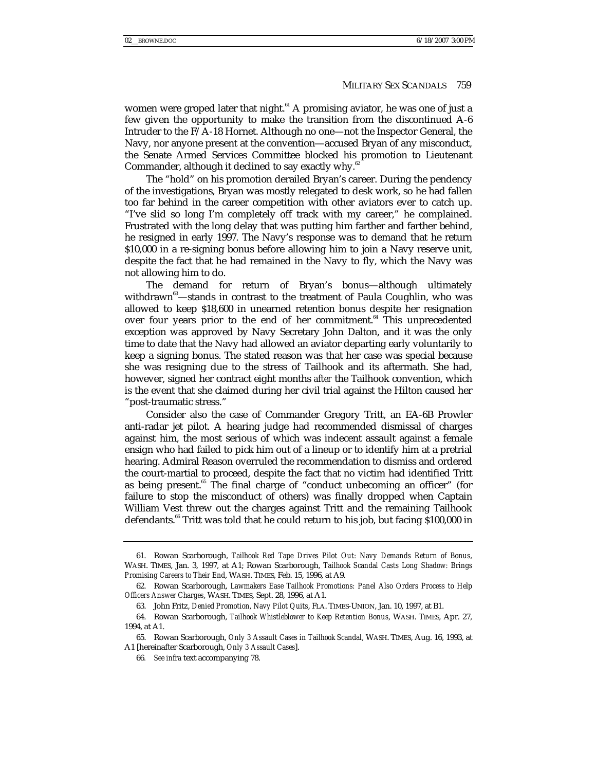women were groped later that night.[61] A promising aviator, he was one of just a few given the opportunity to make the transition from the discontinued A-6 Intruder to the F/A-18 Hornet. Although no one—not the Inspector General, the Navy, nor anyone present at the convention—accused Bryan of any misconduct, the Senate Armed Services Committee blocked his promotion to Lieutenant Commander, although it declined to say exactly why.[62]

The "hold" on his promotion derailed Bryan's career. During the pendency of the investigations, Bryan was mostly relegated to desk work, so he had fallen too far behind in the career competition with other aviators ever to catch up. "I've slid so long I'm completely off track with my career," he complained. Frustrated with the long delay that was putting him farther and farther behind, he resigned in early 1997. The Navy's response was to demand that he return $10,000 in a re-signing bonus before allowing him to join a Navy reserve unit, despite the fact that he had remained in the Navy to fly, which the Navy was not allowing him to do.

The demand for return of Bryan's bonus—although ultimately withdrawn[63]—stands in contrast to the treatment of Paula Coughlin, who was allowed to keep $18,600 in unearned retention bonus despite her resignation over four years prior to the end of her commitment.[64] This unprecedented exception was approved by Navy Secretary John Dalton, and it was the only time to date that the Navy had allowed an aviator departing early voluntarily to keep a signing bonus. The stated reason was that her case was special because she was resigning due to the stress of Tailhook and its aftermath. She had, however, signed her contract eight months *after* the Tailhook convention, which is the event that she claimed during her civil trial against the Hilton caused her "post-traumatic stress."

Consider also the case of Commander Gregory Tritt, an EA-6B Prowler anti-radar jet pilot. A hearing judge had recommended dismissal of charges against him, the most serious of which was indecent assault against a female ensign who had failed to pick him out of a lineup or to identify him at a pretrial hearing. Admiral Reason overruled the recommendation to dismiss and ordered the court-martial to proceed, despite the fact that no victim had identified Tritt as being present.[65] The final charge of "conduct unbecoming an officer" (for failure to stop the misconduct of others) was finally dropped when Captain William Vest threw out the charges against Tritt and the remaining Tailhook defendants.[66] Tritt was told that he could return to his job, but facing $100,000 in

---

61. Rowan Scarborough, *Tailhook Red Tape Drives Pilot Out: Navy Demands Return of Bonus*, WASH. TIMES, Jan. 3, 1997, at A1; Rowan Scarborough, *Tailhook Scandal Casts Long Shadow: Brings Promising Careers to Their End*, WASH. TIMES, Feb. 15, 1996, at A9.

62. Rowan Scarborough, *Lawmakers Ease Tailhook Promotions: Panel Also Orders Process to Help Officers Answer Charges*, WASH. TIMES, Sept. 28, 1996, at A1.

63. John Fritz, *Denied Promotion, Navy Pilot Quits*, FLA. TIMES-UNION, Jan. 10, 1997, at B1.

64. Rowan Scarborough, *Tailhook Whistleblower to Keep Retention Bonus*, WASH. TIMES, Apr. 27, 1994, at A1.

65. Rowan Scarborough, *Only 3 Assault Cases in Tailhook Scandal*, WASH. TIMES, Aug. 16, 1993, at A1 [hereinafter Scarborough, *Only 3 Assault Cases*].

66. *See infra* text accompanying 78.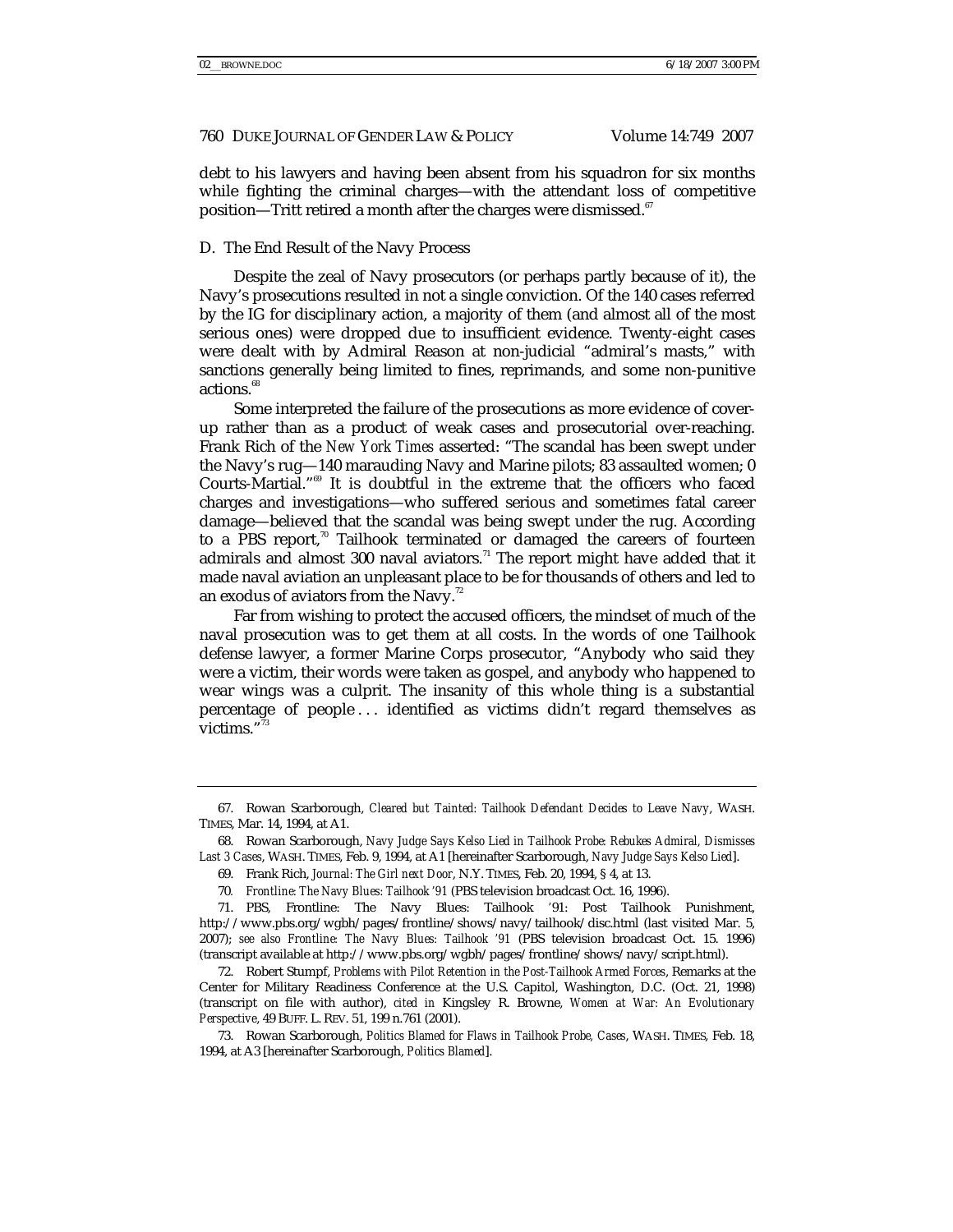debt to his lawyers and having been absent from his squadron for six months while fighting the criminal charges—with the attendant loss of competitive position—Tritt retired a month after the charges were dismissed.[67]

### D. The End Result of the Navy Process

Despite the zeal of Navy prosecutors (or perhaps partly because of it), the Navy's prosecutions resulted in not a single conviction. Of the 140 cases referred by the IG for disciplinary action, a majority of them (and almost all of the most serious ones) were dropped due to insufficient evidence. Twenty-eight cases were dealt with by Admiral Reason at non-judicial "admiral's masts," with sanctions generally being limited to fines, reprimands, and some non-punitive actions.[68]

Some interpreted the failure of the prosecutions as more evidence of cover-up rather than as a product of weak cases and prosecutorial over-reaching. Frank Rich of the *New York Times* asserted: "The scandal has been swept under the Navy's rug—140 marauding Navy and Marine pilots; 83 assaulted women; 0 Courts-Martial."[69] It is doubtful in the extreme that the officers who faced charges and investigations—who suffered serious and sometimes fatal career damage—believed that the scandal was being swept under the rug. According to a PBS report,[70] Tailhook terminated or damaged the careers of fourteen admirals and almost 300 naval aviators.[71] The report might have added that it made naval aviation an unpleasant place to be for thousands of others and led to an exodus of aviators from the Navy.[72]

Far from wishing to protect the accused officers, the mindset of much of the naval prosecution was to get them at all costs. In the words of one Tailhook defense lawyer, a former Marine Corps prosecutor, "Anybody who said they were a victim, their words were taken as gospel, and anybody who happened to wear wings was a culprit. The insanity of this whole thing is a substantial percentage of people . . . identified as victims didn't regard themselves as victims."[73]

---

67. Rowan Scarborough, *Cleared but Tainted: Tailhook Defendant Decides to Leave Navy*, WASH. TIMES, Mar. 14, 1994, at A1.

68. Rowan Scarborough, *Navy Judge Says Kelso Lied in Tailhook Probe: Rebukes Admiral, Dismisses Last 3 Cases*, WASH. TIMES, Feb. 9, 1994, at A1 [hereinafter Scarborough, *Navy Judge Says Kelso Lied*].

69. Frank Rich, *Journal: The Girl next Door*, N.Y. TIMES, Feb. 20, 1994, § 4, at 13.

70. *Frontline: The Navy Blues: Tailhook '91* (PBS television broadcast Oct. 16, 1996).

71. PBS, Frontline: The Navy Blues: Tailhook '91: Post Tailhook Punishment, http://www.pbs.org/wgbh/pages/frontline/shows/navy/tailhook/disc.html (last visited Mar. 5, 2007); *see also Frontline: The Navy Blues: Tailhook '91* (PBS television broadcast Oct. 15. 1996) (transcript available at http://www.pbs.org/wgbh/pages/frontline/shows/navy/script.html).

72. Robert Stumpf, *Problems with Pilot Retention in the Post-Tailhook Armed Forces*, Remarks at the Center for Military Readiness Conference at the U.S. Capitol, Washington, D.C. (Oct. 21, 1998) (transcript on file with author), *cited in* Kingsley R. Browne, *Women at War: An Evolutionary Perspective*, 49 BUFF. L. REV. 51, 199 n.761 (2001).

73. Rowan Scarborough, *Politics Blamed for Flaws in Tailhook Probe, Cases*, WASH. TIMES, Feb. 18, 1994, at A3 [hereinafter Scarborough, *Politics Blamed*].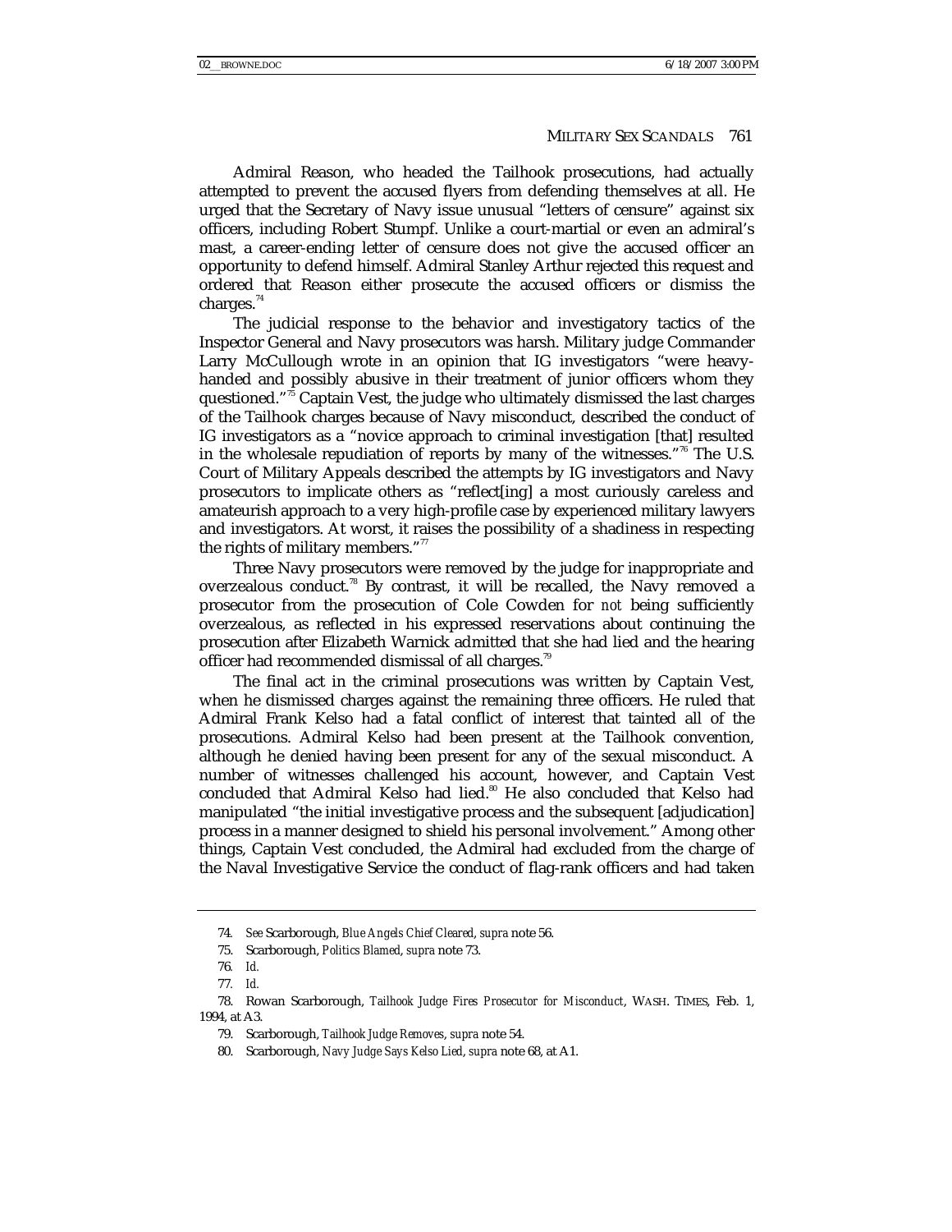Admiral Reason, who headed the Tailhook prosecutions, had actually attempted to prevent the accused flyers from defending themselves at all. He urged that the Secretary of Navy issue unusual "letters of censure" against six officers, including Robert Stumpf. Unlike a court-martial or even an admiral's mast, a career-ending letter of censure does not give the accused officer an opportunity to defend himself. Admiral Stanley Arthur rejected this request and ordered that Reason either prosecute the accused officers or dismiss the charges.[74]

The judicial response to the behavior and investigatory tactics of the Inspector General and Navy prosecutors was harsh. Military judge Commander Larry McCullough wrote in an opinion that IG investigators "were heavy-handed and possibly abusive in their treatment of junior officers whom they questioned."[75] Captain Vest, the judge who ultimately dismissed the last charges of the Tailhook charges because of Navy misconduct, described the conduct of IG investigators as a "novice approach to criminal investigation [that] resulted in the wholesale repudiation of reports by many of the witnesses."[76] The U.S. Court of Military Appeals described the attempts by IG investigators and Navy prosecutors to implicate others as "reflect[ing] a most curiously careless and amateurish approach to a very high-profile case by experienced military lawyers and investigators. At worst, it raises the possibility of a shadiness in respecting the rights of military members."[77]

Three Navy prosecutors were removed by the judge for inappropriate and overzealous conduct.[78] By contrast, it will be recalled, the Navy removed a prosecutor from the prosecution of Cole Cowden for *not* being sufficiently overzealous, as reflected in his expressed reservations about continuing the prosecution after Elizabeth Warnick admitted that she had lied and the hearing officer had recommended dismissal of all charges.[79]

The final act in the criminal prosecutions was written by Captain Vest, when he dismissed charges against the remaining three officers. He ruled that Admiral Frank Kelso had a fatal conflict of interest that tainted all of the prosecutions. Admiral Kelso had been present at the Tailhook convention, although he denied having been present for any of the sexual misconduct. A number of witnesses challenged his account, however, and Captain Vest concluded that Admiral Kelso had lied.[80] He also concluded that Kelso had manipulated "the initial investigative process and the subsequent [adjudication] process in a manner designed to shield his personal involvement." Among other things, Captain Vest concluded, the Admiral had excluded from the charge of the Naval Investigative Service the conduct of flag-rank officers and had taken

---

74. *See* Scarborough, *Blue Angels Chief Cleared*, *supra* note 56.

75. Scarborough, *Politics Blamed*, *supra* note 73.

76. *Id.*

77. *Id.*

78. Rowan Scarborough, *Tailhook Judge Fires Prosecutor for Misconduct*, WASH. TIMES, Feb. 1, 1994, at A3.

79. Scarborough, *Tailhook Judge Removes*, *supra* note 54.

80. Scarborough, *Navy Judge Says Kelso Lied*, *supra* note 68, at A1.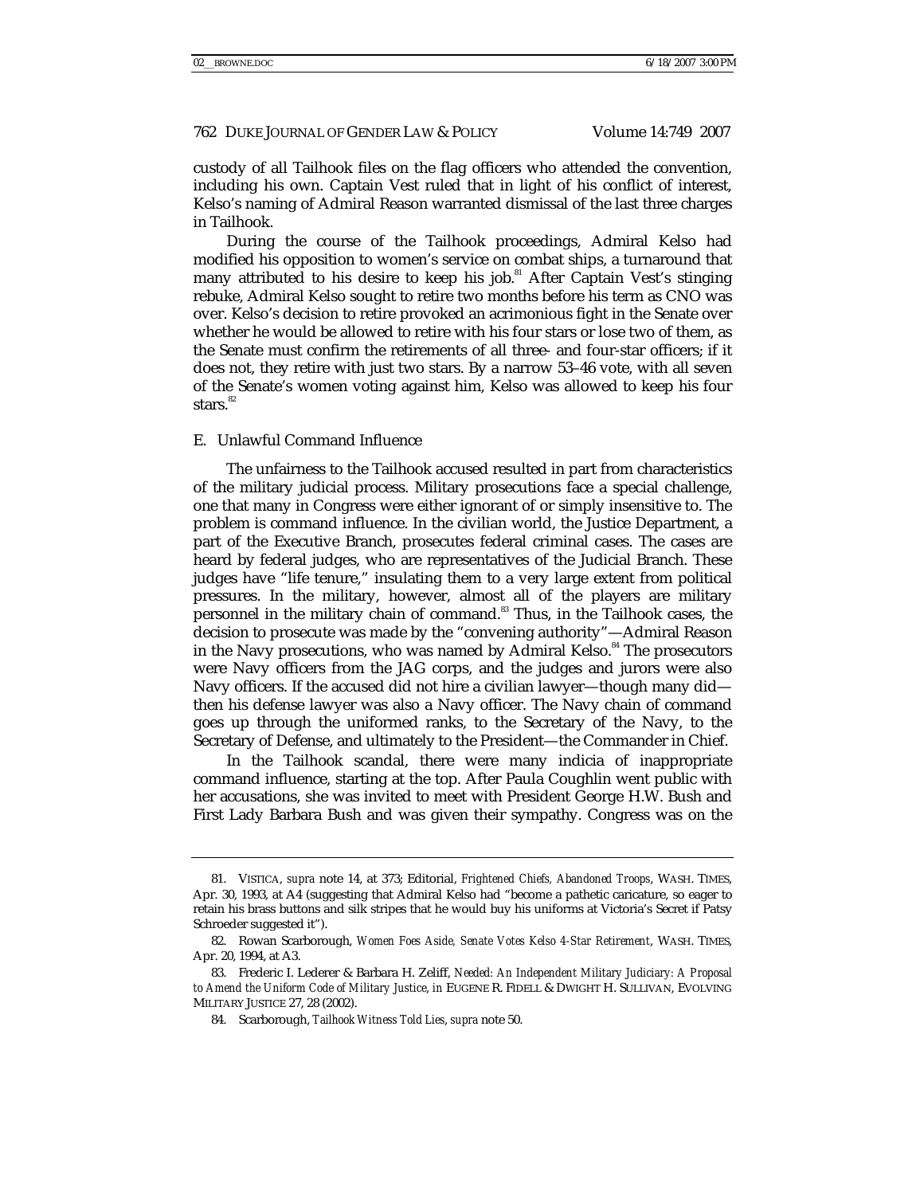custody of all Tailhook files on the flag officers who attended the convention, including his own. Captain Vest ruled that in light of his conflict of interest, Kelso's naming of Admiral Reason warranted dismissal of the last three charges in Tailhook.

During the course of the Tailhook proceedings, Admiral Kelso had modified his opposition to women's service on combat ships, a turnaround that many attributed to his desire to keep his job.[81] After Captain Vest's stinging rebuke, Admiral Kelso sought to retire two months before his term as CNO was over. Kelso's decision to retire provoked an acrimonious fight in the Senate over whether he would be allowed to retire with his four stars or lose two of them, as the Senate must confirm the retirements of all three- and four-star officers; if it does not, they retire with just two stars. By a narrow 53–46 vote, with all seven of the Senate's women voting against him, Kelso was allowed to keep his four stars.[82]

## E. Unlawful Command Influence

The unfairness to the Tailhook accused resulted in part from characteristics of the military judicial process. Military prosecutions face a special challenge, one that many in Congress were either ignorant of or simply insensitive to. The problem is command influence. In the civilian world, the Justice Department, a part of the Executive Branch, prosecutes federal criminal cases. The cases are heard by federal judges, who are representatives of the Judicial Branch. These judges have "life tenure," insulating them to a very large extent from political pressures. In the military, however, almost all of the players are military personnel in the military chain of command.[83] Thus, in the Tailhook cases, the decision to prosecute was made by the "convening authority"—Admiral Reason in the Navy prosecutions, who was named by Admiral Kelso.[84] The prosecutors were Navy officers from the JAG corps, and the judges and jurors were also Navy officers. If the accused did not hire a civilian lawyer—though many did—then his defense lawyer was also a Navy officer. The Navy chain of command goes up through the uniformed ranks, to the Secretary of the Navy, to the Secretary of Defense, and ultimately to the President—the Commander in Chief.

In the Tailhook scandal, there were many indicia of inappropriate command influence, starting at the top. After Paula Coughlin went public with her accusations, she was invited to meet with President George H.W. Bush and First Lady Barbara Bush and was given their sympathy. Congress was on the

---

81. VISTICA, *supra* note 14, at 373; Editorial, *Frightened Chiefs, Abandoned Troops*, WASH. TIMES, Apr. 30, 1993, at A4 (suggesting that Admiral Kelso had "become a pathetic caricature, so eager to retain his brass buttons and silk stripes that he would buy his uniforms at Victoria's Secret if Patsy Schroeder suggested it").

82. Rowan Scarborough, *Women Foes Aside, Senate Votes Kelso 4-Star Retirement*, WASH. TIMES, Apr. 20, 1994, at A3.

83. Frederic I. Lederer & Barbara H. Zeliff, *Needed: An Independent Military Judiciary: A Proposal to Amend the Uniform Code of Military Justice*, *in* EUGENE R. FIDELL & DWIGHT H. SULLIVAN, EVOLVING MILITARY JUSTICE 27, 28 (2002).

84. Scarborough, *Tailhook Witness Told Lies*, *supra* note 50.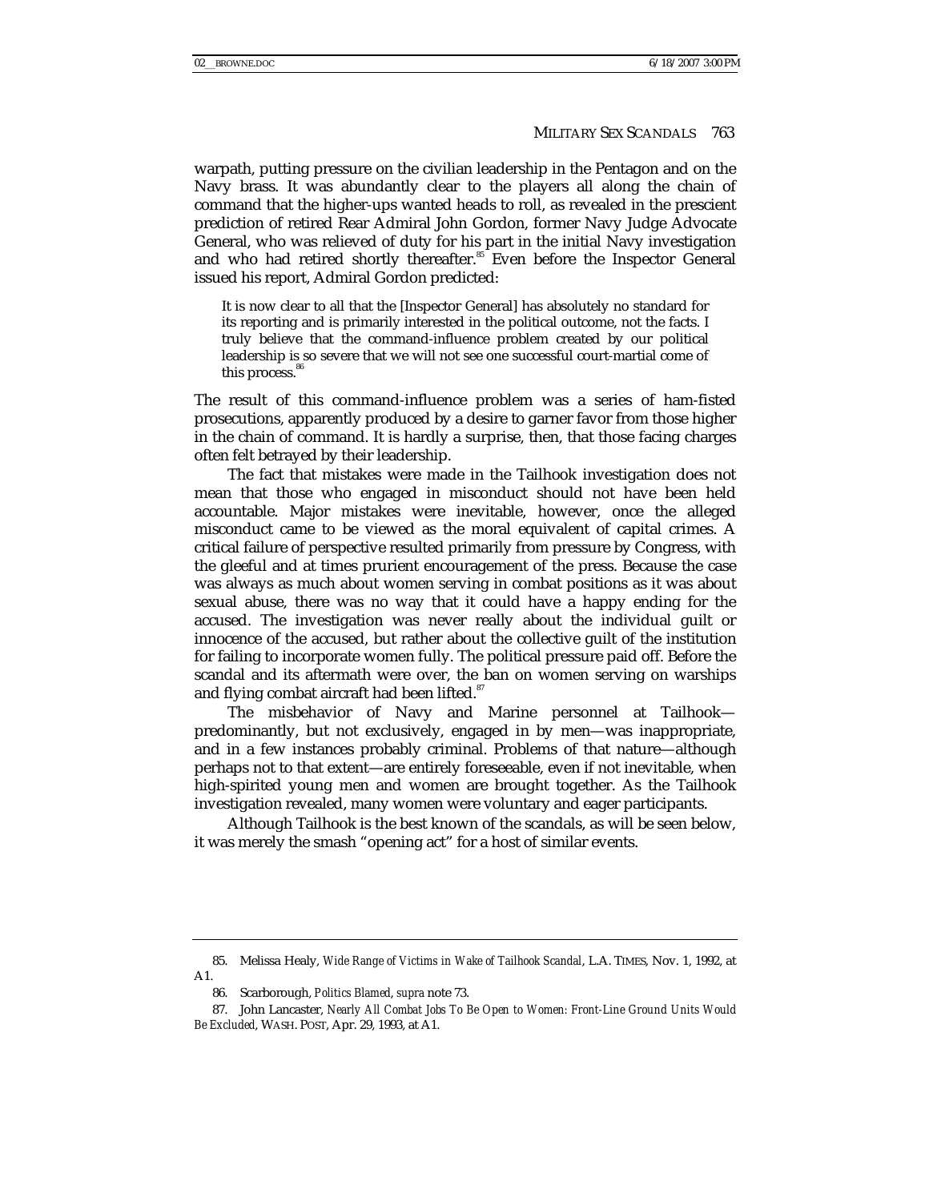warpath, putting pressure on the civilian leadership in the Pentagon and on the Navy brass. It was abundantly clear to the players all along the chain of command that the higher-ups wanted heads to roll, as revealed in the prescient prediction of retired Rear Admiral John Gordon, former Navy Judge Advocate General, who was relieved of duty for his part in the initial Navy investigation and who had retired shortly thereafter.[85] Even before the Inspector General issued his report, Admiral Gordon predicted:

> It is now clear to all that the [Inspector General] has absolutely no standard for its reporting and is primarily interested in the political outcome, not the facts. I truly believe that the command-influence problem created by our political leadership is so severe that we will not see one successful court-martial come of this process.[86]

The result of this command-influence problem was a series of ham-fisted prosecutions, apparently produced by a desire to garner favor from those higher in the chain of command. It is hardly a surprise, then, that those facing charges often felt betrayed by their leadership.

The fact that mistakes were made in the Tailhook investigation does not mean that those who engaged in misconduct should not have been held accountable. Major mistakes were inevitable, however, once the alleged misconduct came to be viewed as the moral equivalent of capital crimes. A critical failure of perspective resulted primarily from pressure by Congress, with the gleeful and at times prurient encouragement of the press. Because the case was always as much about women serving in combat positions as it was about sexual abuse, there was no way that it could have a happy ending for the accused. The investigation was never really about the individual guilt or innocence of the accused, but rather about the collective guilt of the institution for failing to incorporate women fully. The political pressure paid off. Before the scandal and its aftermath were over, the ban on women serving on warships and flying combat aircraft had been lifted.[87]

The misbehavior of Navy and Marine personnel at Tailhook—predominantly, but not exclusively, engaged in by men—was inappropriate, and in a few instances probably criminal. Problems of that nature—although perhaps not to that extent—are entirely foreseeable, even if not inevitable, when high-spirited young men and women are brought together. As the Tailhook investigation revealed, many women were voluntary and eager participants.

Although Tailhook is the best known of the scandals, as will be seen below, it was merely the smash "opening act" for a host of similar events.

---

85. Melissa Healy, *Wide Range of Victims in Wake of Tailhook Scandal*, L.A. TIMES, Nov. 1, 1992, at A1.

86. Scarborough, *Politics Blamed*, *supra* note 73.

87. John Lancaster, *Nearly All Combat Jobs To Be Open to Women: Front-Line Ground Units Would Be Excluded*, WASH. POST, Apr. 29, 1993, at A1.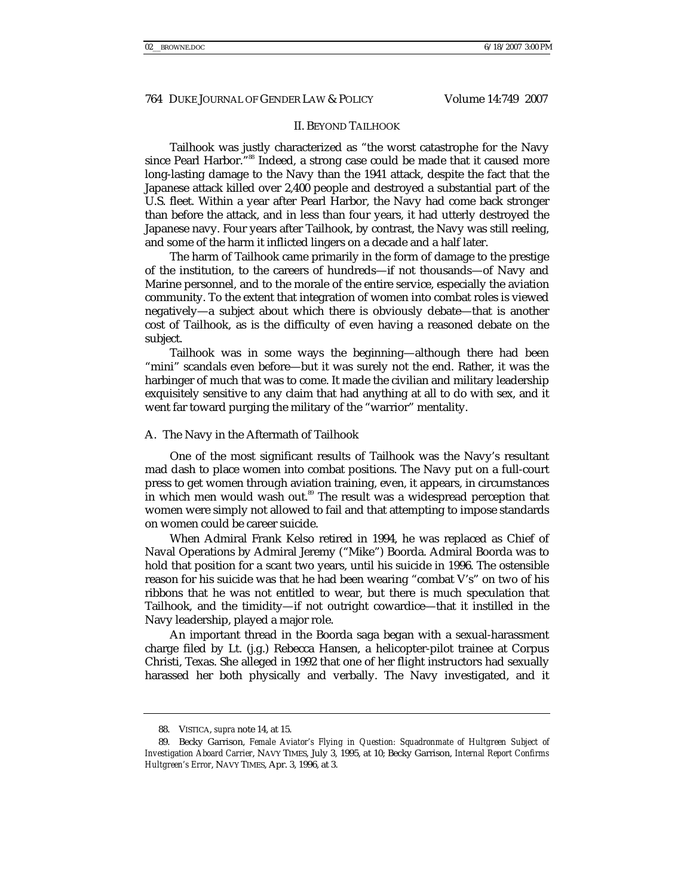## II. BEYOND TAILHOOK

Tailhook was justly characterized as "the worst catastrophe for the Navy since Pearl Harbor."[88] Indeed, a strong case could be made that it caused more long-lasting damage to the Navy than the 1941 attack, despite the fact that the Japanese attack killed over 2,400 people and destroyed a substantial part of the U.S. fleet. Within a year after Pearl Harbor, the Navy had come back stronger than before the attack, and in less than four years, it had utterly destroyed the Japanese navy. Four years after Tailhook, by contrast, the Navy was still reeling, and some of the harm it inflicted lingers on a decade and a half later.

The harm of Tailhook came primarily in the form of damage to the prestige of the institution, to the careers of hundreds—if not thousands—of Navy and Marine personnel, and to the morale of the entire service, especially the aviation community. To the extent that integration of women into combat roles is viewed negatively—a subject about which there is obviously debate—that is another cost of Tailhook, as is the difficulty of even having a reasoned debate on the subject.

Tailhook was in some ways the beginning—although there had been "mini" scandals even before—but it was surely not the end. Rather, it was the harbinger of much that was to come. It made the civilian and military leadership exquisitely sensitive to any claim that had anything at all to do with sex, and it went far toward purging the military of the "warrior" mentality.

### A. The Navy in the Aftermath of Tailhook

One of the most significant results of Tailhook was the Navy's resultant mad dash to place women into combat positions. The Navy put on a full-court press to get women through aviation training, even, it appears, in circumstances in which men would wash out.[89] The result was a widespread perception that women were simply not allowed to fail and that attempting to impose standards on women could be career suicide.

When Admiral Frank Kelso retired in 1994, he was replaced as Chief of Naval Operations by Admiral Jeremy ("Mike") Boorda. Admiral Boorda was to hold that position for a scant two years, until his suicide in 1996. The ostensible reason for his suicide was that he had been wearing "combat V's" on two of his ribbons that he was not entitled to wear, but there is much speculation that Tailhook, and the timidity—if not outright cowardice—that it instilled in the Navy leadership, played a major role.

An important thread in the Boorda saga began with a sexual-harassment charge filed by Lt. (j.g.) Rebecca Hansen, a helicopter-pilot trainee at Corpus Christi, Texas. She alleged in 1992 that one of her flight instructors had sexually harassed her both physically and verbally. The Navy investigated, and it

---

88. VISTICA, *supra* note 14, at 15.

89. Becky Garrison, *Female Aviator's Flying in Question: Squadronmate of Hultgreen Subject of Investigation Aboard Carrier*, NAVY TIMES, July 3, 1995, at 10; Becky Garrison, *Internal Report Confirms Hultgreen's Error*, NAVY TIMES, Apr. 3, 1996, at 3.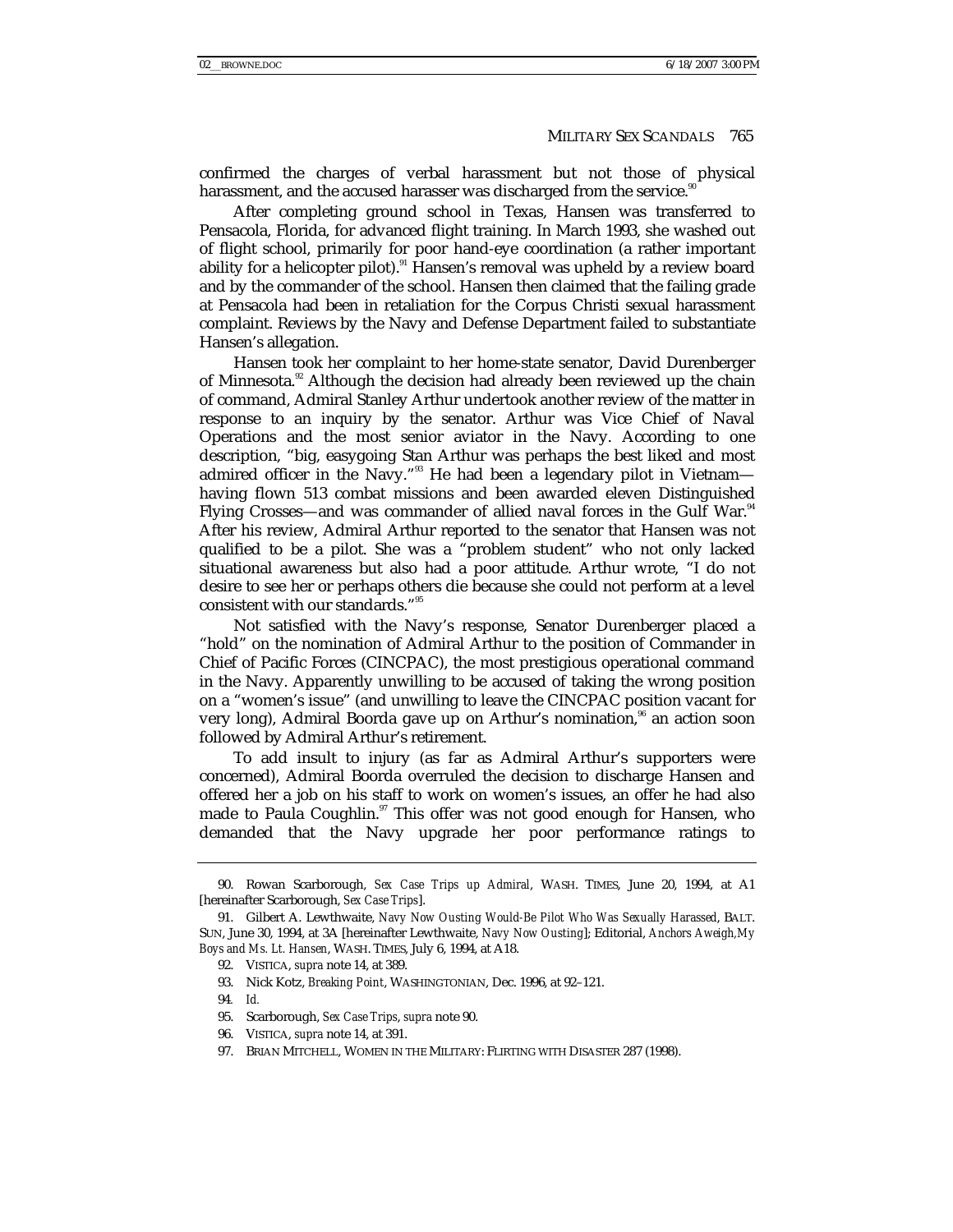confirmed the charges of verbal harassment but not those of physical harassment, and the accused harasser was discharged from the service.[90]

After completing ground school in Texas, Hansen was transferred to Pensacola, Florida, for advanced flight training. In March 1993, she washed out of flight school, primarily for poor hand-eye coordination (a rather important ability for a helicopter pilot).[91] Hansen's removal was upheld by a review board and by the commander of the school. Hansen then claimed that the failing grade at Pensacola had been in retaliation for the Corpus Christi sexual harassment complaint. Reviews by the Navy and Defense Department failed to substantiate Hansen's allegation.

Hansen took her complaint to her home-state senator, David Durenberger of Minnesota.[92] Although the decision had already been reviewed up the chain of command, Admiral Stanley Arthur undertook another review of the matter in response to an inquiry by the senator. Arthur was Vice Chief of Naval Operations and the most senior aviator in the Navy. According to one description, "big, easygoing Stan Arthur was perhaps the best liked and most admired officer in the Navy."[93] He had been a legendary pilot in Vietnam—having flown 513 combat missions and been awarded eleven Distinguished Flying Crosses—and was commander of allied naval forces in the Gulf War.[94] After his review, Admiral Arthur reported to the senator that Hansen was not qualified to be a pilot. She was a "problem student" who not only lacked situational awareness but also had a poor attitude. Arthur wrote, "I do not desire to see her or perhaps others die because she could not perform at a level consistent with our standards."[95]

Not satisfied with the Navy's response, Senator Durenberger placed a "hold" on the nomination of Admiral Arthur to the position of Commander in Chief of Pacific Forces (CINCPAC), the most prestigious operational command in the Navy. Apparently unwilling to be accused of taking the wrong position on a "women's issue" (and unwilling to leave the CINCPAC position vacant for very long), Admiral Boorda gave up on Arthur's nomination,[96] an action soon followed by Admiral Arthur's retirement.

To add insult to injury (as far as Admiral Arthur's supporters were concerned), Admiral Boorda overruled the decision to discharge Hansen and offered her a job on his staff to work on women's issues, an offer he had also made to Paula Coughlin.[97] This offer was not good enough for Hansen, who demanded that the Navy upgrade her poor performance ratings to

---

90. Rowan Scarborough, *Sex Case Trips up Admiral*, WASH. TIMES, June 20, 1994, at A1 [hereinafter Scarborough, *Sex Case Trips*].

91. Gilbert A. Lewthwaite, *Navy Now Ousting Would-Be Pilot Who Was Sexually Harassed*, BALT. SUN, June 30, 1994, at 3A [hereinafter Lewthwaite, *Navy Now Ousting*]; Editorial, *Anchors Aweigh, My Boys and Ms. Lt. Hansen*, WASH. TIMES, July 6, 1994, at A18.

92. VISTICA, *supra* note 14, at 389.

93. Nick Kotz, *Breaking Point*, WASHINGTONIAN, Dec. 1996, at 92–121.

94. *Id.*

95. Scarborough, *Sex Case Trips*, *supra* note 90.

96. VISTICA, *supra* note 14, at 391.

97. BRIAN MITCHELL, WOMEN IN THE MILITARY: FLIRTING WITH DISASTER 287 (1998).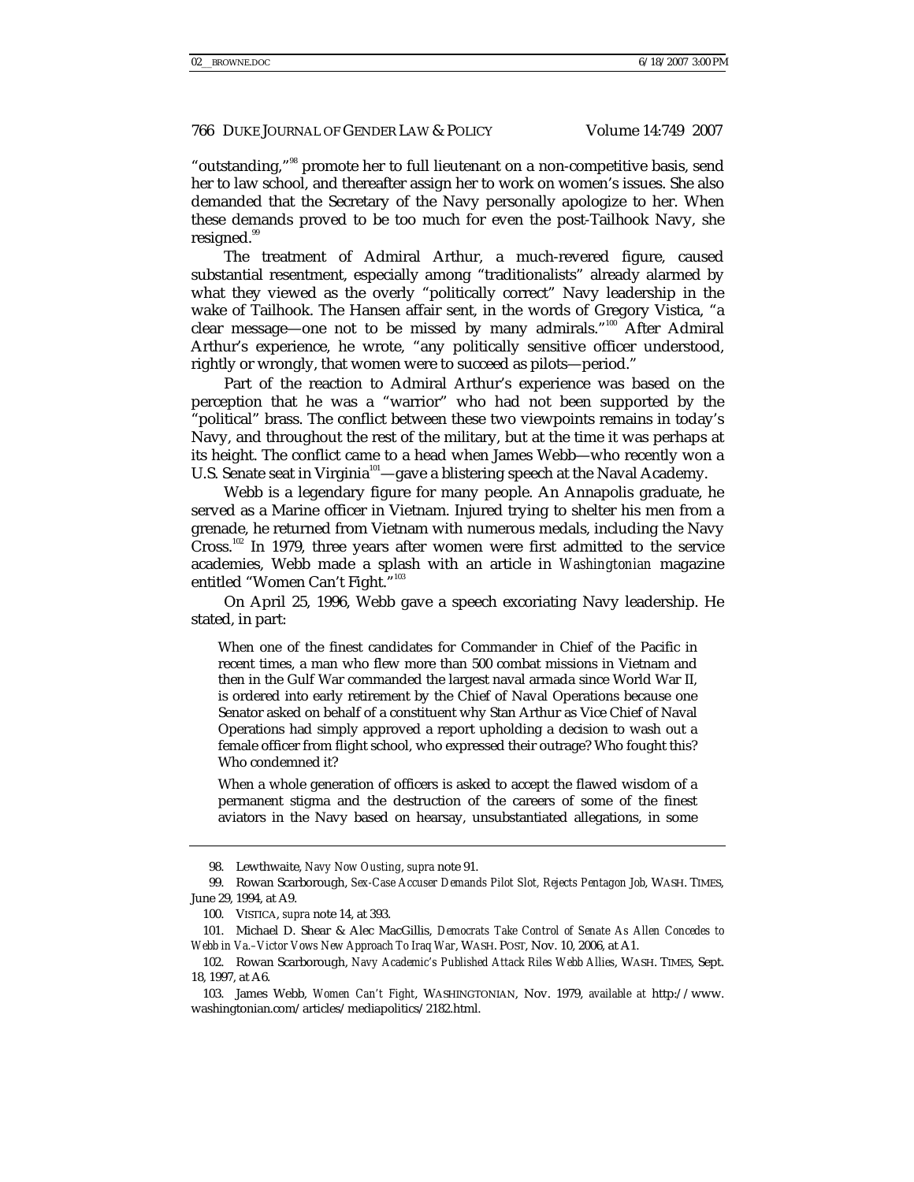"outstanding,"[98] promote her to full lieutenant on a non-competitive basis, send her to law school, and thereafter assign her to work on women's issues. She also demanded that the Secretary of the Navy personally apologize to her. When these demands proved to be too much for even the post-Tailhook Navy, she resigned.[99]

The treatment of Admiral Arthur, a much-revered figure, caused substantial resentment, especially among "traditionalists" already alarmed by what they viewed as the overly "politically correct" Navy leadership in the wake of Tailhook. The Hansen affair sent, in the words of Gregory Vistica, "a clear message—one not to be missed by many admirals."[100] After Admiral Arthur's experience, he wrote, "any politically sensitive officer understood, rightly or wrongly, that women were to succeed as pilots—period."

Part of the reaction to Admiral Arthur's experience was based on the perception that he was a "warrior" who had not been supported by the "political" brass. The conflict between these two viewpoints remains in today's Navy, and throughout the rest of the military, but at the time it was perhaps at its height. The conflict came to a head when James Webb—who recently won a U.S. Senate seat in Virginia[101]—gave a blistering speech at the Naval Academy.

Webb is a legendary figure for many people. An Annapolis graduate, he served as a Marine officer in Vietnam. Injured trying to shelter his men from a grenade, he returned from Vietnam with numerous medals, including the Navy Cross.[102] In 1979, three years after women were first admitted to the service academies, Webb made a splash with an article in *Washingtonian* magazine entitled "Women Can't Fight."[103]

On April 25, 1996, Webb gave a speech excoriating Navy leadership. He stated, in part:

> When one of the finest candidates for Commander in Chief of the Pacific in recent times, a man who flew more than 500 combat missions in Vietnam and then in the Gulf War commanded the largest naval armada since World War II, is ordered into early retirement by the Chief of Naval Operations because one Senator asked on behalf of a constituent why Stan Arthur as Vice Chief of Naval Operations had simply approved a report upholding a decision to wash out a female officer from flight school, who expressed their outrage? Who fought this? Who condemned it?
>
> When a whole generation of officers is asked to accept the flawed wisdom of a permanent stigma and the destruction of the careers of some of the finest aviators in the Navy based on hearsay, unsubstantiated allegations, in some

---

98. Lewthwaite, *Navy Now Ousting*, *supra* note 91.

99. Rowan Scarborough, *Sex-Case Accuser Demands Pilot Slot, Rejects Pentagon Job*, WASH. TIMES, June 29, 1994, at A9.

100. VISTICA, *supra* note 14, at 393.

101. Michael D. Shear & Alec MacGillis, *Democrats Take Control of Senate As Allen Concedes to Webb in Va.–Victor Vows New Approach To Iraq War*, WASH. POST, Nov. 10, 2006, at A1.

102. Rowan Scarborough, *Navy Academic's Published Attack Riles Webb Allies*, WASH. TIMES, Sept. 18, 1997, at A6.

103. James Webb, *Women Can't Fight*, WASHINGTONIAN, Nov. 1979, *available at* http://www.washingtonian.com/articles/mediapolitics/2182.html.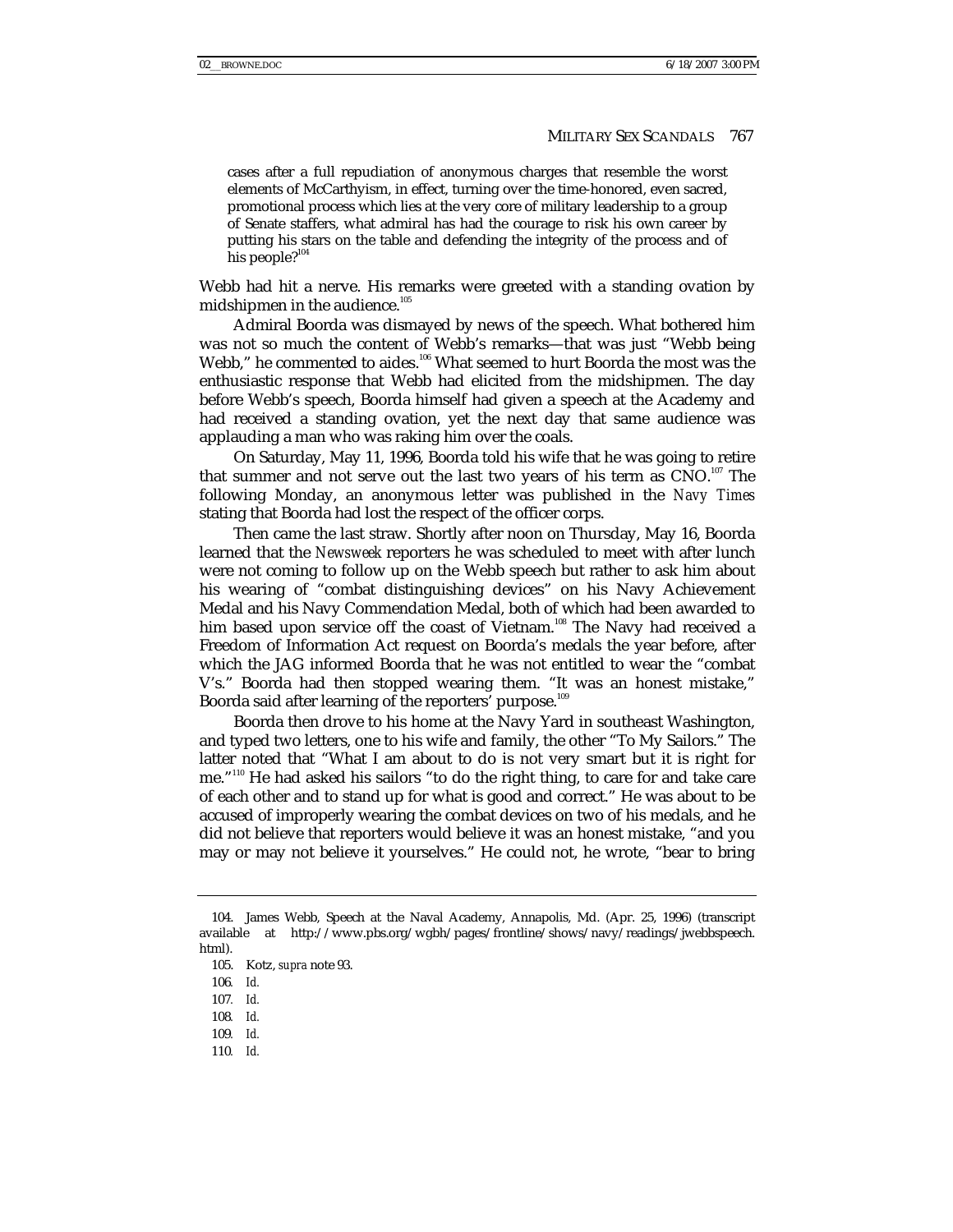> cases after a full repudiation of anonymous charges that resemble the worst elements of McCarthyism, in effect, turning over the time-honored, even sacred, promotional process which lies at the very core of military leadership to a group of Senate staffers, what admiral has had the courage to risk his own career by putting his stars on the table and defending the integrity of the process and of his people?[104]

Webb had hit a nerve. His remarks were greeted with a standing ovation by midshipmen in the audience.[105]

Admiral Boorda was dismayed by news of the speech. What bothered him was not so much the content of Webb's remarks—that was just "Webb being Webb," he commented to aides.[106] What seemed to hurt Boorda the most was the enthusiastic response that Webb had elicited from the midshipmen. The day before Webb's speech, Boorda himself had given a speech at the Academy and had received a standing ovation, yet the next day that same audience was applauding a man who was raking him over the coals.

On Saturday, May 11, 1996, Boorda told his wife that he was going to retire that summer and not serve out the last two years of his term as CNO.[107] The following Monday, an anonymous letter was published in the *Navy Times* stating that Boorda had lost the respect of the officer corps.

Then came the last straw. Shortly after noon on Thursday, May 16, Boorda learned that the *Newsweek* reporters he was scheduled to meet with after lunch were not coming to follow up on the Webb speech but rather to ask him about his wearing of "combat distinguishing devices" on his Navy Achievement Medal and his Navy Commendation Medal, both of which had been awarded to him based upon service off the coast of Vietnam.[108] The Navy had received a Freedom of Information Act request on Boorda's medals the year before, after which the JAG informed Boorda that he was not entitled to wear the "combat V's." Boorda had then stopped wearing them. "It was an honest mistake," Boorda said after learning of the reporters' purpose.[109]

Boorda then drove to his home at the Navy Yard in southeast Washington, and typed two letters, one to his wife and family, the other "To My Sailors." The latter noted that "What I am about to do is not very smart but it is right for me."[110] He had asked his sailors "to do the right thing, to care for and take care of each other and to stand up for what is good and correct." He was about to be accused of improperly wearing the combat devices on two of his medals, and he did not believe that reporters would believe it was an honest mistake, "and you may or may not believe it yourselves." He could not, he wrote, "bear to bring

---

104. James Webb, Speech at the Naval Academy, Annapolis, Md. (Apr. 25, 1996) (transcript available at http://www.pbs.org/wgbh/pages/frontline/shows/navy/readings/jwebbspeech.html).

105. Kotz, *supra* note 93.

106. *Id.*

107. *Id.*

108. *Id.*

109. *Id.*

110. *Id.*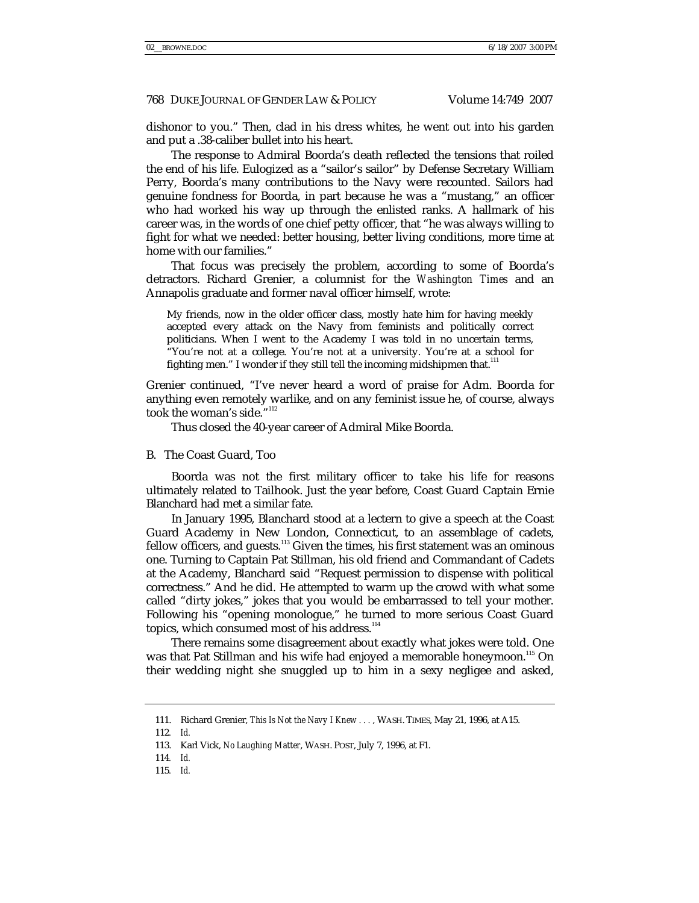dishonor to you." Then, clad in his dress whites, he went out into his garden and put a .38-caliber bullet into his heart.

The response to Admiral Boorda's death reflected the tensions that roiled the end of his life. Eulogized as a "sailor's sailor" by Defense Secretary William Perry, Boorda's many contributions to the Navy were recounted. Sailors had genuine fondness for Boorda, in part because he was a "mustang," an officer who had worked his way up through the enlisted ranks. A hallmark of his career was, in the words of one chief petty officer, that "he was always willing to fight for what we needed: better housing, better living conditions, more time at home with our families."

That focus was precisely the problem, according to some of Boorda's detractors. Richard Grenier, a columnist for the *Washington Times* and an Annapolis graduate and former naval officer himself, wrote:

> My friends, now in the older officer class, mostly hate him for having meekly accepted every attack on the Navy from feminists and politically correct politicians. When I went to the Academy I was told in no uncertain terms, "You're not at a college. You're not at a university. You're at a school for fighting men." I wonder if they still tell the incoming midshipmen that.[111]

Grenier continued, "I've never heard a word of praise for Adm. Boorda for anything even remotely warlike, and on any feminist issue he, of course, always took the woman's side."[112]

Thus closed the 40-year career of Admiral Mike Boorda.

## B. The Coast Guard, Too

Boorda was not the first military officer to take his life for reasons ultimately related to Tailhook. Just the year before, Coast Guard Captain Ernie Blanchard had met a similar fate.

In January 1995, Blanchard stood at a lectern to give a speech at the Coast Guard Academy in New London, Connecticut, to an assemblage of cadets, fellow officers, and guests.[113] Given the times, his first statement was an ominous one. Turning to Captain Pat Stillman, his old friend and Commandant of Cadets at the Academy, Blanchard said "Request permission to dispense with political correctness." And he did. He attempted to warm up the crowd with what some called "dirty jokes," jokes that you would be embarrassed to tell your mother. Following his "opening monologue," he turned to more serious Coast Guard topics, which consumed most of his address.[114]

There remains some disagreement about exactly what jokes were told. One was that Pat Stillman and his wife had enjoyed a memorable honeymoon.[115] On their wedding night she snuggled up to him in a sexy negligee and asked,

---

111. Richard Grenier, *This Is Not the Navy I Knew . . .* , WASH. TIMES, May 21, 1996, at A15.

112. *Id.*

113. Karl Vick, *No Laughing Matter*, WASH. POST, July 7, 1996, at F1.

114. *Id.*

115. *Id.*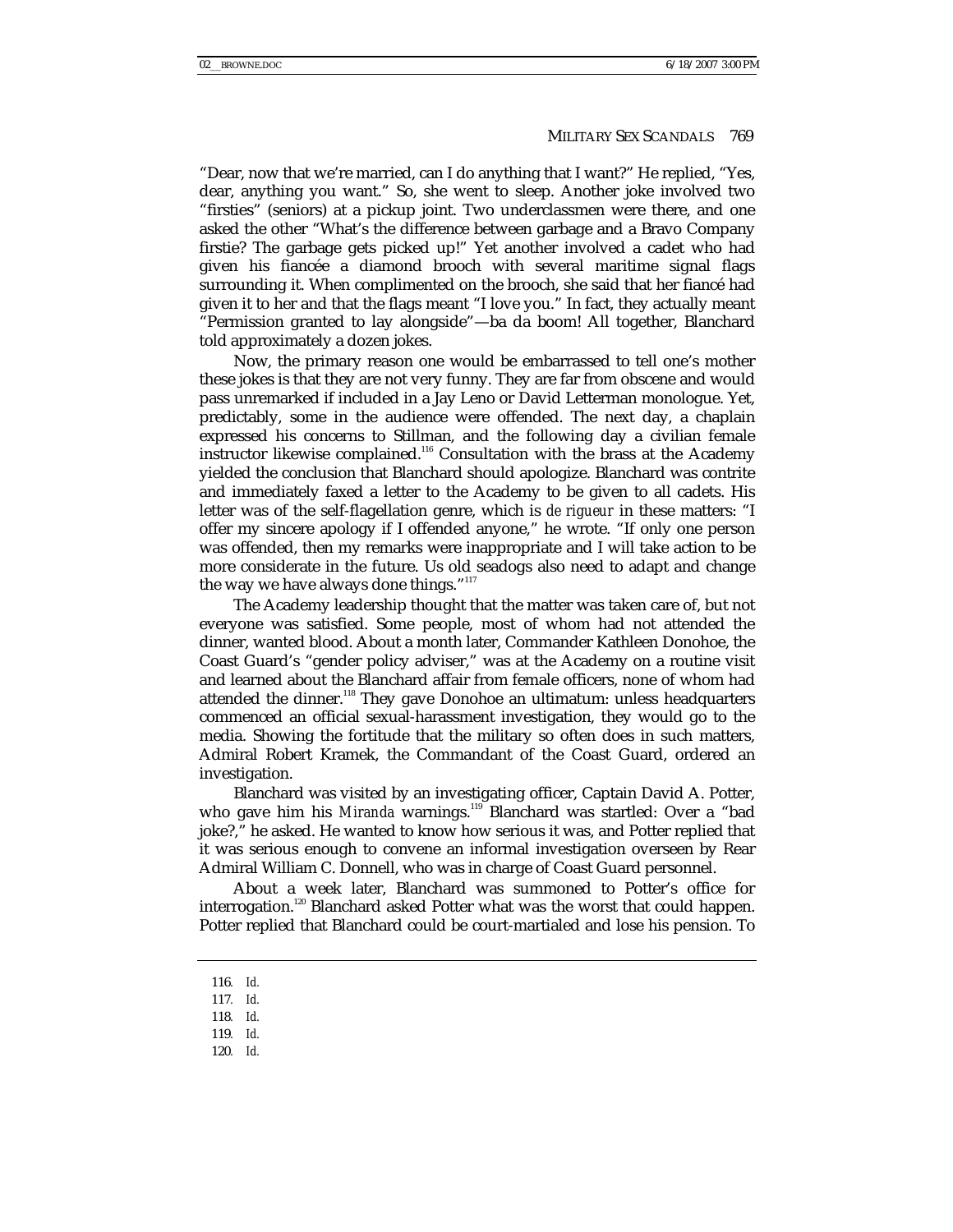"Dear, now that we're married, can I do anything that I want?" He replied, "Yes, dear, anything you want." So, she went to sleep. Another joke involved two "firsties" (seniors) at a pickup joint. Two underclassmen were there, and one asked the other "What's the difference between garbage and a Bravo Company firstie? The garbage gets picked up!" Yet another involved a cadet who had given his fiancée a diamond brooch with several maritime signal flags surrounding it. When complimented on the brooch, she said that her fiancé had given it to her and that the flags meant "I love you." In fact, they actually meant "Permission granted to lay alongside"—ba da boom! All together, Blanchard told approximately a dozen jokes.

Now, the primary reason one would be embarrassed to tell one's mother these jokes is that they are not very funny. They are far from obscene and would pass unremarked if included in a Jay Leno or David Letterman monologue. Yet, predictably, some in the audience were offended. The next day, a chaplain expressed his concerns to Stillman, and the following day a civilian female instructor likewise complained.[116] Consultation with the brass at the Academy yielded the conclusion that Blanchard should apologize. Blanchard was contrite and immediately faxed a letter to the Academy to be given to all cadets. His letter was of the self-flagellation genre, which is *de rigueur* in these matters: "I offer my sincere apology if I offended anyone," he wrote. "If only one person was offended, then my remarks were inappropriate and I will take action to be more considerate in the future. Us old seadogs also need to adapt and change the way we have always done things."[117]

The Academy leadership thought that the matter was taken care of, but not everyone was satisfied. Some people, most of whom had not attended the dinner, wanted blood. About a month later, Commander Kathleen Donohoe, the Coast Guard's "gender policy adviser," was at the Academy on a routine visit and learned about the Blanchard affair from female officers, none of whom had attended the dinner.[118] They gave Donohoe an ultimatum: unless headquarters commenced an official sexual-harassment investigation, they would go to the media. Showing the fortitude that the military so often does in such matters, Admiral Robert Kramek, the Commandant of the Coast Guard, ordered an investigation.

Blanchard was visited by an investigating officer, Captain David A. Potter, who gave him his *Miranda* warnings.[119] Blanchard was startled: Over a "bad joke?," he asked. He wanted to know how serious it was, and Potter replied that it was serious enough to convene an informal investigation overseen by Rear Admiral William C. Donnell, who was in charge of Coast Guard personnel.

About a week later, Blanchard was summoned to Potter's office for interrogation.[120] Blanchard asked Potter what was the worst that could happen. Potter replied that Blanchard could be court-martialed and lose his pension. To

116. *Id.*

117. *Id.*

118. *Id.*

119. *Id.*

120. *Id.*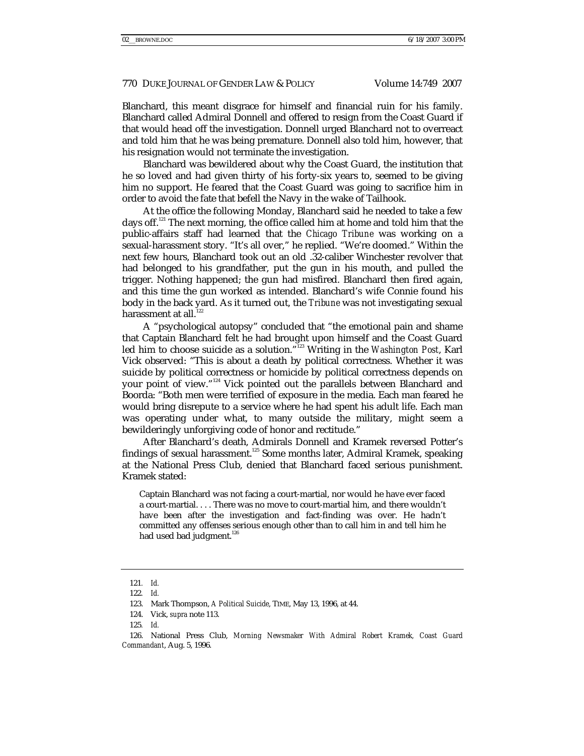Blanchard, this meant disgrace for himself and financial ruin for his family. Blanchard called Admiral Donnell and offered to resign from the Coast Guard if that would head off the investigation. Donnell urged Blanchard not to overreact and told him that he was being premature. Donnell also told him, however, that his resignation would not terminate the investigation.

Blanchard was bewildered about why the Coast Guard, the institution that he so loved and had given thirty of his forty-six years to, seemed to be giving him no support. He feared that the Coast Guard was going to sacrifice him in order to avoid the fate that befell the Navy in the wake of Tailhook.

At the office the following Monday, Blanchard said he needed to take a few days off.[121] The next morning, the office called him at home and told him that the public-affairs staff had learned that the *Chicago Tribune* was working on a sexual-harassment story. "It's all over," he replied. "We're doomed." Within the next few hours, Blanchard took out an old .32-caliber Winchester revolver that had belonged to his grandfather, put the gun in his mouth, and pulled the trigger. Nothing happened; the gun had misfired. Blanchard then fired again, and this time the gun worked as intended. Blanchard's wife Connie found his body in the back yard. As it turned out, the *Tribune* was not investigating sexual harassment at all.[122]

A "psychological autopsy" concluded that "the emotional pain and shame that Captain Blanchard felt he had brought upon himself and the Coast Guard led him to choose suicide as a solution."[123] Writing in the *Washington Post*, Karl Vick observed: "This is about a death by political correctness. Whether it was suicide by political correctness or homicide by political correctness depends on your point of view."[124] Vick pointed out the parallels between Blanchard and Boorda: "Both men were terrified of exposure in the media. Each man feared he would bring disrepute to a service where he had spent his adult life. Each man was operating under what, to many outside the military, might seem a bewilderingly unforgiving code of honor and rectitude."

After Blanchard's death, Admirals Donnell and Kramek reversed Potter's findings of sexual harassment.[125] Some months later, Admiral Kramek, speaking at the National Press Club, denied that Blanchard faced serious punishment. Kramek stated:

> Captain Blanchard was not facing a court-martial, nor would he have ever faced a court-martial. . . . There was no move to court-martial him, and there wouldn't have been after the investigation and fact-finding was over. He hadn't committed any offenses serious enough other than to call him in and tell him he had used bad judgment.[126]

---

121. *Id.*

122. *Id.*

123. Mark Thompson, *A Political Suicide*, TIME, May 13, 1996, at 44.

124. Vick, *supra* note 113.

125. *Id.*

126. National Press Club, *Morning Newsmaker With Admiral Robert Kramek, Coast Guard Commandant*, Aug. 5, 1996.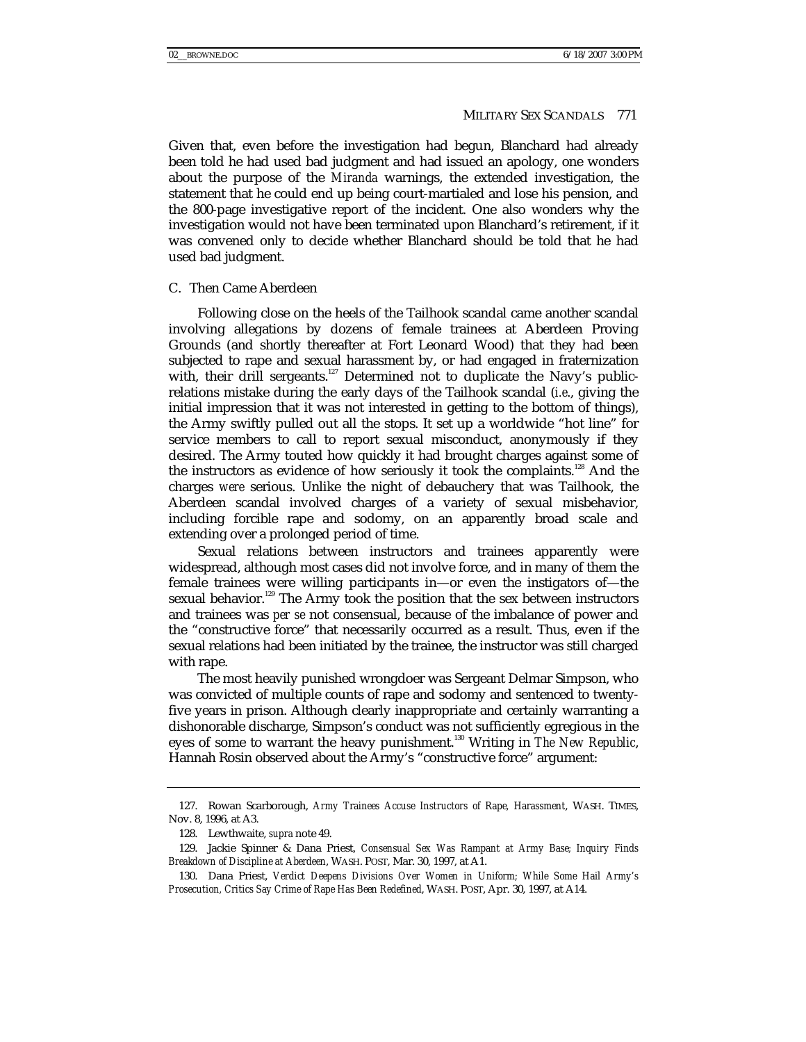Given that, even before the investigation had begun, Blanchard had already been told he had used bad judgment and had issued an apology, one wonders about the purpose of the *Miranda* warnings, the extended investigation, the statement that he could end up being court-martialed and lose his pension, and the 800-page investigative report of the incident. One also wonders why the investigation would not have been terminated upon Blanchard's retirement, if it was convened only to decide whether Blanchard should be told that he had used bad judgment.

### C. Then Came Aberdeen

Following close on the heels of the Tailhook scandal came another scandal involving allegations by dozens of female trainees at Aberdeen Proving Grounds (and shortly thereafter at Fort Leonard Wood) that they had been subjected to rape and sexual harassment by, or had engaged in fraternization with, their drill sergeants.[127] Determined not to duplicate the Navy's public-relations mistake during the early days of the Tailhook scandal (*i.e.*, giving the initial impression that it was not interested in getting to the bottom of things), the Army swiftly pulled out all the stops. It set up a worldwide "hot line" for service members to call to report sexual misconduct, anonymously if they desired. The Army touted how quickly it had brought charges against some of the instructors as evidence of how seriously it took the complaints.[128] And the charges *were* serious. Unlike the night of debauchery that was Tailhook, the Aberdeen scandal involved charges of a variety of sexual misbehavior, including forcible rape and sodomy, on an apparently broad scale and extending over a prolonged period of time.

Sexual relations between instructors and trainees apparently were widespread, although most cases did not involve force, and in many of them the female trainees were willing participants in—or even the instigators of—the sexual behavior.[129] The Army took the position that the sex between instructors and trainees was *per se* not consensual, because of the imbalance of power and the "constructive force" that necessarily occurred as a result. Thus, even if the sexual relations had been initiated by the trainee, the instructor was still charged with rape.

The most heavily punished wrongdoer was Sergeant Delmar Simpson, who was convicted of multiple counts of rape and sodomy and sentenced to twenty-five years in prison. Although clearly inappropriate and certainly warranting a dishonorable discharge, Simpson's conduct was not sufficiently egregious in the eyes of some to warrant the heavy punishment.[130] Writing in *The New Republic*, Hannah Rosin observed about the Army's "constructive force" argument:

---

127. Rowan Scarborough, *Army Trainees Accuse Instructors of Rape, Harassment*, WASH. TIMES, Nov. 8, 1996, at A3.

128. Lewthwaite, *supra* note 49.

129. Jackie Spinner & Dana Priest, *Consensual Sex Was Rampant at Army Base; Inquiry Finds Breakdown of Discipline at Aberdeen*, WASH. POST, Mar. 30, 1997, at A1.

130. Dana Priest, *Verdict Deepens Divisions Over Women in Uniform; While Some Hail Army's Prosecution, Critics Say Crime of Rape Has Been Redefined*, WASH. POST, Apr. 30, 1997, at A14.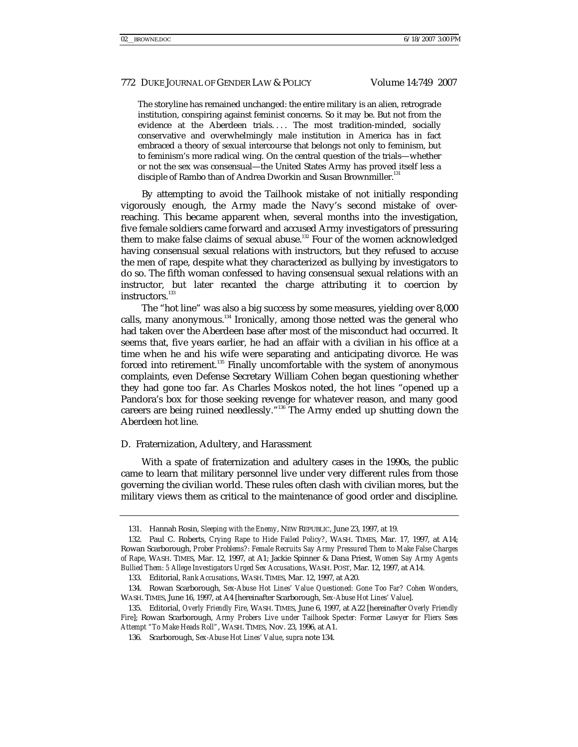> The storyline has remained unchanged: the entire military is an alien, retrograde institution, conspiring against feminist concerns. So it may be. But not from the evidence at the Aberdeen trials. . . . The most tradition-minded, socially conservative and overwhelmingly male institution in America has in fact embraced a theory of sexual intercourse that belongs not only to feminism, but to feminism's more radical wing. On the central question of the trials—whether or not the sex was consensual—the United States Army has proved itself less a disciple of Rambo than of Andrea Dworkin and Susan Brownmiller.[131]

By attempting to avoid the Tailhook mistake of not initially responding vigorously enough, the Army made the Navy's second mistake of over-reaching. This became apparent when, several months into the investigation, five female soldiers came forward and accused Army investigators of pressuring them to make false claims of sexual abuse.[132] Four of the women acknowledged having consensual sexual relations with instructors, but they refused to accuse the men of rape, despite what they characterized as bullying by investigators to do so. The fifth woman confessed to having consensual sexual relations with an instructor, but later recanted the charge attributing it to coercion by instructors.[133]

The "hot line" was also a big success by some measures, yielding over 8,000 calls, many anonymous.[134] Ironically, among those netted was the general who had taken over the Aberdeen base after most of the misconduct had occurred. It seems that, five years earlier, he had an affair with a civilian in his office at a time when he and his wife were separating and anticipating divorce. He was forced into retirement.[135] Finally uncomfortable with the system of anonymous complaints, even Defense Secretary William Cohen began questioning whether they had gone too far. As Charles Moskos noted, the hot lines "opened up a Pandora's box for those seeking revenge for whatever reason, and many good careers are being ruined needlessly."[136] The Army ended up shutting down the Aberdeen hot line.

### D. Fraternization, Adultery, and Harassment

With a spate of fraternization and adultery cases in the 1990s, the public came to learn that military personnel live under very different rules from those governing the civilian world. These rules often clash with civilian mores, but the military views them as critical to the maintenance of good order and discipline.

---

131. Hannah Rosin, *Sleeping with the Enemy*, NEW REPUBLIC, June 23, 1997, at 19.

132. Paul C. Roberts, *Crying Rape to Hide Failed Policy?*, WASH. TIMES, Mar. 17, 1997, at A14; Rowan Scarborough, *Prober Problems?: Female Recruits Say Army Pressured Them to Make False Charges of Rape*, WASH. TIMES, Mar. 12, 1997, at A1; Jackie Spinner & Dana Priest, *Women Say Army Agents Bullied Them: 5 Allege Investigators Urged Sex Accusations*, WASH. POST, Mar. 12, 1997, at A14.

133. Editorial, *Rank Accusations*, WASH. TIMES, Mar. 12, 1997, at A20.

134. Rowan Scarborough, *Sex-Abuse Hot Lines' Value Questioned: Gone Too Far? Cohen Wonders*, WASH. TIMES, June 16, 1997, at A4 [hereinafter Scarborough, *Sex-Abuse Hot Lines' Value*].

135. Editorial, *Overly Friendly Fire*, WASH. TIMES, June 6, 1997, at A22 [hereinafter *Overly Friendly Fire*]; Rowan Scarborough, *Army Probers Live under Tailhook Specter: Former Lawyer for Fliers Sees Attempt "To Make Heads Roll"*, WASH. TIMES, Nov. 23, 1996, at A1.

136. Scarborough, *Sex-Abuse Hot Lines' Value*, *supra* note 134.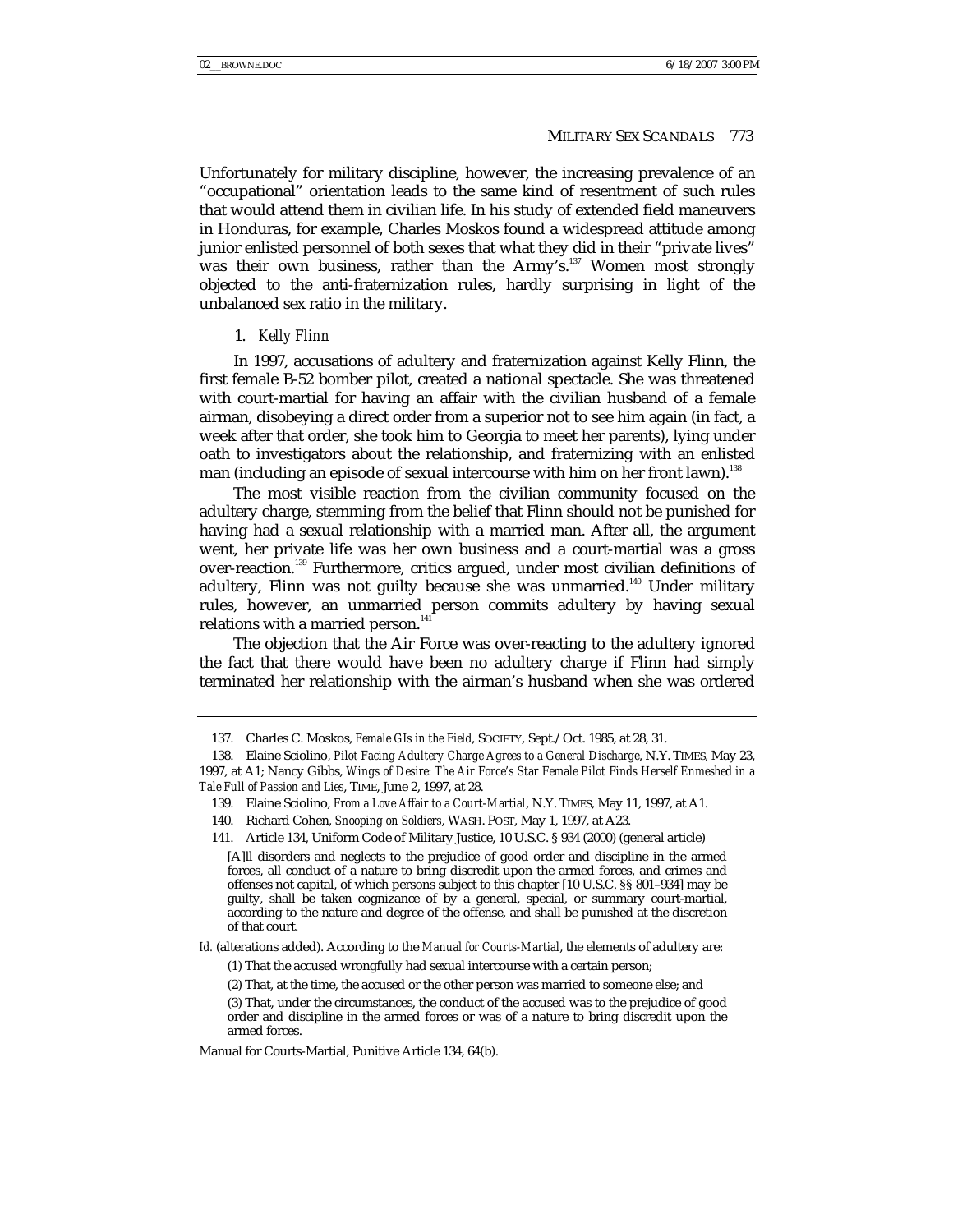Unfortunately for military discipline, however, the increasing prevalence of an "occupational" orientation leads to the same kind of resentment of such rules that would attend them in civilian life. In his study of extended field maneuvers in Honduras, for example, Charles Moskos found a widespread attitude among junior enlisted personnel of both sexes that what they did in their "private lives" was their own business, rather than the Army's.[137] Women most strongly objected to the anti-fraternization rules, hardly surprising in light of the unbalanced sex ratio in the military.

### 1. *Kelly Flinn*

In 1997, accusations of adultery and fraternization against Kelly Flinn, the first female B-52 bomber pilot, created a national spectacle. She was threatened with court-martial for having an affair with the civilian husband of a female airman, disobeying a direct order from a superior not to see him again (in fact, a week after that order, she took him to Georgia to meet her parents), lying under oath to investigators about the relationship, and fraternizing with an enlisted man (including an episode of sexual intercourse with him on her front lawn).[138]

The most visible reaction from the civilian community focused on the adultery charge, stemming from the belief that Flinn should not be punished for having had a sexual relationship with a married man. After all, the argument went, her private life was her own business and a court-martial was a gross over-reaction.[139] Furthermore, critics argued, under most civilian definitions of adultery, Flinn was not guilty because she was unmarried.[140] Under military rules, however, an unmarried person commits adultery by having sexual relations with a married person.[141]

The objection that the Air Force was over-reacting to the adultery ignored the fact that there would have been no adultery charge if Flinn had simply terminated her relationship with the airman's husband when she was ordered

---

137. Charles C. Moskos, *Female GIs in the Field*, SOCIETY, Sept./Oct. 1985, at 28, 31.

138. Elaine Sciolino, *Pilot Facing Adultery Charge Agrees to a General Discharge*, N.Y. TIMES, May 23, 1997, at A1; Nancy Gibbs, *Wings of Desire: The Air Force's Star Female Pilot Finds Herself Enmeshed in a Tale Full of Passion and Lies*, TIME, June 2, 1997, at 28.

139. Elaine Sciolino, *From a Love Affair to a Court-Martial*, N.Y. TIMES, May 11, 1997, at A1.

140. Richard Cohen, *Snooping on Soldiers*, WASH. POST, May 1, 1997, at A23.

141. Article 134, Uniform Code of Military Justice, 10 U.S.C. § 934 (2000) (general article)

> [A]ll disorders and neglects to the prejudice of good order and discipline in the armed forces, all conduct of a nature to bring discredit upon the armed forces, and crimes and offenses not capital, of which persons subject to this chapter [10 U.S.C. §§ 801–934] may be guilty, shall be taken cognizance of by a general, special, or summary court-martial, according to the nature and degree of the offense, and shall be punished at the discretion of that court.

*Id.* (alterations added). According to the *Manual for Courts-Martial*, the elements of adultery are:

> (1) That the accused wrongfully had sexual intercourse with a certain person;
>
> (2) That, at the time, the accused or the other person was married to someone else; and
>
> (3) That, under the circumstances, the conduct of the accused was to the prejudice of good order and discipline in the armed forces or was of a nature to bring discredit upon the armed forces.

Manual for Courts-Martial, Punitive Article 134, 64(b).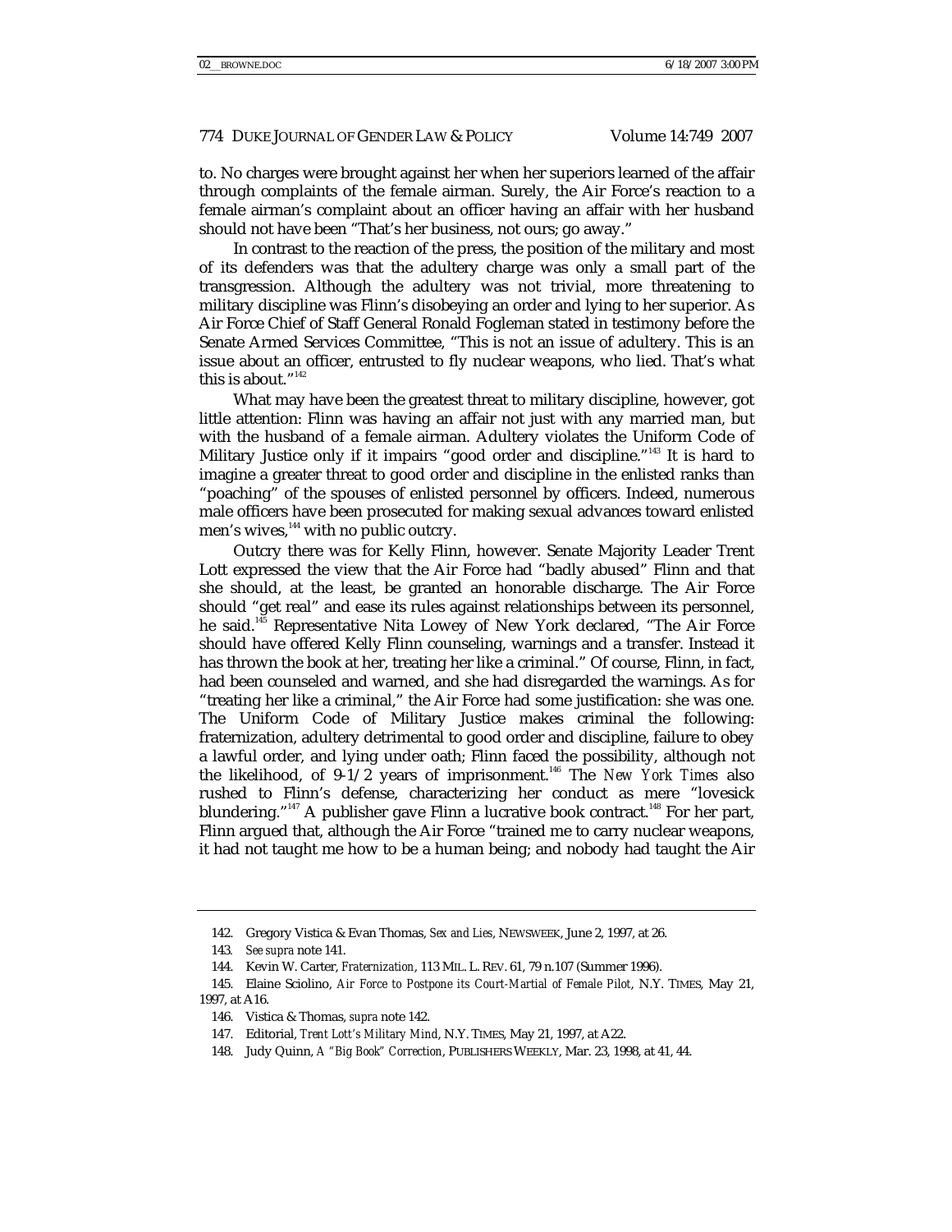to. No charges were brought against her when her superiors learned of the affair through complaints of the female airman. Surely, the Air Force's reaction to a female airman's complaint about an officer having an affair with her husband should not have been "That's her business, not ours; go away."

In contrast to the reaction of the press, the position of the military and most of its defenders was that the adultery charge was only a small part of the transgression. Although the adultery was not trivial, more threatening to military discipline was Flinn's disobeying an order and lying to her superior. As Air Force Chief of Staff General Ronald Fogleman stated in testimony before the Senate Armed Services Committee, "This is not an issue of adultery. This is an issue about an officer, entrusted to fly nuclear weapons, who lied. That's what this is about."[142]

What may have been the greatest threat to military discipline, however, got little attention: Flinn was having an affair not just with any married man, but with the husband of a female airman. Adultery violates the Uniform Code of Military Justice only if it impairs "good order and discipline."[143] It is hard to imagine a greater threat to good order and discipline in the enlisted ranks than "poaching" of the spouses of enlisted personnel by officers. Indeed, numerous male officers have been prosecuted for making sexual advances toward enlisted men's wives,[144] with no public outcry.

Outcry there was for Kelly Flinn, however. Senate Majority Leader Trent Lott expressed the view that the Air Force had "badly abused" Flinn and that she should, at the least, be granted an honorable discharge. The Air Force should "get real" and ease its rules against relationships between its personnel, he said.[145] Representative Nita Lowey of New York declared, "The Air Force should have offered Kelly Flinn counseling, warnings and a transfer. Instead it has thrown the book at her, treating her like a criminal." Of course, Flinn, in fact, had been counseled and warned, and she had disregarded the warnings. As for "treating her like a criminal," the Air Force had some justification: she was one. The Uniform Code of Military Justice makes criminal the following: fraternization, adultery detrimental to good order and discipline, failure to obey a lawful order, and lying under oath; Flinn faced the possibility, although not the likelihood, of 9-1/2 years of imprisonment.[146] The *New York Times* also rushed to Flinn's defense, characterizing her conduct as mere "lovesick blundering."[147] A publisher gave Flinn a lucrative book contract.[148] For her part, Flinn argued that, although the Air Force "trained me to carry nuclear weapons, it had not taught me how to be a human being; and nobody had taught the Air

---

142. Gregory Vistica & Evan Thomas, *Sex and Lies*, NEWSWEEK, June 2, 1997, at 26.

143. *See supra* note 141.

144. Kevin W. Carter, *Fraternization*, 113 MIL. L. REV. 61, 79 n.107 (Summer 1996).

145. Elaine Sciolino, *Air Force to Postpone its Court-Martial of Female Pilot*, N.Y. TIMES, May 21, 1997, at A16.

146. Vistica & Thomas, *supra* note 142.

147. Editorial, *Trent Lott's Military Mind*, N.Y. TIMES, May 21, 1997, at A22.

148. Judy Quinn, *A "Big Book" Correction*, PUBLISHERS WEEKLY, Mar. 23, 1998, at 41, 44.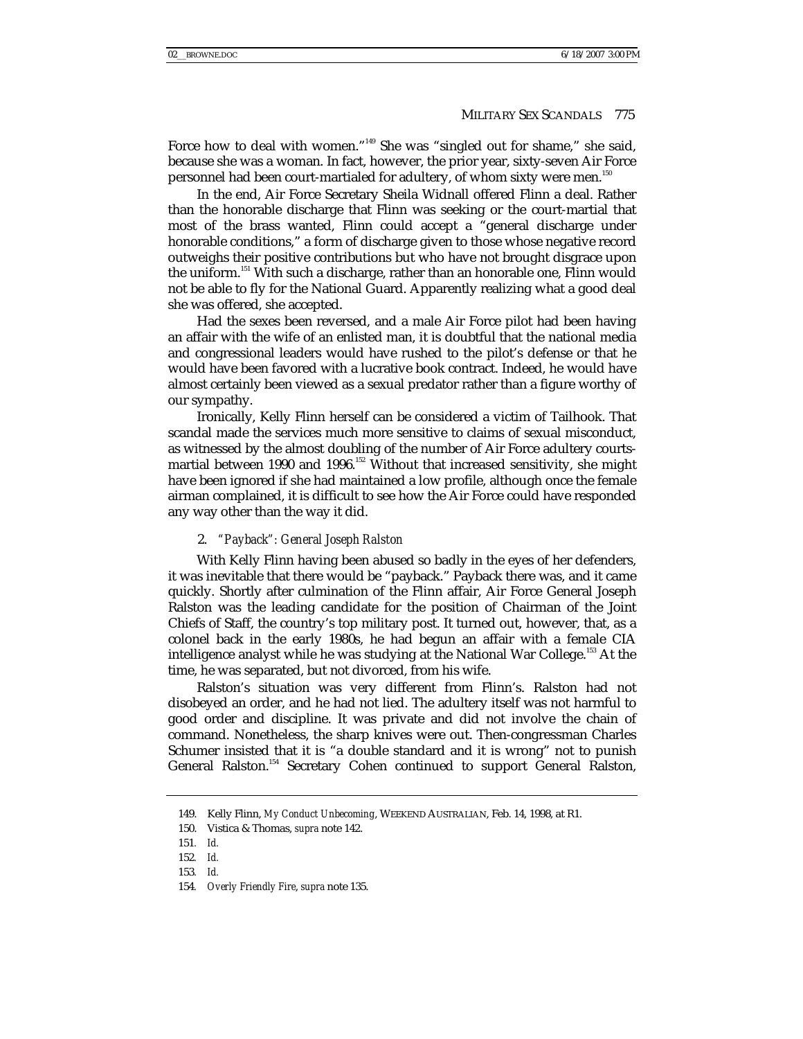Force how to deal with women."[149] She was "singled out for shame," she said, because she was a woman. In fact, however, the prior year, sixty-seven Air Force personnel had been court-martialed for adultery, of whom sixty were men.[150]

In the end, Air Force Secretary Sheila Widnall offered Flinn a deal. Rather than the honorable discharge that Flinn was seeking or the court-martial that most of the brass wanted, Flinn could accept a "general discharge under honorable conditions," a form of discharge given to those whose negative record outweighs their positive contributions but who have not brought disgrace upon the uniform.[151] With such a discharge, rather than an honorable one, Flinn would not be able to fly for the National Guard. Apparently realizing what a good deal she was offered, she accepted.

Had the sexes been reversed, and a male Air Force pilot had been having an affair with the wife of an enlisted man, it is doubtful that the national media and congressional leaders would have rushed to the pilot's defense or that he would have been favored with a lucrative book contract. Indeed, he would have almost certainly been viewed as a sexual predator rather than a figure worthy of our sympathy.

Ironically, Kelly Flinn herself can be considered a victim of Tailhook. That scandal made the services much more sensitive to claims of sexual misconduct, as witnessed by the almost doubling of the number of Air Force adultery courts-martial between 1990 and 1996.[152] Without that increased sensitivity, she might have been ignored if she had maintained a low profile, although once the female airman complained, it is difficult to see how the Air Force could have responded any way other than the way it did.

### 2. *"Payback": General Joseph Ralston*

With Kelly Flinn having been abused so badly in the eyes of her defenders, it was inevitable that there would be "payback." Payback there was, and it came quickly. Shortly after culmination of the Flinn affair, Air Force General Joseph Ralston was the leading candidate for the position of Chairman of the Joint Chiefs of Staff, the country's top military post. It turned out, however, that, as a colonel back in the early 1980s, he had begun an affair with a female CIA intelligence analyst while he was studying at the National War College.[153] At the time, he was separated, but not divorced, from his wife.

Ralston's situation was very different from Flinn's. Ralston had not disobeyed an order, and he had not lied. The adultery itself was not harmful to good order and discipline. It was private and did not involve the chain of command. Nonetheless, the sharp knives were out. Then-congressman Charles Schumer insisted that it is "a double standard and it is wrong" not to punish General Ralston.[154] Secretary Cohen continued to support General Ralston,

---

149. Kelly Flinn, *My Conduct Unbecoming*, WEEKEND AUSTRALIAN, Feb. 14, 1998, at R1.

150. Vistica & Thomas, *supra* note 142.

151. *Id.*

152. *Id.*

153. *Id.*

154. *Overly Friendly Fire*, *supra* note 135.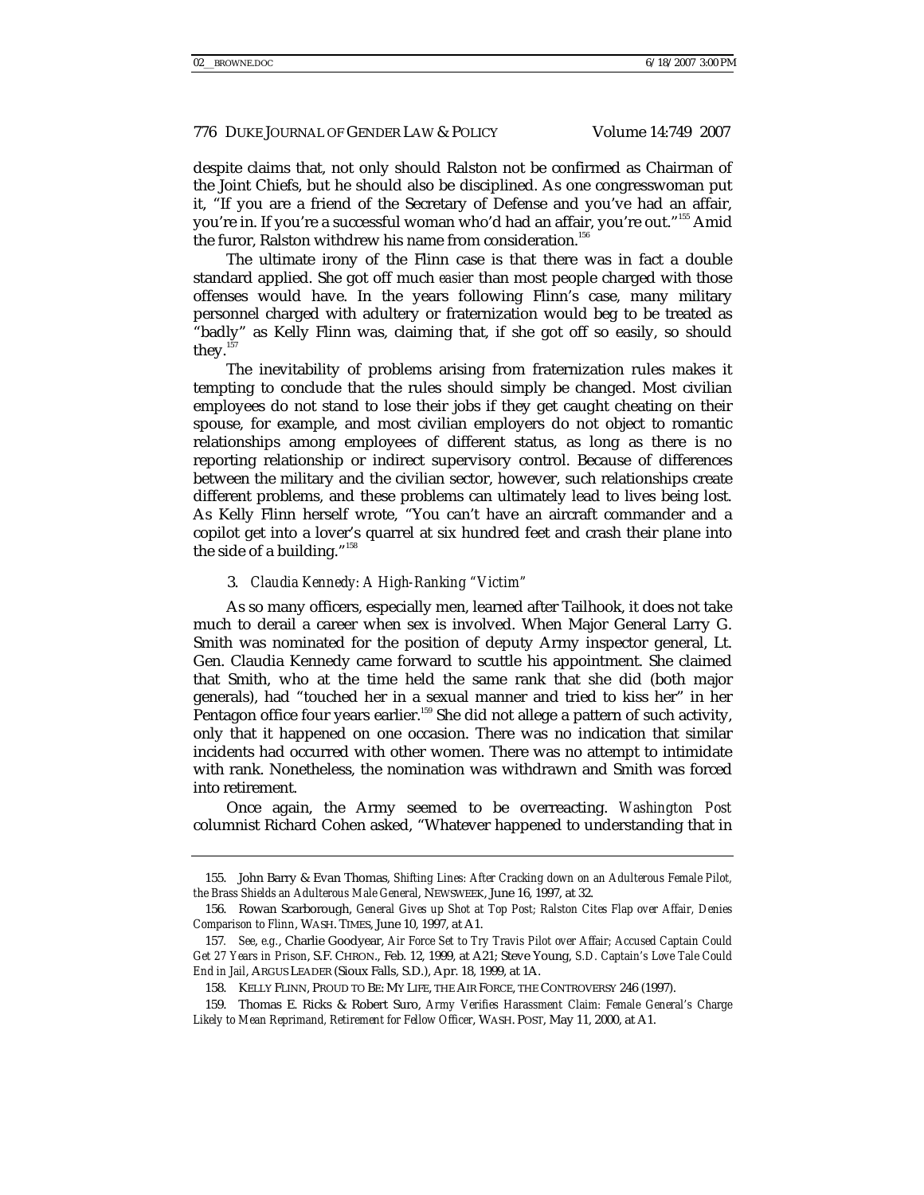despite claims that, not only should Ralston not be confirmed as Chairman of the Joint Chiefs, but he should also be disciplined. As one congresswoman put it, "If you are a friend of the Secretary of Defense and you've had an affair, you're in. If you're a successful woman who'd had an affair, you're out."[155] Amid the furor, Ralston withdrew his name from consideration.[156]

The ultimate irony of the Flinn case is that there was in fact a double standard applied. She got off much *easier* than most people charged with those offenses would have. In the years following Flinn's case, many military personnel charged with adultery or fraternization would beg to be treated as "badly" as Kelly Flinn was, claiming that, if she got off so easily, so should they.[157]

The inevitability of problems arising from fraternization rules makes it tempting to conclude that the rules should simply be changed. Most civilian employees do not stand to lose their jobs if they get caught cheating on their spouse, for example, and most civilian employers do not object to romantic relationships among employees of different status, as long as there is no reporting relationship or indirect supervisory control. Because of differences between the military and the civilian sector, however, such relationships create different problems, and these problems can ultimately lead to lives being lost. As Kelly Flinn herself wrote, "You can't have an aircraft commander and a copilot get into a lover's quarrel at six hundred feet and crash their plane into the side of a building."[158]

### 3. *Claudia Kennedy: A High-Ranking "Victim"*

As so many officers, especially men, learned after Tailhook, it does not take much to derail a career when sex is involved. When Major General Larry G. Smith was nominated for the position of deputy Army inspector general, Lt. Gen. Claudia Kennedy came forward to scuttle his appointment. She claimed that Smith, who at the time held the same rank that she did (both major generals), had "touched her in a sexual manner and tried to kiss her" in her Pentagon office four years earlier.[159] She did not allege a pattern of such activity, only that it happened on one occasion. There was no indication that similar incidents had occurred with other women. There was no attempt to intimidate with rank. Nonetheless, the nomination was withdrawn and Smith was forced into retirement.

Once again, the Army seemed to be overreacting. *Washington Post* columnist Richard Cohen asked, "Whatever happened to understanding that in

---

155. John Barry & Evan Thomas, *Shifting Lines: After Cracking down on an Adulterous Female Pilot, the Brass Shields an Adulterous Male General*, NEWSWEEK, June 16, 1997, at 32.

156. Rowan Scarborough, *General Gives up Shot at Top Post; Ralston Cites Flap over Affair, Denies Comparison to Flinn*, WASH. TIMES, June 10, 1997, at A1.

157. *See, e.g.*, Charlie Goodyear, *Air Force Set to Try Travis Pilot over Affair; Accused Captain Could Get 27 Years in Prison*, S.F. CHRON., Feb. 12, 1999, at A21; Steve Young, *S.D. Captain's Love Tale Could End in Jail*, ARGUS LEADER (Sioux Falls, S.D.), Apr. 18, 1999, at 1A.

158. KELLY FLINN, PROUD TO BE: MY LIFE, THE AIR FORCE, THE CONTROVERSY 246 (1997).

159. Thomas E. Ricks & Robert Suro, *Army Verifies Harassment Claim: Female General's Charge Likely to Mean Reprimand, Retirement for Fellow Officer*, WASH. POST, May 11, 2000, at A1.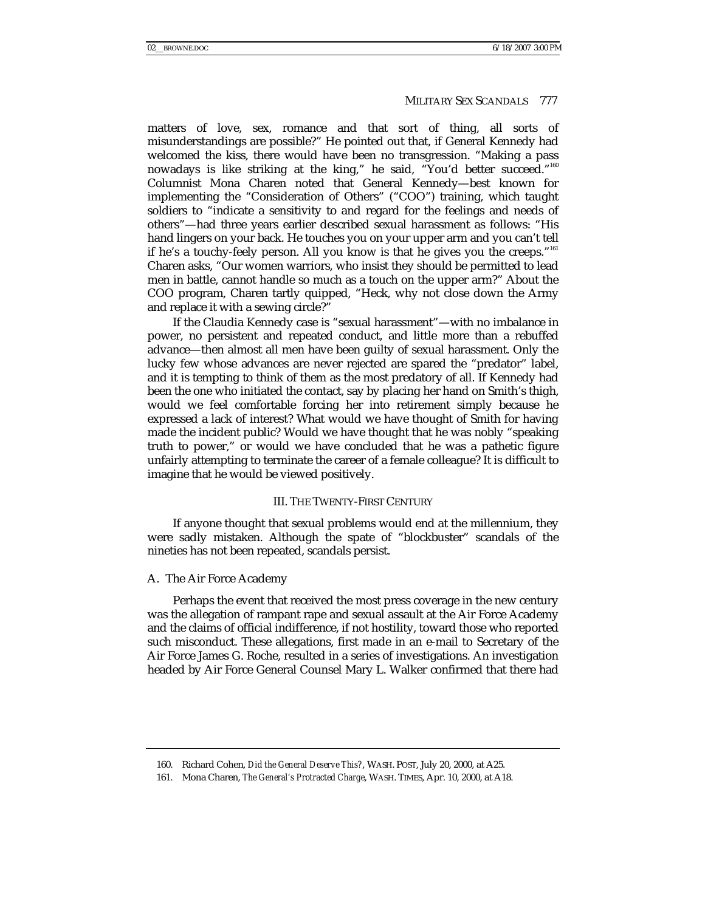matters of love, sex, romance and that sort of thing, all sorts of misunderstandings are possible?" He pointed out that, if General Kennedy had welcomed the kiss, there would have been no transgression. "Making a pass nowadays is like striking at the king," he said, "You'd better succeed."[160] Columnist Mona Charen noted that General Kennedy—best known for implementing the "Consideration of Others" ("COO") training, which taught soldiers to "indicate a sensitivity to and regard for the feelings and needs of others"—had three years earlier described sexual harassment as follows: "His hand lingers on your back. He touches you on your upper arm and you can't tell if he's a touchy-feely person. All you know is that he gives you the creeps."[161] Charen asks, "Our women warriors, who insist they should be permitted to lead men in battle, cannot handle so much as a touch on the upper arm?" About the COO program, Charen tartly quipped, "Heck, why not close down the Army and replace it with a sewing circle?"

If the Claudia Kennedy case is "sexual harassment"—with no imbalance in power, no persistent and repeated conduct, and little more than a rebuffed advance—then almost all men have been guilty of sexual harassment. Only the lucky few whose advances are never rejected are spared the "predator" label, and it is tempting to think of them as the most predatory of all. If Kennedy had been the one who initiated the contact, say by placing her hand on Smith's thigh, would we feel comfortable forcing her into retirement simply because he expressed a lack of interest? What would we have thought of Smith for having made the incident public? Would we have thought that he was nobly "speaking truth to power," or would we have concluded that he was a pathetic figure unfairly attempting to terminate the career of a female colleague? It is difficult to imagine that he would be viewed positively.

## III. THE TWENTY-FIRST CENTURY

If anyone thought that sexual problems would end at the millennium, they were sadly mistaken. Although the spate of "blockbuster" scandals of the nineties has not been repeated, scandals persist.

### A. The Air Force Academy

Perhaps the event that received the most press coverage in the new century was the allegation of rampant rape and sexual assault at the Air Force Academy and the claims of official indifference, if not hostility, toward those who reported such misconduct. These allegations, first made in an e-mail to Secretary of the Air Force James G. Roche, resulted in a series of investigations. An investigation headed by Air Force General Counsel Mary L. Walker confirmed that there had

160. Richard Cohen, *Did the General Deserve This?*, WASH. POST, July 20, 2000, at A25.

161. Mona Charen, *The General's Protracted Charge*, WASH. TIMES, Apr. 10, 2000, at A18.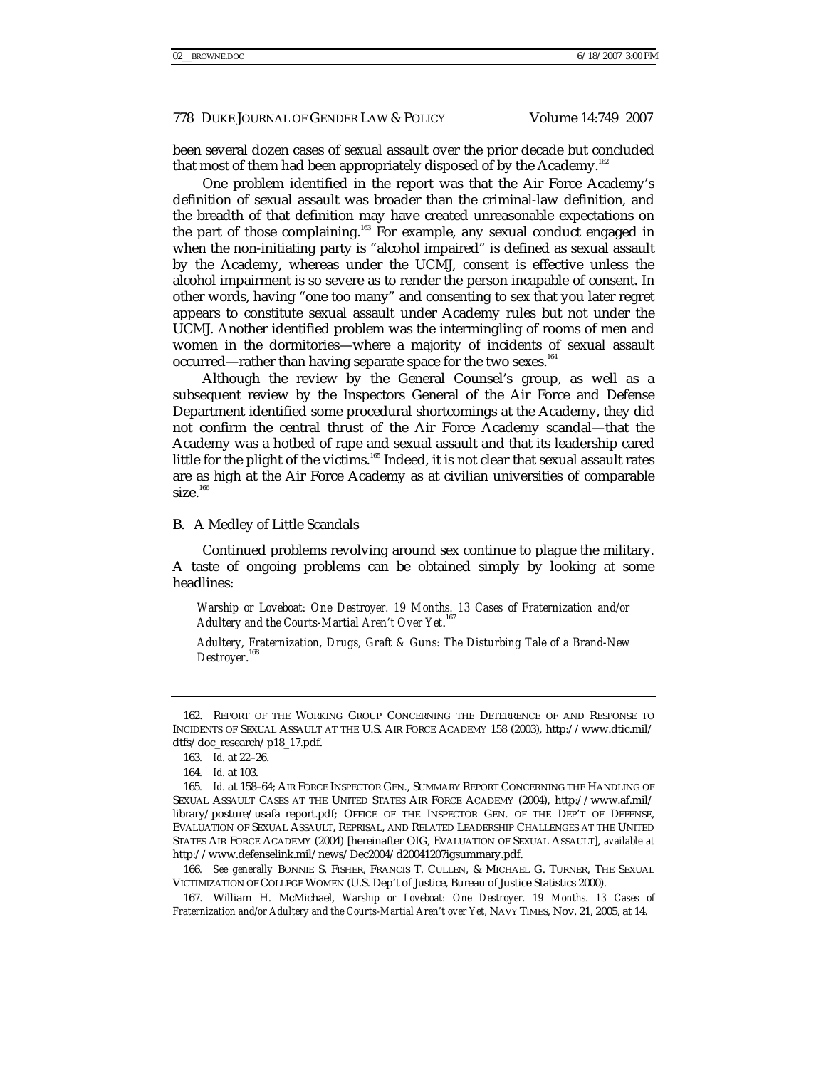been several dozen cases of sexual assault over the prior decade but concluded that most of them had been appropriately disposed of by the Academy.[162]

One problem identified in the report was that the Air Force Academy's definition of sexual assault was broader than the criminal-law definition, and the breadth of that definition may have created unreasonable expectations on the part of those complaining.[163] For example, any sexual conduct engaged in when the non-initiating party is "alcohol impaired" is defined as sexual assault by the Academy, whereas under the UCMJ, consent is effective unless the alcohol impairment is so severe as to render the person incapable of consent. In other words, having "one too many" and consenting to sex that you later regret appears to constitute sexual assault under Academy rules but not under the UCMJ. Another identified problem was the intermingling of rooms of men and women in the dormitories—where a majority of incidents of sexual assault occurred—rather than having separate space for the two sexes.[164]

Although the review by the General Counsel's group, as well as a subsequent review by the Inspectors General of the Air Force and Defense Department identified some procedural shortcomings at the Academy, they did not confirm the central thrust of the Air Force Academy scandal—that the Academy was a hotbed of rape and sexual assault and that its leadership cared little for the plight of the victims.[165] Indeed, it is not clear that sexual assault rates are as high at the Air Force Academy as at civilian universities of comparable size.[166]

## B. A Medley of Little Scandals

Continued problems revolving around sex continue to plague the military. A taste of ongoing problems can be obtained simply by looking at some headlines:

> *Warship or Loveboat: One Destroyer. 19 Months. 13 Cases of Fraternization and/or Adultery and the Courts-Martial Aren't Over Yet.*[167]
>
> *Adultery, Fraternization, Drugs, Graft & Guns: The Disturbing Tale of a Brand-New Destroyer.*[168]

---

162. REPORT OF THE WORKING GROUP CONCERNING THE DETERRENCE OF AND RESPONSE TO INCIDENTS OF SEXUAL ASSAULT AT THE U.S. AIR FORCE ACADEMY 158 (2003), http://www.dtic.mil/dtfs/doc_research/p18_17.pdf.

163. *Id.* at 22–26.

164. *Id.* at 103.

165. *Id.* at 158–64; AIR FORCE INSPECTOR GEN., SUMMARY REPORT CONCERNING THE HANDLING OF SEXUAL ASSAULT CASES AT THE UNITED STATES AIR FORCE ACADEMY (2004), http://www.af.mil/library/posture/usafa_report.pdf; OFFICE OF THE INSPECTOR GEN. OF THE DEP'T OF DEFENSE, EVALUATION OF SEXUAL ASSAULT, REPRISAL, AND RELATED LEADERSHIP CHALLENGES AT THE UNITED STATES AIR FORCE ACADEMY (2004) [hereinafter OIG, EVALUATION OF SEXUAL ASSAULT], *available at* http://www.defenselink.mil/news/Dec2004/d20041207igsummary.pdf.

166. *See generally* BONNIE S. FISHER, FRANCIS T. CULLEN, & MICHAEL G. TURNER, THE SEXUAL VICTIMIZATION OF COLLEGE WOMEN (U.S. Dep't of Justice, Bureau of Justice Statistics 2000).

167. William H. McMichael, *Warship or Loveboat: One Destroyer. 19 Months. 13 Cases of Fraternization and/or Adultery and the Courts-Martial Aren't over Yet*, NAVY TIMES, Nov. 21, 2005, at 14.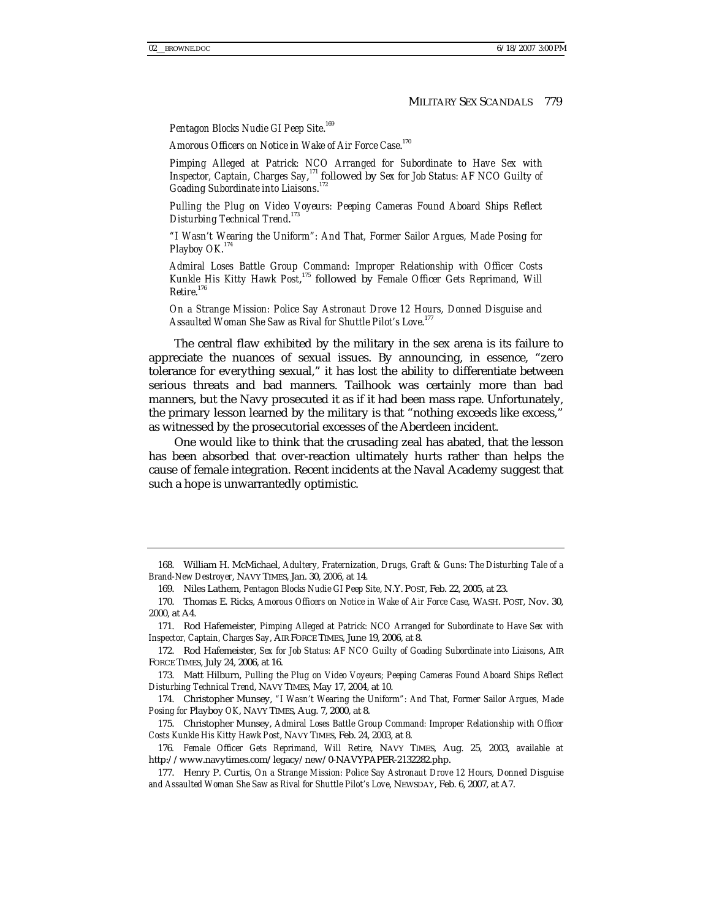*Pentagon Blocks Nudie GI Peep Site.*[169]

*Amorous Officers on Notice in Wake of Air Force Case.*[170]

*Pimping Alleged at Patrick: NCO Arranged for Subordinate to Have Sex with Inspector, Captain, Charges Say,*[171] followed by *Sex for Job Status: AF NCO Guilty of Goading Subordinate into Liaisons.*[172]

*Pulling the Plug on Video Voyeurs: Peeping Cameras Found Aboard Ships Reflect Disturbing Technical Trend.*[173]

*"I Wasn't Wearing the Uniform": And That, Former Sailor Argues, Made Posing for Playboy OK.*[174]

*Admiral Loses Battle Group Command: Improper Relationship with Officer Costs Kunkle His Kitty Hawk Post,*[175] followed by *Female Officer Gets Reprimand, Will Retire.*[176]

*On a Strange Mission: Police Say Astronaut Drove 12 Hours, Donned Disguise and Assaulted Woman She Saw as Rival for Shuttle Pilot's Love.*[177]

The central flaw exhibited by the military in the sex arena is its failure to appreciate the nuances of sexual issues. By announcing, in essence, "zero tolerance for everything sexual," it has lost the ability to differentiate between serious threats and bad manners. Tailhook was certainly more than bad manners, but the Navy prosecuted it as if it had been mass rape. Unfortunately, the primary lesson learned by the military is that "nothing exceeds like excess," as witnessed by the prosecutorial excesses of the Aberdeen incident.

One would like to think that the crusading zeal has abated, that the lesson has been absorbed that over-reaction ultimately hurts rather than helps the cause of female integration. Recent incidents at the Naval Academy suggest that such a hope is unwarrantedly optimistic.

---

168. William H. McMichael, *Adultery, Fraternization, Drugs, Graft & Guns: The Disturbing Tale of a Brand-New Destroyer*, NAVY TIMES, Jan. 30, 2006, at 14.

169. Niles Lathem, *Pentagon Blocks Nudie GI Peep Site*, N.Y. POST, Feb. 22, 2005, at 23.

170. Thomas E. Ricks, *Amorous Officers on Notice in Wake of Air Force Case*, WASH. POST, Nov. 30, 2000, at A4.

171. Rod Hafemeister, *Pimping Alleged at Patrick: NCO Arranged for Subordinate to Have Sex with Inspector, Captain, Charges Say*, AIR FORCE TIMES, June 19, 2006, at 8.

172. Rod Hafemeister, *Sex for Job Status: AF NCO Guilty of Goading Subordinate into Liaisons*, AIR FORCE TIMES, July 24, 2006, at 16.

173. Matt Hilburn, *Pulling the Plug on Video Voyeurs; Peeping Cameras Found Aboard Ships Reflect Disturbing Technical Trend*, NAVY TIMES, May 17, 2004, at 10.

174. Christopher Munsey, *"I Wasn't Wearing the Uniform": And That, Former Sailor Argues, Made Posing for* Playboy *OK*, NAVY TIMES, Aug. 7, 2000, at 8.

175. Christopher Munsey, *Admiral Loses Battle Group Command: Improper Relationship with Officer Costs Kunkle His Kitty Hawk Post*, NAVY TIMES, Feb. 24, 2003, at 8.

176. *Female Officer Gets Reprimand, Will Retire*, NAVY TIMES, Aug. 25, 2003, available at http://www.navytimes.com/legacy/new/0-NAVYPAPER-2132282.php.

177. Henry P. Curtis, *On a Strange Mission: Police Say Astronaut Drove 12 Hours, Donned Disguise and Assaulted Woman She Saw as Rival for Shuttle Pilot's Love*, NEWSDAY, Feb. 6, 2007, at A7.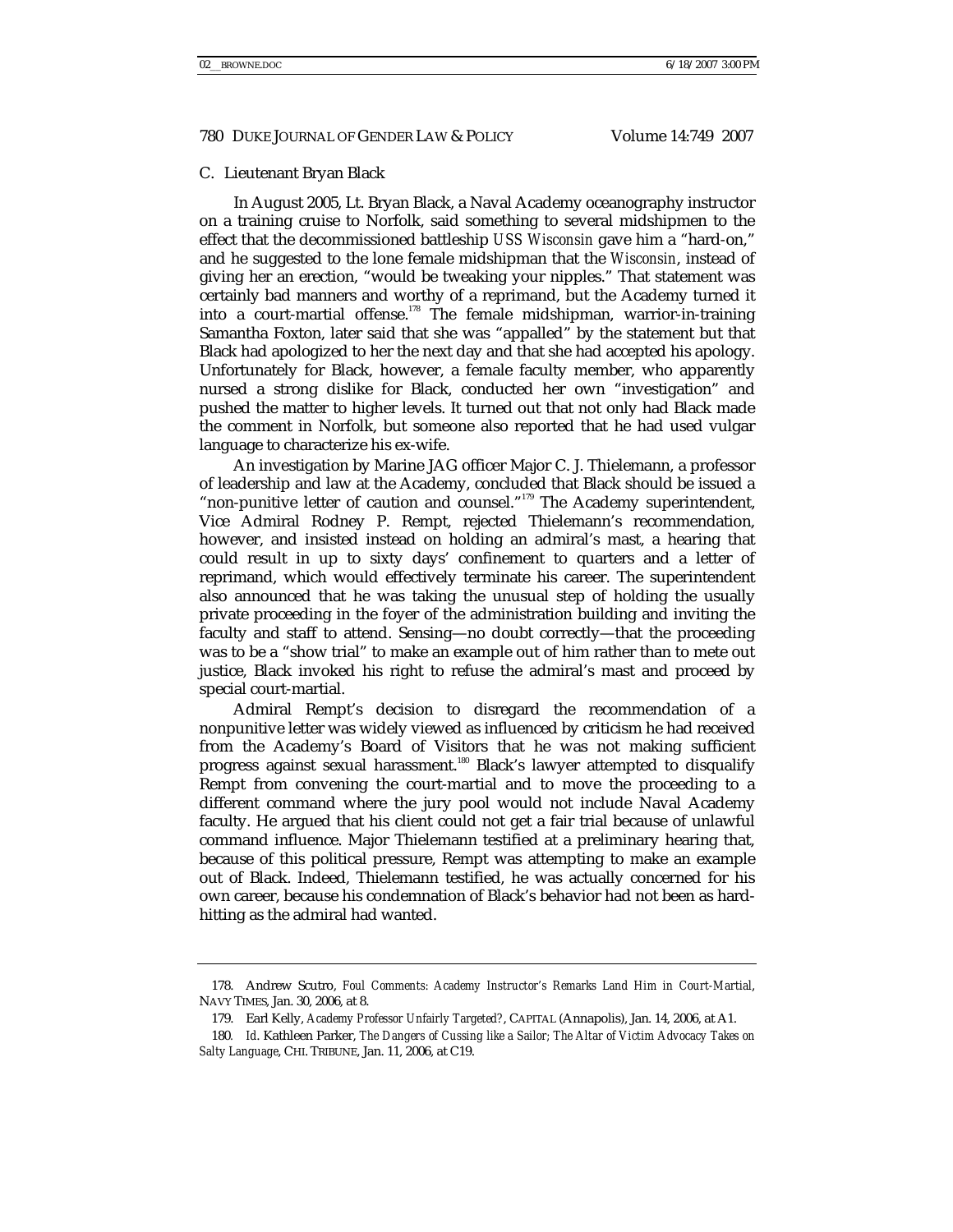### C. Lieutenant Bryan Black

In August 2005, Lt. Bryan Black, a Naval Academy oceanography instructor on a training cruise to Norfolk, said something to several midshipmen to the effect that the decommissioned battleship *USS Wisconsin* gave him a "hard-on," and he suggested to the lone female midshipman that the *Wisconsin*, instead of giving her an erection, "would be tweaking your nipples." That statement was certainly bad manners and worthy of a reprimand, but the Academy turned it into a court-martial offense.[178] The female midshipman, warrior-in-training Samantha Foxton, later said that she was "appalled" by the statement but that Black had apologized to her the next day and that she had accepted his apology. Unfortunately for Black, however, a female faculty member, who apparently nursed a strong dislike for Black, conducted her own "investigation" and pushed the matter to higher levels. It turned out that not only had Black made the comment in Norfolk, but someone also reported that he had used vulgar language to characterize his ex-wife.

An investigation by Marine JAG officer Major C. J. Thielemann, a professor of leadership and law at the Academy, concluded that Black should be issued a "non-punitive letter of caution and counsel."[179] The Academy superintendent, Vice Admiral Rodney P. Rempt, rejected Thielemann's recommendation, however, and insisted instead on holding an admiral's mast, a hearing that could result in up to sixty days' confinement to quarters and a letter of reprimand, which would effectively terminate his career. The superintendent also announced that he was taking the unusual step of holding the usually private proceeding in the foyer of the administration building and inviting the faculty and staff to attend. Sensing—no doubt correctly—that the proceeding was to be a "show trial" to make an example out of him rather than to mete out justice, Black invoked his right to refuse the admiral's mast and proceed by special court-martial.

Admiral Rempt's decision to disregard the recommendation of a nonpunitive letter was widely viewed as influenced by criticism he had received from the Academy's Board of Visitors that he was not making sufficient progress against sexual harassment.[180] Black's lawyer attempted to disqualify Rempt from convening the court-martial and to move the proceeding to a different command where the jury pool would not include Naval Academy faculty. He argued that his client could not get a fair trial because of unlawful command influence. Major Thielemann testified at a preliminary hearing that, because of this political pressure, Rempt was attempting to make an example out of Black. Indeed, Thielemann testified, he was actually concerned for his own career, because his condemnation of Black's behavior had not been as hard-hitting as the admiral had wanted.

---

178. Andrew Scutro, *Foul Comments: Academy Instructor's Remarks Land Him in Court-Martial*, NAVY TIMES, Jan. 30, 2006, at 8.

179. Earl Kelly, *Academy Professor Unfairly Targeted?*, CAPITAL (Annapolis), Jan. 14, 2006, at A1.

180. *Id.* Kathleen Parker, *The Dangers of Cussing like a Sailor; The Altar of Victim Advocacy Takes on Salty Language*, CHI. TRIBUNE, Jan. 11, 2006, at C19.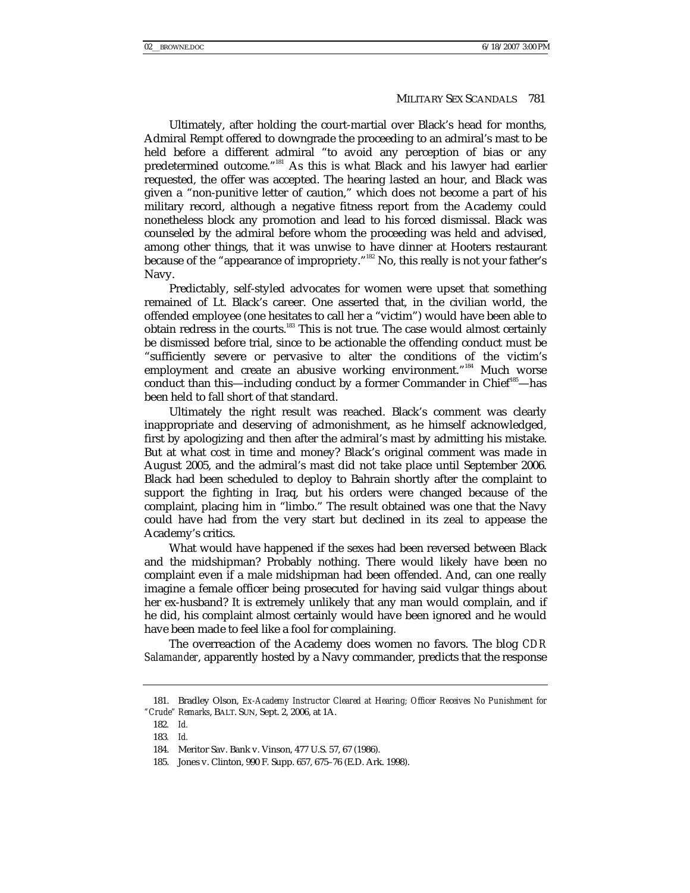Ultimately, after holding the court-martial over Black's head for months, Admiral Rempt offered to downgrade the proceeding to an admiral's mast to be held before a different admiral "to avoid any perception of bias or any predetermined outcome."[181] As this is what Black and his lawyer had earlier requested, the offer was accepted. The hearing lasted an hour, and Black was given a "non-punitive letter of caution," which does not become a part of his military record, although a negative fitness report from the Academy could nonetheless block any promotion and lead to his forced dismissal. Black was counseled by the admiral before whom the proceeding was held and advised, among other things, that it was unwise to have dinner at Hooters restaurant because of the "appearance of impropriety."[182] No, this really is not your father's Navy.

Predictably, self-styled advocates for women were upset that something remained of Lt. Black's career. One asserted that, in the civilian world, the offended employee (one hesitates to call her a "victim") would have been able to obtain redress in the courts.[183] This is not true. The case would almost certainly be dismissed before trial, since to be actionable the offending conduct must be "sufficiently severe or pervasive to alter the conditions of the victim's employment and create an abusive working environment."[184] Much worse conduct than this—including conduct by a former Commander in Chief[185]—has been held to fall short of that standard.

Ultimately the right result was reached. Black's comment was clearly inappropriate and deserving of admonishment, as he himself acknowledged, first by apologizing and then after the admiral's mast by admitting his mistake. But at what cost in time and money? Black's original comment was made in August 2005, and the admiral's mast did not take place until September 2006. Black had been scheduled to deploy to Bahrain shortly after the complaint to support the fighting in Iraq, but his orders were changed because of the complaint, placing him in "limbo." The result obtained was one that the Navy could have had from the very start but declined in its zeal to appease the Academy's critics.

What would have happened if the sexes had been reversed between Black and the midshipman? Probably nothing. There would likely have been no complaint even if a male midshipman had been offended. And, can one really imagine a female officer being prosecuted for having said vulgar things about her ex-husband? It is extremely unlikely that any man would complain, and if he did, his complaint almost certainly would have been ignored and he would have been made to feel like a fool for complaining.

The overreaction of the Academy does women no favors. The blog *CDR Salamander*, apparently hosted by a Navy commander, predicts that the response

---

181. Bradley Olson, *Ex-Academy Instructor Cleared at Hearing; Officer Receives No Punishment for "Crude" Remarks*, BALT. SUN, Sept. 2, 2006, at 1A.

182. *Id.*

183. *Id.*

184. Meritor Sav. Bank v. Vinson, 477 U.S. 57, 67 (1986).

185. Jones v. Clinton, 990 F. Supp. 657, 675–76 (E.D. Ark. 1998).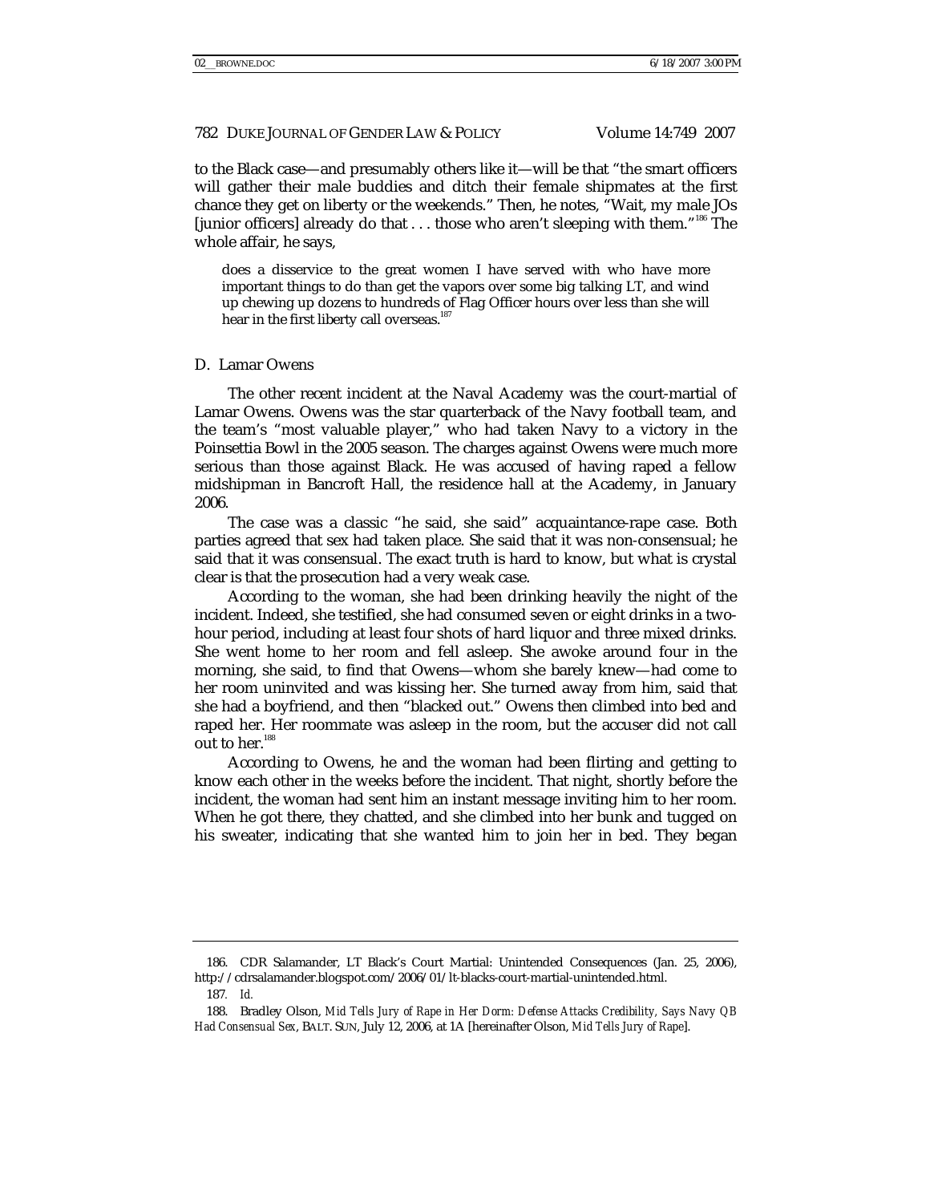to the Black case—and presumably others like it—will be that "the smart officers will gather their male buddies and ditch their female shipmates at the first chance they get on liberty or the weekends." Then, he notes, "Wait, my male JOs [junior officers] already do that . . . those who aren't sleeping with them."[186] The whole affair, he says,

> does a disservice to the great women I have served with who have more important things to do than get the vapors over some big talking LT, and wind up chewing up dozens to hundreds of Flag Officer hours over less than she will hear in the first liberty call overseas.[187]

### D. Lamar Owens

The other recent incident at the Naval Academy was the court-martial of Lamar Owens. Owens was the star quarterback of the Navy football team, and the team's "most valuable player," who had taken Navy to a victory in the Poinsettia Bowl in the 2005 season. The charges against Owens were much more serious than those against Black. He was accused of having raped a fellow midshipman in Bancroft Hall, the residence hall at the Academy, in January 2006.

The case was a classic "he said, she said" acquaintance-rape case. Both parties agreed that sex had taken place. She said that it was non-consensual; he said that it was consensual. The exact truth is hard to know, but what is crystal clear is that the prosecution had a very weak case.

According to the woman, she had been drinking heavily the night of the incident. Indeed, she testified, she had consumed seven or eight drinks in a two-hour period, including at least four shots of hard liquor and three mixed drinks. She went home to her room and fell asleep. She awoke around four in the morning, she said, to find that Owens—whom she barely knew—had come to her room uninvited and was kissing her. She turned away from him, said that she had a boyfriend, and then "blacked out." Owens then climbed into bed and raped her. Her roommate was asleep in the room, but the accuser did not call out to her.[188]

According to Owens, he and the woman had been flirting and getting to know each other in the weeks before the incident. That night, shortly before the incident, the woman had sent him an instant message inviting him to her room. When he got there, they chatted, and she climbed into her bunk and tugged on his sweater, indicating that she wanted him to join her in bed. They began

---

186. CDR Salamander, LT Black's Court Martial: Unintended Consequences (Jan. 25, 2006), http://cdrsalamander.blogspot.com/2006/01/lt-blacks-court-martial-unintended.html.

187. *Id.*

188. Bradley Olson, *Mid Tells Jury of Rape in Her Dorm: Defense Attacks Credibility, Says Navy QB Had Consensual Sex*, BALT. SUN, July 12, 2006, at 1A [hereinafter Olson, *Mid Tells Jury of Rape*].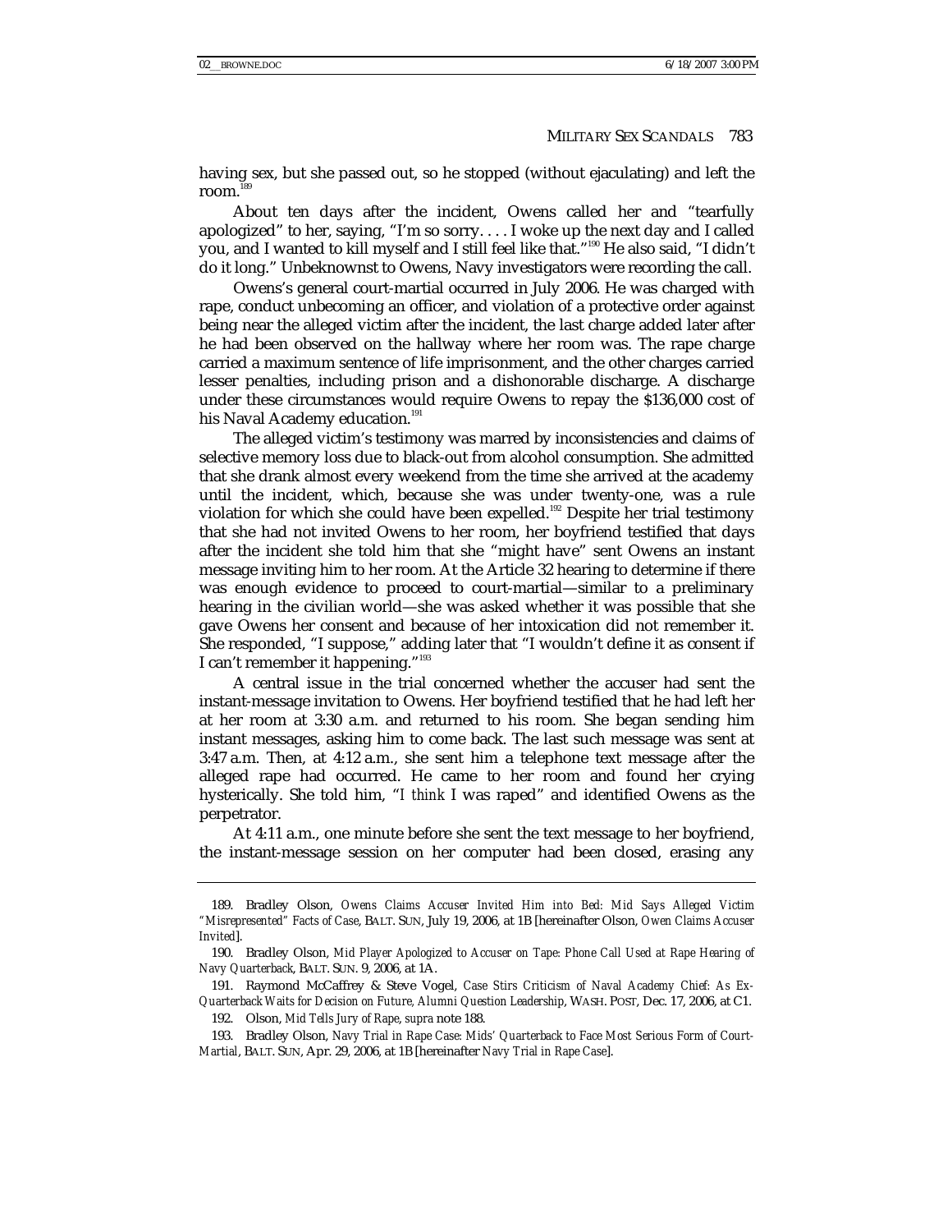having sex, but she passed out, so he stopped (without ejaculating) and left the room.[189]

About ten days after the incident, Owens called her and "tearfully apologized" to her, saying, "I'm so sorry. . . . I woke up the next day and I called you, and I wanted to kill myself and I still feel like that."[190] He also said, "I didn't do it long." Unbeknownst to Owens, Navy investigators were recording the call.

Owens's general court-martial occurred in July 2006. He was charged with rape, conduct unbecoming an officer, and violation of a protective order against being near the alleged victim after the incident, the last charge added later after he had been observed on the hallway where her room was. The rape charge carried a maximum sentence of life imprisonment, and the other charges carried lesser penalties, including prison and a dishonorable discharge. A discharge under these circumstances would require Owens to repay the $136,000 cost of his Naval Academy education.[191]

The alleged victim's testimony was marred by inconsistencies and claims of selective memory loss due to black-out from alcohol consumption. She admitted that she drank almost every weekend from the time she arrived at the academy until the incident, which, because she was under twenty-one, was a rule violation for which she could have been expelled.[192] Despite her trial testimony that she had not invited Owens to her room, her boyfriend testified that days after the incident she told him that she "might have" sent Owens an instant message inviting him to her room. At the Article 32 hearing to determine if there was enough evidence to proceed to court-martial—similar to a preliminary hearing in the civilian world—she was asked whether it was possible that she gave Owens her consent and because of her intoxication did not remember it. She responded, "I suppose," adding later that "I wouldn't define it as consent if I can't remember it happening."[193]

A central issue in the trial concerned whether the accuser had sent the instant-message invitation to Owens. Her boyfriend testified that he had left her at her room at 3:30 a.m. and returned to his room. She began sending him instant messages, asking him to come back. The last such message was sent at 3:47 a.m. Then, at 4:12 a.m., she sent him a telephone text message after the alleged rape had occurred. He came to her room and found her crying hysterically. She told him, "*I think* I was raped" and identified Owens as the perpetrator.

At 4:11 a.m., one minute before she sent the text message to her boyfriend, the instant-message session on her computer had been closed, erasing any

---

189. Bradley Olson, *Owens Claims Accuser Invited Him into Bed: Mid Says Alleged Victim "Misrepresented" Facts of Case*, BALT. SUN, July 19, 2006, at 1B [hereinafter Olson, *Owen Claims Accuser Invited*].

190. Bradley Olson, *Mid Player Apologized to Accuser on Tape: Phone Call Used at Rape Hearing of Navy Quarterback*, BALT. SUN. 9, 2006, at 1A.

191. Raymond McCaffrey & Steve Vogel, *Case Stirs Criticism of Naval Academy Chief: As Ex-Quarterback Waits for Decision on Future, Alumni Question Leadership*, WASH. POST, Dec. 17, 2006, at C1.

192. Olson, *Mid Tells Jury of Rape*, *supra* note 188.

193. Bradley Olson, *Navy Trial in Rape Case: Mids' Quarterback to Face Most Serious Form of Court-Martial*, BALT. SUN, Apr. 29, 2006, at 1B [hereinafter *Navy Trial in Rape Case*].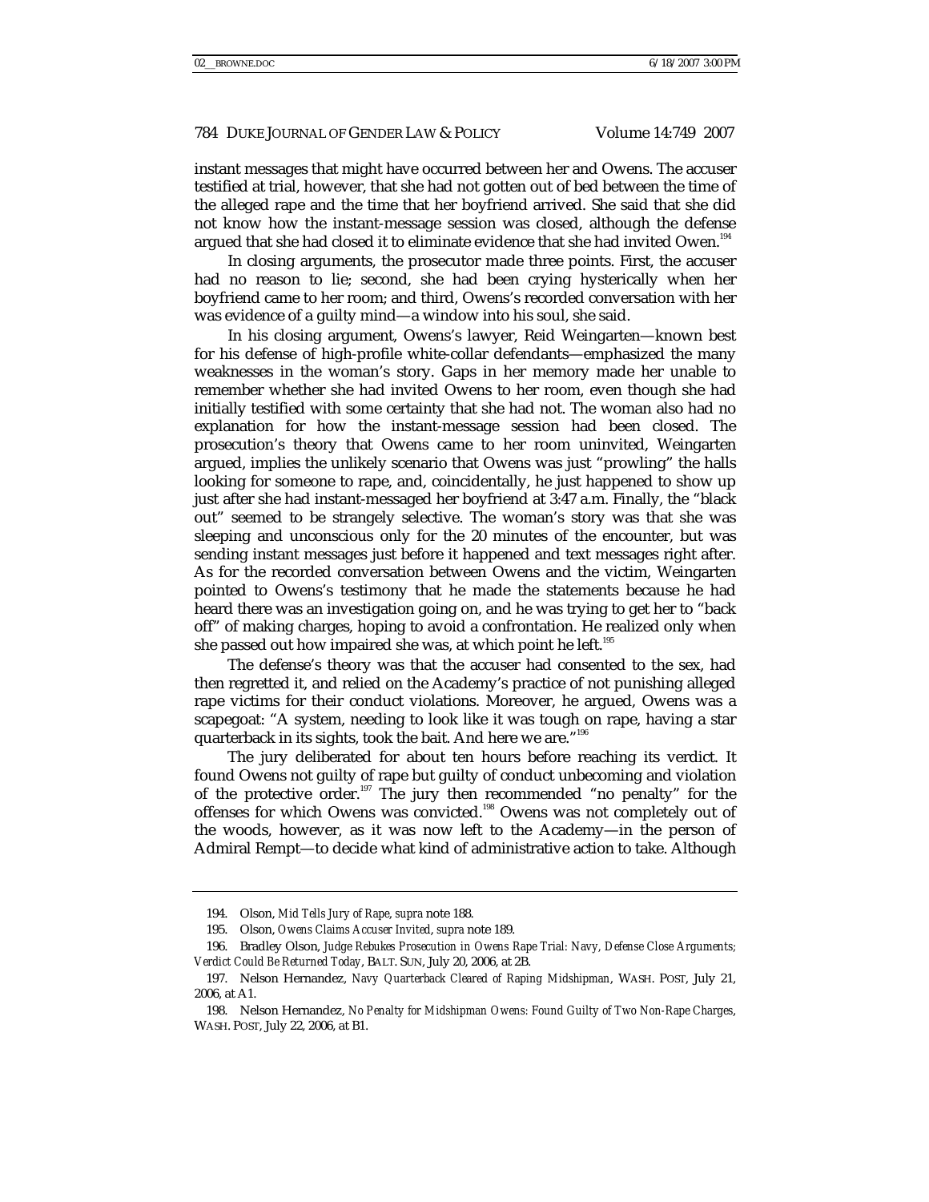instant messages that might have occurred between her and Owens. The accuser testified at trial, however, that she had not gotten out of bed between the time of the alleged rape and the time that her boyfriend arrived. She said that she did not know how the instant-message session was closed, although the defense argued that she had closed it to eliminate evidence that she had invited Owen.[194]

In closing arguments, the prosecutor made three points. First, the accuser had no reason to lie; second, she had been crying hysterically when her boyfriend came to her room; and third, Owens's recorded conversation with her was evidence of a guilty mind—a window into his soul, she said.

In his closing argument, Owens's lawyer, Reid Weingarten—known best for his defense of high-profile white-collar defendants—emphasized the many weaknesses in the woman's story. Gaps in her memory made her unable to remember whether she had invited Owens to her room, even though she had initially testified with some certainty that she had not. The woman also had no explanation for how the instant-message session had been closed. The prosecution's theory that Owens came to her room uninvited, Weingarten argued, implies the unlikely scenario that Owens was just "prowling" the halls looking for someone to rape, and, coincidentally, he just happened to show up just after she had instant-messaged her boyfriend at 3:47 a.m. Finally, the "black out" seemed to be strangely selective. The woman's story was that she was sleeping and unconscious only for the 20 minutes of the encounter, but was sending instant messages just before it happened and text messages right after. As for the recorded conversation between Owens and the victim, Weingarten pointed to Owens's testimony that he made the statements because he had heard there was an investigation going on, and he was trying to get her to "back off" of making charges, hoping to avoid a confrontation. He realized only when she passed out how impaired she was, at which point he left.[195]

The defense's theory was that the accuser had consented to the sex, had then regretted it, and relied on the Academy's practice of not punishing alleged rape victims for their conduct violations. Moreover, he argued, Owens was a scapegoat: "A system, needing to look like it was tough on rape, having a star quarterback in its sights, took the bait. And here we are."[196]

The jury deliberated for about ten hours before reaching its verdict. It found Owens not guilty of rape but guilty of conduct unbecoming and violation of the protective order.[197] The jury then recommended "no penalty" for the offenses for which Owens was convicted.[198] Owens was not completely out of the woods, however, as it was now left to the Academy—in the person of Admiral Rempt—to decide what kind of administrative action to take. Although

---

194. Olson, *Mid Tells Jury of Rape*, *supra* note 188.

195. Olson, *Owens Claims Accuser Invited*, *supra* note 189.

196. Bradley Olson, *Judge Rebukes Prosecution in Owens Rape Trial: Navy, Defense Close Arguments; Verdict Could Be Returned Today*, BALT. SUN, July 20, 2006, at 2B.

197. Nelson Hernandez, *Navy Quarterback Cleared of Raping Midshipman*, WASH. POST, July 21, 2006, at A1.

198. Nelson Hernandez, *No Penalty for Midshipman Owens: Found Guilty of Two Non-Rape Charges*, WASH. POST, July 22, 2006, at B1.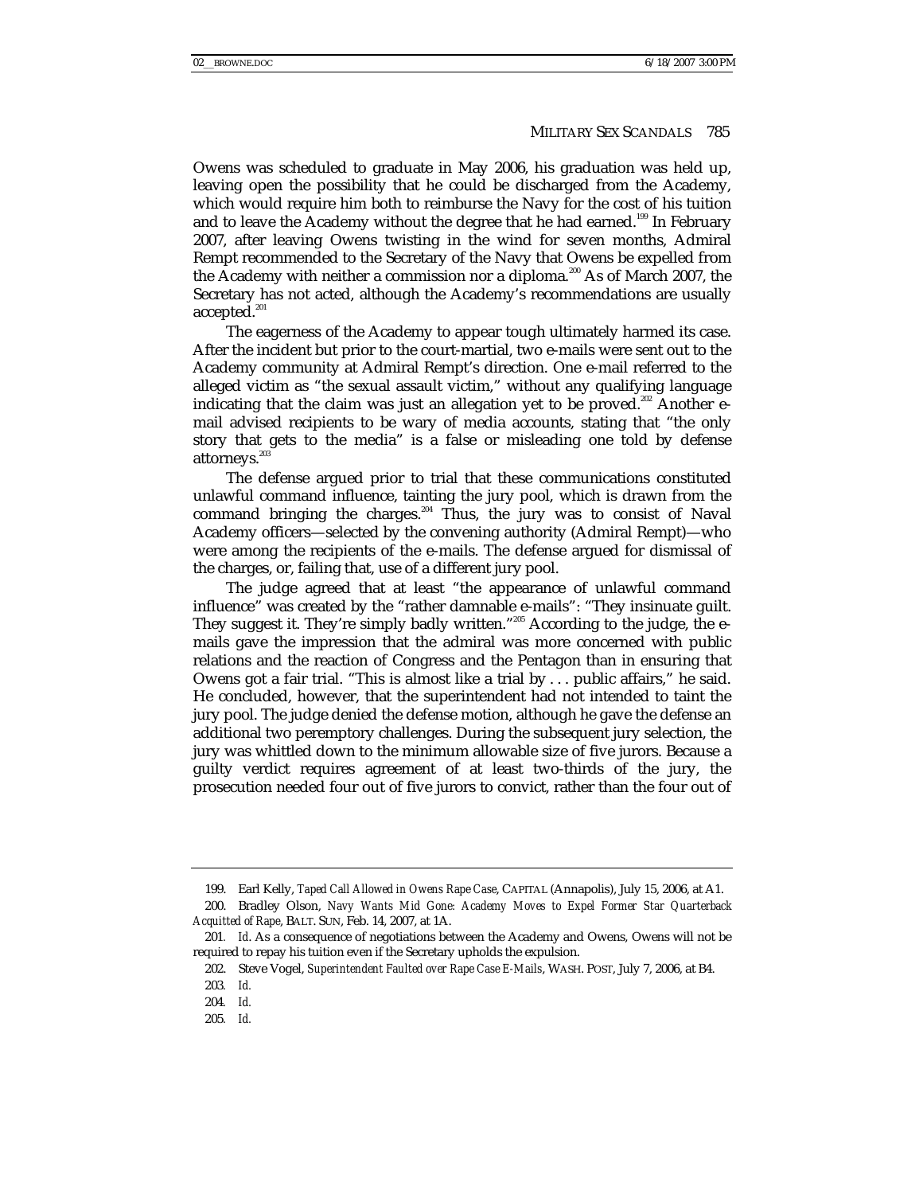Owens was scheduled to graduate in May 2006, his graduation was held up, leaving open the possibility that he could be discharged from the Academy, which would require him both to reimburse the Navy for the cost of his tuition and to leave the Academy without the degree that he had earned.[199] In February 2007, after leaving Owens twisting in the wind for seven months, Admiral Rempt recommended to the Secretary of the Navy that Owens be expelled from the Academy with neither a commission nor a diploma.[200] As of March 2007, the Secretary has not acted, although the Academy's recommendations are usually accepted.[201]

The eagerness of the Academy to appear tough ultimately harmed its case. After the incident but prior to the court-martial, two e-mails were sent out to the Academy community at Admiral Rempt's direction. One e-mail referred to the alleged victim as "the sexual assault victim," without any qualifying language indicating that the claim was just an allegation yet to be proved.[202] Another e-mail advised recipients to be wary of media accounts, stating that "the only story that gets to the media" is a false or misleading one told by defense attorneys.[203]

The defense argued prior to trial that these communications constituted unlawful command influence, tainting the jury pool, which is drawn from the command bringing the charges.[204] Thus, the jury was to consist of Naval Academy officers—selected by the convening authority (Admiral Rempt)—who were among the recipients of the e-mails. The defense argued for dismissal of the charges, or, failing that, use of a different jury pool.

The judge agreed that at least "the appearance of unlawful command influence" was created by the "rather damnable e-mails": "They insinuate guilt. They suggest it. They're simply badly written."[205] According to the judge, the e-mails gave the impression that the admiral was more concerned with public relations and the reaction of Congress and the Pentagon than in ensuring that Owens got a fair trial. "This is almost like a trial by . . . public affairs," he said. He concluded, however, that the superintendent had not intended to taint the jury pool. The judge denied the defense motion, although he gave the defense an additional two peremptory challenges. During the subsequent jury selection, the jury was whittled down to the minimum allowable size of five jurors. Because a guilty verdict requires agreement of at least two-thirds of the jury, the prosecution needed four out of five jurors to convict, rather than the four out of

---

199. Earl Kelly, *Taped Call Allowed in Owens Rape Case*, CAPITAL (Annapolis), July 15, 2006, at A1.

200. Bradley Olson, *Navy Wants Mid Gone: Academy Moves to Expel Former Star Quarterback Acquitted of Rape*, BALT. SUN, Feb. 14, 2007, at 1A.

201. *Id.* As a consequence of negotiations between the Academy and Owens, Owens will not be required to repay his tuition even if the Secretary upholds the expulsion.

202. Steve Vogel, *Superintendent Faulted over Rape Case E-Mails*, WASH. POST, July 7, 2006, at B4.

203. *Id.*

204. *Id.*

205. *Id.*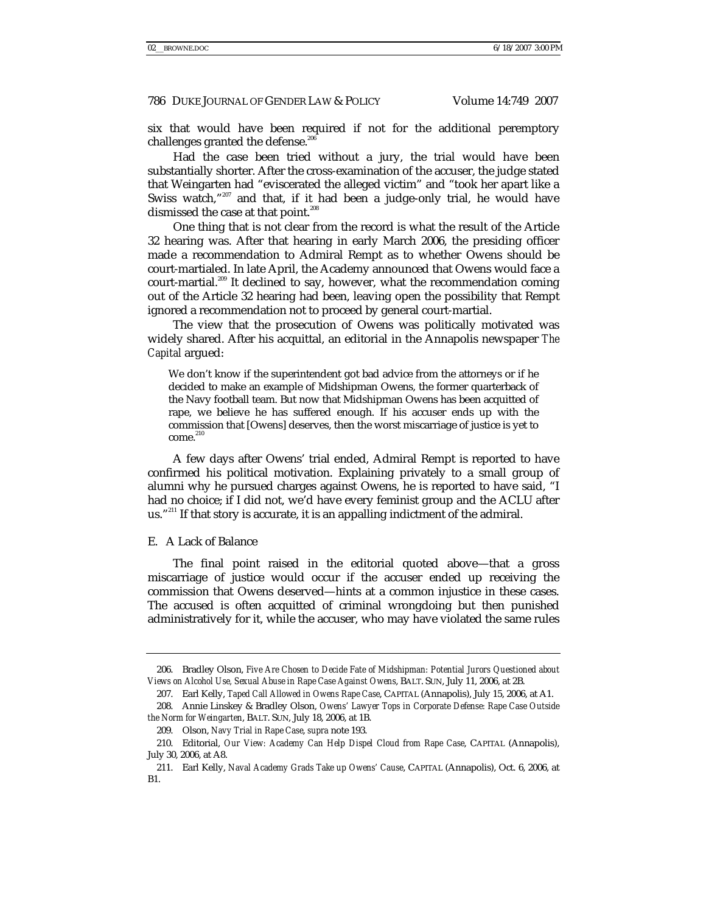six that would have been required if not for the additional peremptory challenges granted the defense.[206]

Had the case been tried without a jury, the trial would have been substantially shorter. After the cross-examination of the accuser, the judge stated that Weingarten had "eviscerated the alleged victim" and "took her apart like a Swiss watch,"[207] and that, if it had been a judge-only trial, he would have dismissed the case at that point.[208]

One thing that is not clear from the record is what the result of the Article 32 hearing was. After that hearing in early March 2006, the presiding officer made a recommendation to Admiral Rempt as to whether Owens should be court-martialed. In late April, the Academy announced that Owens would face a court-martial.[209] It declined to say, however, what the recommendation coming out of the Article 32 hearing had been, leaving open the possibility that Rempt ignored a recommendation not to proceed by general court-martial.

The view that the prosecution of Owens was politically motivated was widely shared. After his acquittal, an editorial in the Annapolis newspaper *The Capital* argued:

> We don't know if the superintendent got bad advice from the attorneys or if he decided to make an example of Midshipman Owens, the former quarterback of the Navy football team. But now that Midshipman Owens has been acquitted of rape, we believe he has suffered enough. If his accuser ends up with the commission that [Owens] deserves, then the worst miscarriage of justice is yet to come.[210]

A few days after Owens' trial ended, Admiral Rempt is reported to have confirmed his political motivation. Explaining privately to a small group of alumni why he pursued charges against Owens, he is reported to have said, "I had no choice; if I did not, we'd have every feminist group and the ACLU after us."[211] If that story is accurate, it is an appalling indictment of the admiral.

## E. A Lack of Balance

The final point raised in the editorial quoted above—that a gross miscarriage of justice would occur if the accuser ended up receiving the commission that Owens deserved—hints at a common injustice in these cases. The accused is often acquitted of criminal wrongdoing but then punished administratively for it, while the accuser, who may have violated the same rules

---

206. Bradley Olson, *Five Are Chosen to Decide Fate of Midshipman: Potential Jurors Questioned about Views on Alcohol Use, Sexual Abuse in Rape Case Against Owens*, BALT. SUN, July 11, 2006, at 2B.

207. Earl Kelly, *Taped Call Allowed in Owens Rape Case*, CAPITAL (Annapolis), July 15, 2006, at A1.

208. Annie Linskey & Bradley Olson, *Owens' Lawyer Tops in Corporate Defense: Rape Case Outside the Norm for Weingarten*, BALT. SUN, July 18, 2006, at 1B.

209. Olson, *Navy Trial in Rape Case*, *supra* note 193.

210. Editorial, *Our View: Academy Can Help Dispel Cloud from Rape Case*, CAPITAL (Annapolis), July 30, 2006, at A8.

211. Earl Kelly, *Naval Academy Grads Take up Owens' Cause*, CAPITAL (Annapolis), Oct. 6, 2006, at B1.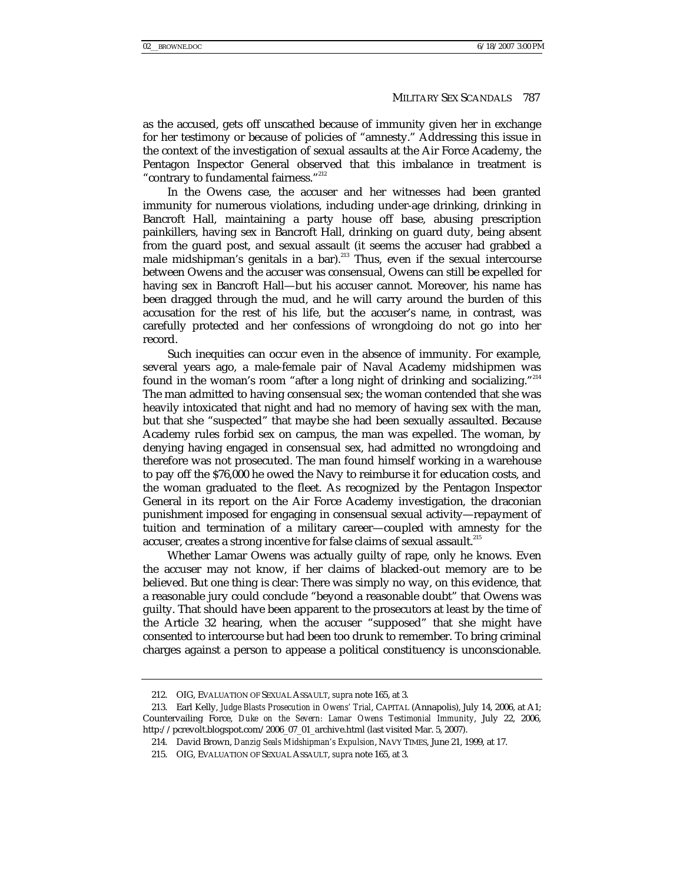as the accused, gets off unscathed because of immunity given her in exchange for her testimony or because of policies of "amnesty." Addressing this issue in the context of the investigation of sexual assaults at the Air Force Academy, the Pentagon Inspector General observed that this imbalance in treatment is "contrary to fundamental fairness."[212]

In the Owens case, the accuser and her witnesses had been granted immunity for numerous violations, including under-age drinking, drinking in Bancroft Hall, maintaining a party house off base, abusing prescription painkillers, having sex in Bancroft Hall, drinking on guard duty, being absent from the guard post, and sexual assault (it seems the accuser had grabbed a male midshipman's genitals in a bar).[213] Thus, even if the sexual intercourse between Owens and the accuser was consensual, Owens can still be expelled for having sex in Bancroft Hall—but his accuser cannot. Moreover, his name has been dragged through the mud, and he will carry around the burden of this accusation for the rest of his life, but the accuser's name, in contrast, was carefully protected and her confessions of wrongdoing do not go into her record.

Such inequities can occur even in the absence of immunity. For example, several years ago, a male-female pair of Naval Academy midshipmen was found in the woman's room "after a long night of drinking and socializing."[214] The man admitted to having consensual sex; the woman contended that she was heavily intoxicated that night and had no memory of having sex with the man, but that she "suspected" that maybe she had been sexually assaulted. Because Academy rules forbid sex on campus, the man was expelled. The woman, by denying having engaged in consensual sex, had admitted no wrongdoing and therefore was not prosecuted. The man found himself working in a warehouse to pay off the $76,000 he owed the Navy to reimburse it for education costs, and the woman graduated to the fleet. As recognized by the Pentagon Inspector General in its report on the Air Force Academy investigation, the draconian punishment imposed for engaging in consensual sexual activity—repayment of tuition and termination of a military career—coupled with amnesty for the accuser, creates a strong incentive for false claims of sexual assault.[215]

Whether Lamar Owens was actually guilty of rape, only he knows. Even the accuser may not know, if her claims of blacked-out memory are to be believed. But one thing is clear: There was simply no way, on this evidence, that a reasonable jury could conclude "beyond a reasonable doubt" that Owens was guilty. That should have been apparent to the prosecutors at least by the time of the Article 32 hearing, when the accuser "supposed" that she might have consented to intercourse but had been too drunk to remember. To bring criminal charges against a person to appease a political constituency is unconscionable.

---

212. OIG, EVALUATION OF SEXUAL ASSAULT, *supra* note 165, at 3.

213. Earl Kelly, *Judge Blasts Prosecution in Owens' Trial*, CAPITAL (Annapolis), July 14, 2006, at A1; Countervailing Force, *Duke on the Severn: Lamar Owens Testimonial Immunity*, July 22, 2006, http://pcrevolt.blogspot.com/2006_07_01_archive.html (last visited Mar. 5, 2007).

214. David Brown, *Danzig Seals Midshipman's Expulsion*, NAVY TIMES, June 21, 1999, at 17.

215. OIG, EVALUATION OF SEXUAL ASSAULT, *supra* note 165, at 3.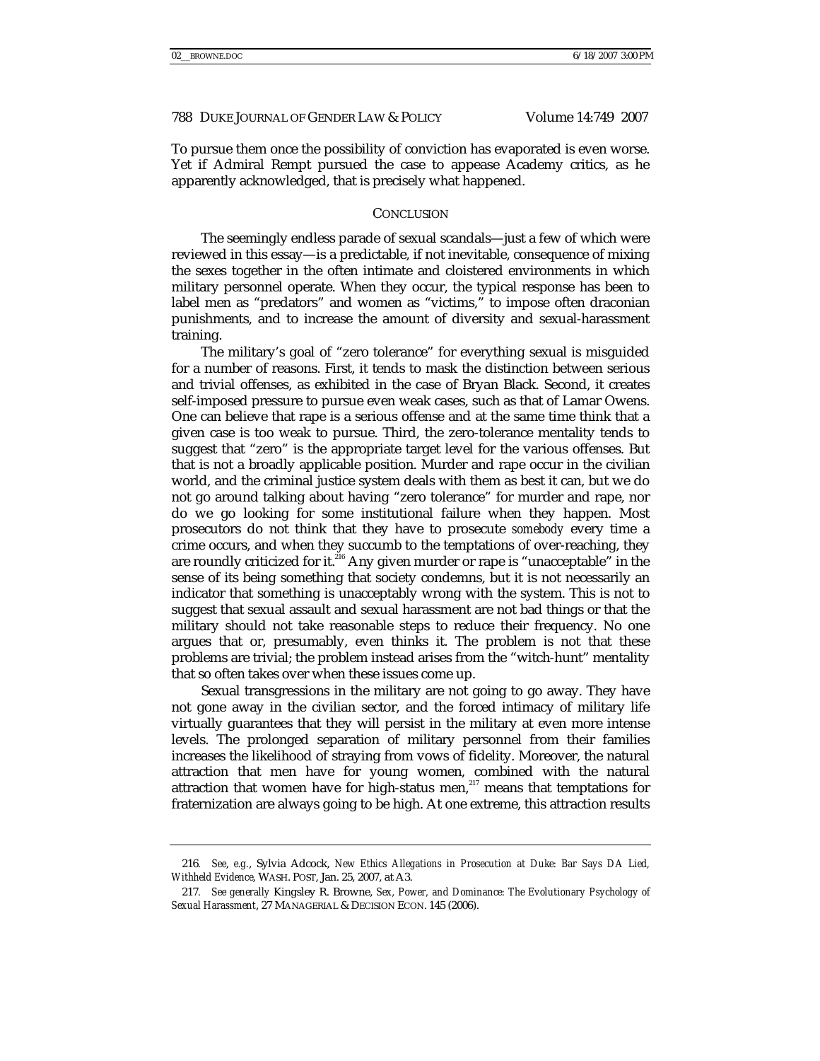To pursue them once the possibility of conviction has evaporated is even worse. Yet if Admiral Rempt pursued the case to appease Academy critics, as he apparently acknowledged, that is precisely what happened.

## CONCLUSION

The seemingly endless parade of sexual scandals—just a few of which were reviewed in this essay—is a predictable, if not inevitable, consequence of mixing the sexes together in the often intimate and cloistered environments in which military personnel operate. When they occur, the typical response has been to label men as "predators" and women as "victims," to impose often draconian punishments, and to increase the amount of diversity and sexual-harassment training.

The military's goal of "zero tolerance" for everything sexual is misguided for a number of reasons. First, it tends to mask the distinction between serious and trivial offenses, as exhibited in the case of Bryan Black. Second, it creates self-imposed pressure to pursue even weak cases, such as that of Lamar Owens. One can believe that rape is a serious offense and at the same time think that a given case is too weak to pursue. Third, the zero-tolerance mentality tends to suggest that "zero" is the appropriate target level for the various offenses. But that is not a broadly applicable position. Murder and rape occur in the civilian world, and the criminal justice system deals with them as best it can, but we do not go around talking about having "zero tolerance" for murder and rape, nor do we go looking for some institutional failure when they happen. Most prosecutors do not think that they have to prosecute *somebody* every time a crime occurs, and when they succumb to the temptations of over-reaching, they are roundly criticized for it.[216] Any given murder or rape is "unacceptable" in the sense of its being something that society condemns, but it is not necessarily an indicator that something is unacceptably wrong with the system. This is not to suggest that sexual assault and sexual harassment are not bad things or that the military should not take reasonable steps to reduce their frequency. No one argues that or, presumably, even thinks it. The problem is not that these problems are trivial; the problem instead arises from the "witch-hunt" mentality that so often takes over when these issues come up.

Sexual transgressions in the military are not going to go away. They have not gone away in the civilian sector, and the forced intimacy of military life virtually guarantees that they will persist in the military at even more intense levels. The prolonged separation of military personnel from their families increases the likelihood of straying from vows of fidelity. Moreover, the natural attraction that men have for young women, combined with the natural attraction that women have for high-status men,[217] means that temptations for fraternization are always going to be high. At one extreme, this attraction results

---

216. *See, e.g.*, Sylvia Adcock, *New Ethics Allegations in Prosecution at Duke: Bar Says DA Lied, Withheld Evidence*, WASH. POST, Jan. 25, 2007, at A3.

217. *See generally* Kingsley R. Browne, *Sex, Power, and Dominance: The Evolutionary Psychology of Sexual Harassment*, 27 MANAGERIAL & DECISION ECON. 145 (2006).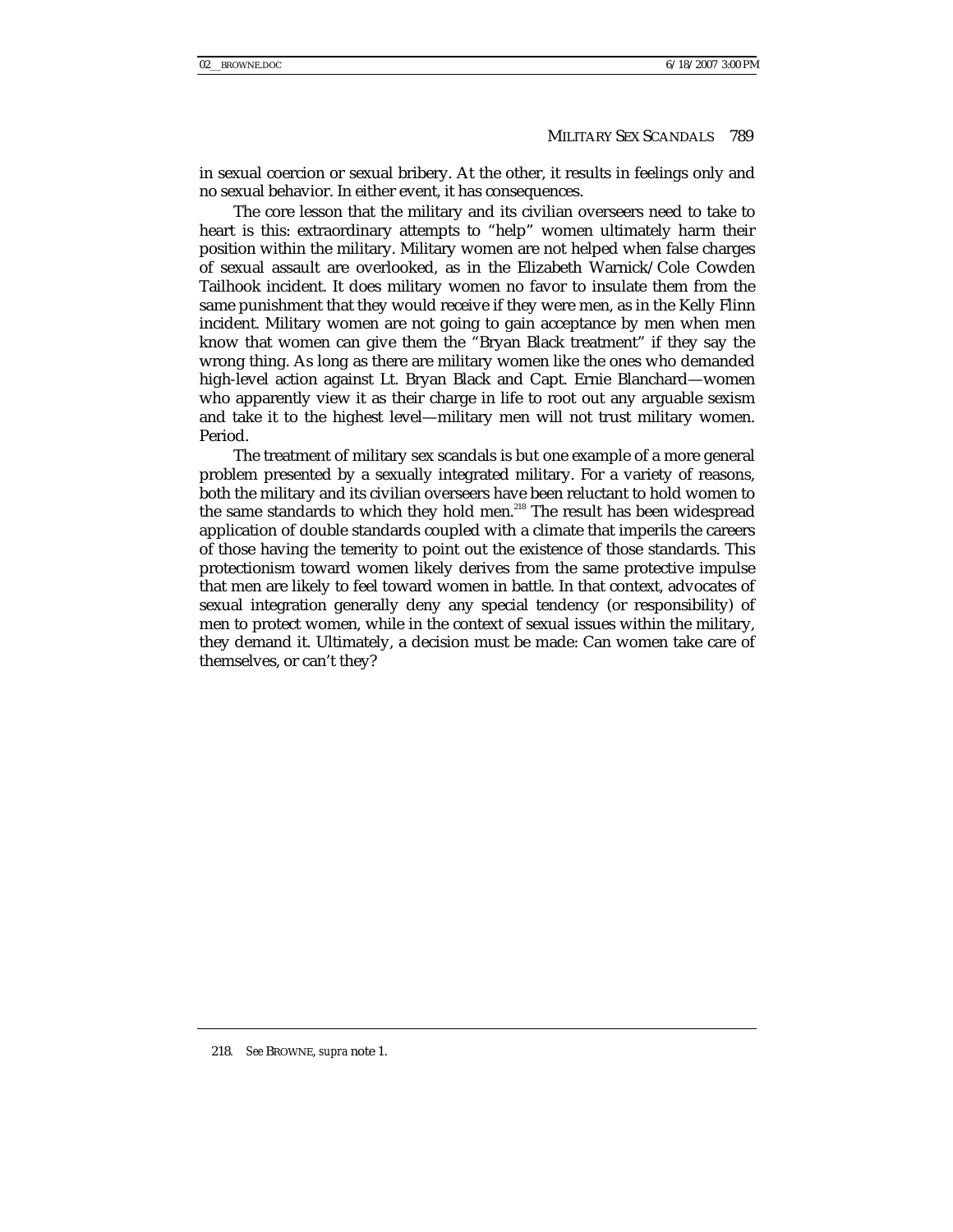in sexual coercion or sexual bribery. At the other, it results in feelings only and no sexual behavior. In either event, it has consequences.

The core lesson that the military and its civilian overseers need to take to heart is this: extraordinary attempts to "help" women ultimately harm their position within the military. Military women are not helped when false charges of sexual assault are overlooked, as in the Elizabeth Warnick/Cole Cowden Tailhook incident. It does military women no favor to insulate them from the same punishment that they would receive if they were men, as in the Kelly Flinn incident. Military women are not going to gain acceptance by men when men know that women can give them the "Bryan Black treatment" if they say the wrong thing. As long as there are military women like the ones who demanded high-level action against Lt. Bryan Black and Capt. Ernie Blanchard—women who apparently view it as their charge in life to root out any arguable sexism and take it to the highest level—military men will not trust military women. Period.

The treatment of military sex scandals is but one example of a more general problem presented by a sexually integrated military. For a variety of reasons, both the military and its civilian overseers have been reluctant to hold women to the same standards to which they hold men.[218] The result has been widespread application of double standards coupled with a climate that imperils the careers of those having the temerity to point out the existence of those standards. This protectionism toward women likely derives from the same protective impulse that men are likely to feel toward women in battle. In that context, advocates of sexual integration generally deny any special tendency (or responsibility) of men to protect women, while in the context of sexual issues within the military, they demand it. Ultimately, a decision must be made: Can women take care of themselves, or can't they?

---

218. *See* BROWNE, *supra* note 1.